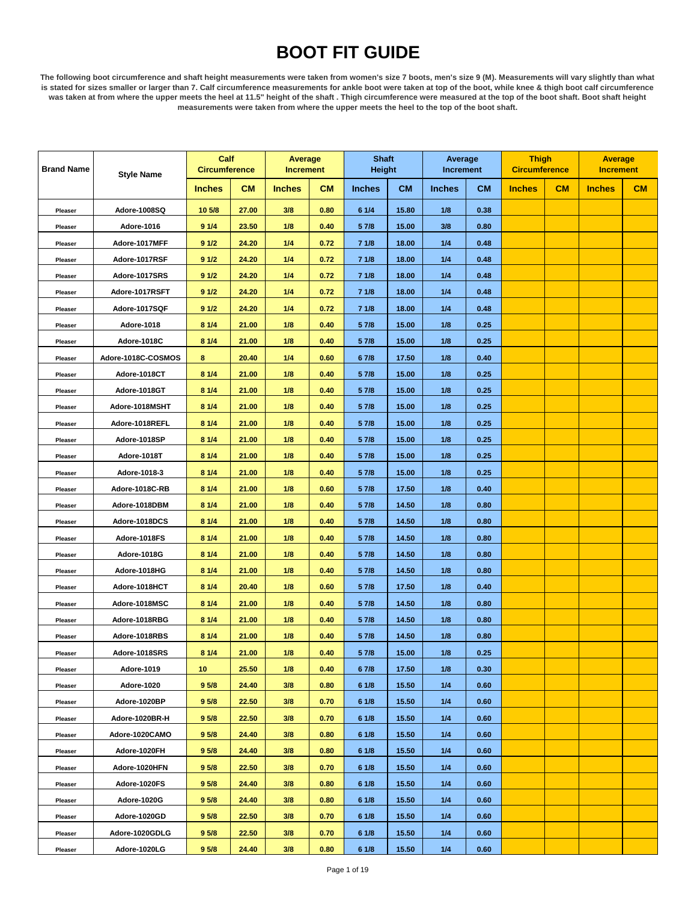# BOOT FIT GUIDE

**The following boot circumference and shaft height measurements were taken from women's size 7 boots, men's size 9 (M). Measurements will vary slightly than what is stated for sizes smaller or larger than 7. Calf circumference measurements for ankle boot were taken at top of the boot, while knee & thigh boot calf circumference was taken at from where the upper meets the heel at 11.5" height of the shaft . Thigh circumference were measured at the top of the boot shaft. Boot shaft height measurements were taken from where the upper meets the heel to the top of the boot shaft.**

| Brand Name | Style Name | Calf Circumference | | Average Increment | | Shaft Height | | Average Increment | | Thigh Circumference | | Average Increment | |
|---|---|---|---|---|---|---|---|---|---|---|---|---|---|
| | | Inches | CM | Inches | CM | Inches | CM | Inches | CM | Inches | CM | Inches | CM |
| Pleaser | Adore-1008SQ | 10 5/8 | 27.00 | 3/8 | 0.80 | 6 1/4 | 15.80 | 1/8 | 0.38 | | | | |
| Pleaser | Adore-1016 | 9 1/4 | 23.50 | 1/8 | 0.40 | 5 7/8 | 15.00 | 3/8 | 0.80 | | | | |
| Pleaser | Adore-1017MFF | 9 1/2 | 24.20 | 1/4 | 0.72 | 7 1/8 | 18.00 | 1/4 | 0.48 | | | | |
| Pleaser | Adore-1017RSF | 9 1/2 | 24.20 | 1/4 | 0.72 | 7 1/8 | 18.00 | 1/4 | 0.48 | | | | |
| Pleaser | Adore-1017SRS | 9 1/2 | 24.20 | 1/4 | 0.72 | 7 1/8 | 18.00 | 1/4 | 0.48 | | | | |
| Pleaser | Adore-1017RSFT | 9 1/2 | 24.20 | 1/4 | 0.72 | 7 1/8 | 18.00 | 1/4 | 0.48 | | | | |
| Pleaser | Adore-1017SQF | 9 1/2 | 24.20 | 1/4 | 0.72 | 7 1/8 | 18.00 | 1/4 | 0.48 | | | | |
| Pleaser | Adore-1018 | 8 1/4 | 21.00 | 1/8 | 0.40 | 5 7/8 | 15.00 | 1/8 | 0.25 | | | | |
| Pleaser | Adore-1018C | 8 1/4 | 21.00 | 1/8 | 0.40 | 5 7/8 | 15.00 | 1/8 | 0.25 | | | | |
| Pleaser | Adore-1018C-COSMOS | 8 | 20.40 | 1/4 | 0.60 | 6 7/8 | 17.50 | 1/8 | 0.40 | | | | |
| Pleaser | Adore-1018CT | 8 1/4 | 21.00 | 1/8 | 0.40 | 5 7/8 | 15.00 | 1/8 | 0.25 | | | | |
| Pleaser | Adore-1018GT | 8 1/4 | 21.00 | 1/8 | 0.40 | 5 7/8 | 15.00 | 1/8 | 0.25 | | | | |
| Pleaser | Adore-1018MSHT | 8 1/4 | 21.00 | 1/8 | 0.40 | 5 7/8 | 15.00 | 1/8 | 0.25 | | | | |
| Pleaser | Adore-1018REFL | 8 1/4 | 21.00 | 1/8 | 0.40 | 5 7/8 | 15.00 | 1/8 | 0.25 | | | | |
| Pleaser | Adore-1018SP | 8 1/4 | 21.00 | 1/8 | 0.40 | 5 7/8 | 15.00 | 1/8 | 0.25 | | | | |
| Pleaser | Adore-1018T | 8 1/4 | 21.00 | 1/8 | 0.40 | 5 7/8 | 15.00 | 1/8 | 0.25 | | | | |
| Pleaser | Adore-1018-3 | 8 1/4 | 21.00 | 1/8 | 0.40 | 5 7/8 | 15.00 | 1/8 | 0.25 | | | | |
| Pleaser | Adore-1018C-RB | 8 1/4 | 21.00 | 1/8 | 0.60 | 5 7/8 | 17.50 | 1/8 | 0.40 | | | | |
| Pleaser | Adore-1018DBM | 8 1/4 | 21.00 | 1/8 | 0.40 | 5 7/8 | 14.50 | 1/8 | 0.80 | | | | |
| Pleaser | Adore-1018DCS | 8 1/4 | 21.00 | 1/8 | 0.40 | 5 7/8 | 14.50 | 1/8 | 0.80 | | | | |
| Pleaser | Adore-1018FS | 8 1/4 | 21.00 | 1/8 | 0.40 | 5 7/8 | 14.50 | 1/8 | 0.80 | | | | |
| Pleaser | Adore-1018G | 8 1/4 | 21.00 | 1/8 | 0.40 | 5 7/8 | 14.50 | 1/8 | 0.80 | | | | |
| Pleaser | Adore-1018HG | 8 1/4 | 21.00 | 1/8 | 0.40 | 5 7/8 | 14.50 | 1/8 | 0.80 | | | | |
| Pleaser | Adore-1018HCT | 8 1/4 | 20.40 | 1/8 | 0.60 | 5 7/8 | 17.50 | 1/8 | 0.40 | | | | |
| Pleaser | Adore-1018MSC | 8 1/4 | 21.00 | 1/8 | 0.40 | 5 7/8 | 14.50 | 1/8 | 0.80 | | | | |
| Pleaser | Adore-1018RBG | 8 1/4 | 21.00 | 1/8 | 0.40 | 5 7/8 | 14.50 | 1/8 | 0.80 | | | | |
| Pleaser | Adore-1018RBS | 8 1/4 | 21.00 | 1/8 | 0.40 | 5 7/8 | 14.50 | 1/8 | 0.80 | | | | |
| Pleaser | Adore-1018SRS | 8 1/4 | 21.00 | 1/8 | 0.40 | 5 7/8 | 15.00 | 1/8 | 0.25 | | | | |
| Pleaser | Adore-1019 | 10 | 25.50 | 1/8 | 0.40 | 6 7/8 | 17.50 | 1/8 | 0.30 | | | | |
| Pleaser | Adore-1020 | 9 5/8 | 24.40 | 3/8 | 0.80 | 6 1/8 | 15.50 | 1/4 | 0.60 | | | | |
| Pleaser | Adore-1020BP | 9 5/8 | 22.50 | 3/8 | 0.70 | 6 1/8 | 15.50 | 1/4 | 0.60 | | | | |
| Pleaser | Adore-1020BR-H | 9 5/8 | 22.50 | 3/8 | 0.70 | 6 1/8 | 15.50 | 1/4 | 0.60 | | | | |
| Pleaser | Adore-1020CAMO | 9 5/8 | 24.40 | 3/8 | 0.80 | 6 1/8 | 15.50 | 1/4 | 0.60 | | | | |
| Pleaser | Adore-1020FH | 9 5/8 | 24.40 | 3/8 | 0.80 | 6 1/8 | 15.50 | 1/4 | 0.60 | | | | |
| Pleaser | Adore-1020HFN | 9 5/8 | 22.50 | 3/8 | 0.70 | 6 1/8 | 15.50 | 1/4 | 0.60 | | | | |
| Pleaser | Adore-1020FS | 9 5/8 | 24.40 | 3/8 | 0.80 | 6 1/8 | 15.50 | 1/4 | 0.60 | | | | |
| Pleaser | Adore-1020G | 9 5/8 | 24.40 | 3/8 | 0.80 | 6 1/8 | 15.50 | 1/4 | 0.60 | | | | |
| Pleaser | Adore-1020GD | 9 5/8 | 22.50 | 3/8 | 0.70 | 6 1/8 | 15.50 | 1/4 | 0.60 | | | | |
| Pleaser | Adore-1020GDLG | 9 5/8 | 22.50 | 3/8 | 0.70 | 6 1/8 | 15.50 | 1/4 | 0.60 | | | | |
| Pleaser | Adore-1020LG | 9 5/8 | 24.40 | 3/8 | 0.80 | 6 1/8 | 15.50 | 1/4 | 0.60 | | | | |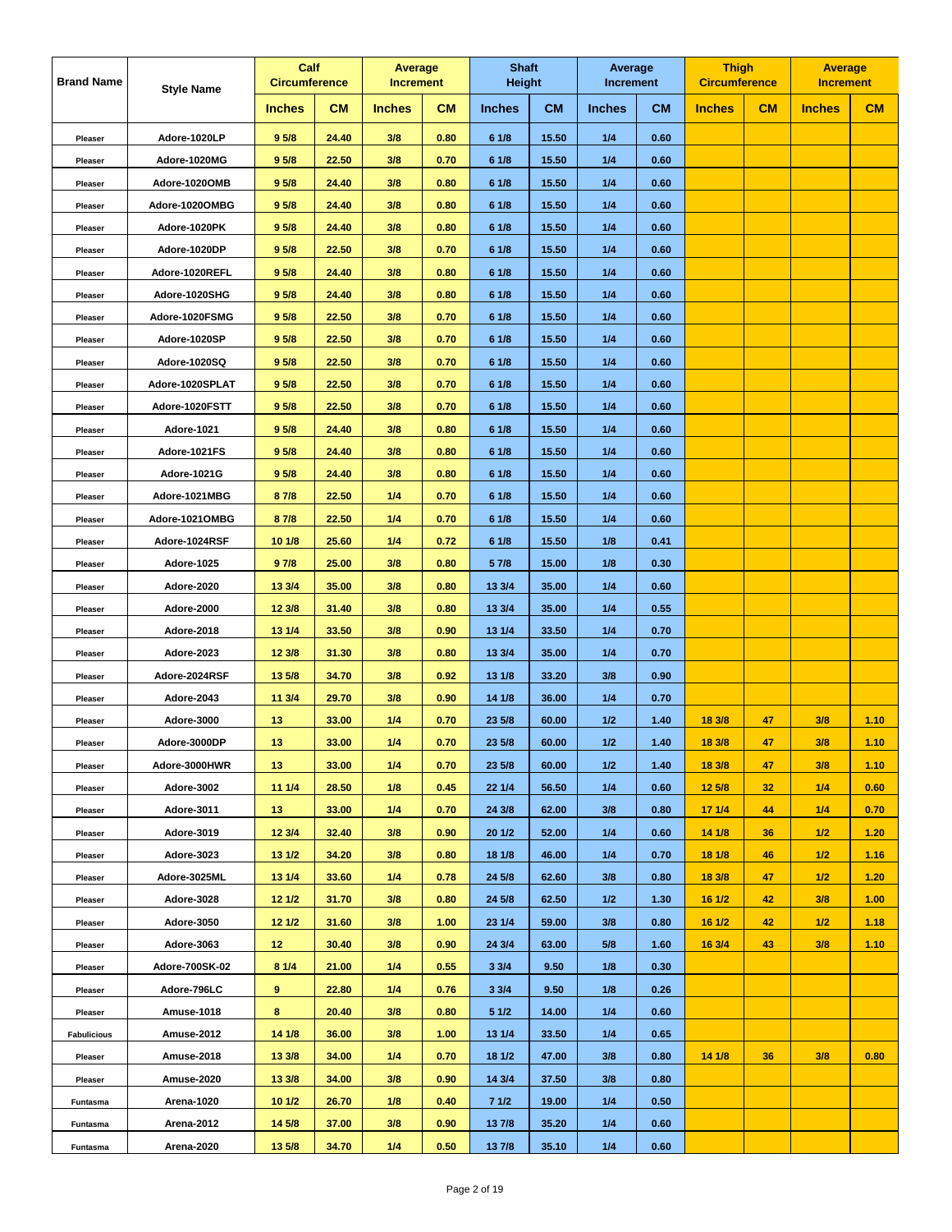| Brand Name | Style Name | Calf Circumference | | Average Increment | | Shaft Height | | Average Increment | | Thigh Circumference | | Average Increment | |
|---|---|---|---|---|---|---|---|---|---|---|---|---|---|
| | | Inches | CM | Inches | CM | Inches | CM | Inches | CM | Inches | CM | Inches | CM |
| Pleaser | Adore-1020LP | 9 5/8 | 24.40 | 3/8 | 0.80 | 6 1/8 | 15.50 | 1/4 | 0.60 | | | | |
| Pleaser | Adore-1020MG | 9 5/8 | 22.50 | 3/8 | 0.70 | 6 1/8 | 15.50 | 1/4 | 0.60 | | | | |
| Pleaser | Adore-1020OMB | 9 5/8 | 24.40 | 3/8 | 0.80 | 6 1/8 | 15.50 | 1/4 | 0.60 | | | | |
| Pleaser | Adore-1020OMBG | 9 5/8 | 24.40 | 3/8 | 0.80 | 6 1/8 | 15.50 | 1/4 | 0.60 | | | | |
| Pleaser | Adore-1020PK | 9 5/8 | 24.40 | 3/8 | 0.80 | 6 1/8 | 15.50 | 1/4 | 0.60 | | | | |
| Pleaser | Adore-1020DP | 9 5/8 | 22.50 | 3/8 | 0.70 | 6 1/8 | 15.50 | 1/4 | 0.60 | | | | |
| Pleaser | Adore-1020REFL | 9 5/8 | 24.40 | 3/8 | 0.80 | 6 1/8 | 15.50 | 1/4 | 0.60 | | | | |
| Pleaser | Adore-1020SHG | 9 5/8 | 24.40 | 3/8 | 0.80 | 6 1/8 | 15.50 | 1/4 | 0.60 | | | | |
| Pleaser | Adore-1020FSMG | 9 5/8 | 22.50 | 3/8 | 0.70 | 6 1/8 | 15.50 | 1/4 | 0.60 | | | | |
| Pleaser | Adore-1020SP | 9 5/8 | 22.50 | 3/8 | 0.70 | 6 1/8 | 15.50 | 1/4 | 0.60 | | | | |
| Pleaser | Adore-1020SQ | 9 5/8 | 22.50 | 3/8 | 0.70 | 6 1/8 | 15.50 | 1/4 | 0.60 | | | | |
| Pleaser | Adore-1020SPLAT | 9 5/8 | 22.50 | 3/8 | 0.70 | 6 1/8 | 15.50 | 1/4 | 0.60 | | | | |
| Pleaser | Adore-1020FSTT | 9 5/8 | 22.50 | 3/8 | 0.70 | 6 1/8 | 15.50 | 1/4 | 0.60 | | | | |
| Pleaser | Adore-1021 | 9 5/8 | 24.40 | 3/8 | 0.80 | 6 1/8 | 15.50 | 1/4 | 0.60 | | | | |
| Pleaser | Adore-1021FS | 9 5/8 | 24.40 | 3/8 | 0.80 | 6 1/8 | 15.50 | 1/4 | 0.60 | | | | |
| Pleaser | Adore-1021G | 9 5/8 | 24.40 | 3/8 | 0.80 | 6 1/8 | 15.50 | 1/4 | 0.60 | | | | |
| Pleaser | Adore-1021MBG | 8 7/8 | 22.50 | 1/4 | 0.70 | 6 1/8 | 15.50 | 1/4 | 0.60 | | | | |
| Pleaser | Adore-1021OMBG | 8 7/8 | 22.50 | 1/4 | 0.70 | 6 1/8 | 15.50 | 1/4 | 0.60 | | | | |
| Pleaser | Adore-1024RSF | 10 1/8 | 25.60 | 1/4 | 0.72 | 6 1/8 | 15.50 | 1/8 | 0.41 | | | | |
| Pleaser | Adore-1025 | 9 7/8 | 25.00 | 3/8 | 0.80 | 5 7/8 | 15.00 | 1/8 | 0.30 | | | | |
| Pleaser | Adore-2020 | 13 3/4 | 35.00 | 3/8 | 0.80 | 13 3/4 | 35.00 | 1/4 | 0.60 | | | | |
| Pleaser | Adore-2000 | 12 3/8 | 31.40 | 3/8 | 0.80 | 13 3/4 | 35.00 | 1/4 | 0.55 | | | | |
| Pleaser | Adore-2018 | 13 1/4 | 33.50 | 3/8 | 0.90 | 13 1/4 | 33.50 | 1/4 | 0.70 | | | | |
| Pleaser | Adore-2023 | 12 3/8 | 31.30 | 3/8 | 0.80 | 13 3/4 | 35.00 | 1/4 | 0.70 | | | | |
| Pleaser | Adore-2024RSF | 13 5/8 | 34.70 | 3/8 | 0.92 | 13 1/8 | 33.20 | 3/8 | 0.90 | | | | |
| Pleaser | Adore-2043 | 11 3/4 | 29.70 | 3/8 | 0.90 | 14 1/8 | 36.00 | 1/4 | 0.70 | | | | |
| Pleaser | Adore-3000 | 13 | 33.00 | 1/4 | 0.70 | 23 5/8 | 60.00 | 1/2 | 1.40 | 18 3/8 | 47 | 3/8 | 1.10 |
| Pleaser | Adore-3000DP | 13 | 33.00 | 1/4 | 0.70 | 23 5/8 | 60.00 | 1/2 | 1.40 | 18 3/8 | 47 | 3/8 | 1.10 |
| Pleaser | Adore-3000HWR | 13 | 33.00 | 1/4 | 0.70 | 23 5/8 | 60.00 | 1/2 | 1.40 | 18 3/8 | 47 | 3/8 | 1.10 |
| Pleaser | Adore-3002 | 11 1/4 | 28.50 | 1/8 | 0.45 | 22 1/4 | 56.50 | 1/4 | 0.60 | 12 5/8 | 32 | 1/4 | 0.60 |
| Pleaser | Adore-3011 | 13 | 33.00 | 1/4 | 0.70 | 24 3/8 | 62.00 | 3/8 | 0.80 | 17 1/4 | 44 | 1/4 | 0.70 |
| Pleaser | Adore-3019 | 12 3/4 | 32.40 | 3/8 | 0.90 | 20 1/2 | 52.00 | 1/4 | 0.60 | 14 1/8 | 36 | 1/2 | 1.20 |
| Pleaser | Adore-3023 | 13 1/2 | 34.20 | 3/8 | 0.80 | 18 1/8 | 46.00 | 1/4 | 0.70 | 18 1/8 | 46 | 1/2 | 1.16 |
| Pleaser | Adore-3025ML | 13 1/4 | 33.60 | 1/4 | 0.78 | 24 5/8 | 62.60 | 3/8 | 0.80 | 18 3/8 | 47 | 1/2 | 1.20 |
| Pleaser | Adore-3028 | 12 1/2 | 31.70 | 3/8 | 0.80 | 24 5/8 | 62.50 | 1/2 | 1.30 | 16 1/2 | 42 | 3/8 | 1.00 |
| Pleaser | Adore-3050 | 12 1/2 | 31.60 | 3/8 | 1.00 | 23 1/4 | 59.00 | 3/8 | 0.80 | 16 1/2 | 42 | 1/2 | 1.18 |
| Pleaser | Adore-3063 | 12 | 30.40 | 3/8 | 0.90 | 24 3/4 | 63.00 | 5/8 | 1.60 | 16 3/4 | 43 | 3/8 | 1.10 |
| Pleaser | Adore-700SK-02 | 8 1/4 | 21.00 | 1/4 | 0.55 | 3 3/4 | 9.50 | 1/8 | 0.30 | | | | |
| Pleaser | Adore-796LC | 9 | 22.80 | 1/4 | 0.76 | 3 3/4 | 9.50 | 1/8 | 0.26 | | | | |
| Pleaser | Amuse-1018 | 8 | 20.40 | 3/8 | 0.80 | 5 1/2 | 14.00 | 1/4 | 0.60 | | | | |
| Fabulicious | Amuse-2012 | 14 1/8 | 36.00 | 3/8 | 1.00 | 13 1/4 | 33.50 | 1/4 | 0.65 | | | | |
| Pleaser | Amuse-2018 | 13 3/8 | 34.00 | 1/4 | 0.70 | 18 1/2 | 47.00 | 3/8 | 0.80 | 14 1/8 | 36 | 3/8 | 0.80 |
| Pleaser | Amuse-2020 | 13 3/8 | 34.00 | 3/8 | 0.90 | 14 3/4 | 37.50 | 3/8 | 0.80 | | | | |
| Funtasma | Arena-1020 | 10 1/2 | 26.70 | 1/8 | 0.40 | 7 1/2 | 19.00 | 1/4 | 0.50 | | | | |
| Funtasma | Arena-2012 | 14 5/8 | 37.00 | 3/8 | 0.90 | 13 7/8 | 35.20 | 1/4 | 0.60 | | | | |
| Funtasma | Arena-2020 | 13 5/8 | 34.70 | 1/4 | 0.50 | 13 7/8 | 35.10 | 1/4 | 0.60 | | | | |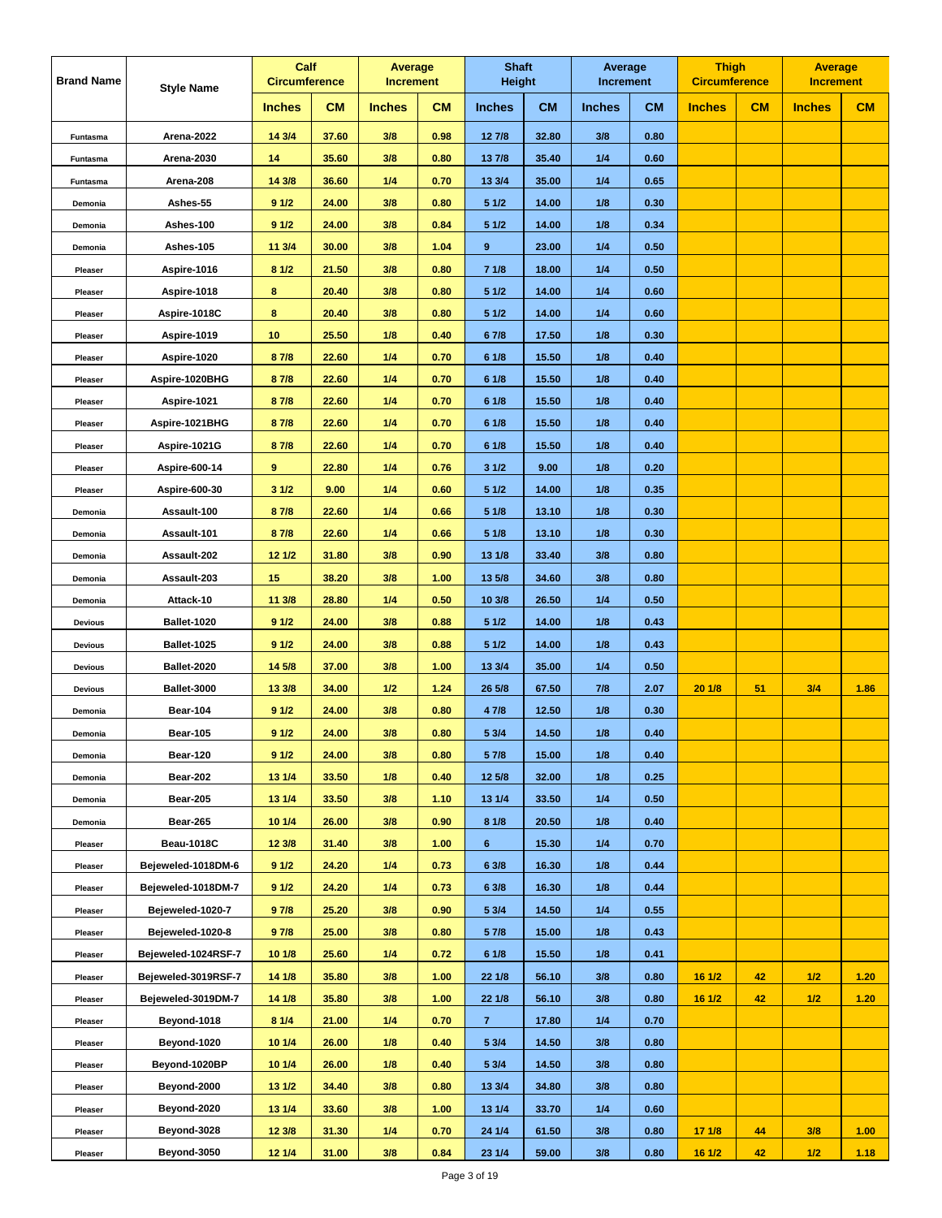| Brand Name | Style Name | Calf Circumference | | Average Increment | | Shaft Height | | Average Increment | | Thigh Circumference | | Average Increment | |
|---|---|---|---|---|---|---|---|---|---|---|---|---|---|
| | | Inches | CM | Inches | CM | Inches | CM | Inches | CM | Inches | CM | Inches | CM |
| Funtasma | Arena-2022 | 14 3/4 | 37.60 | 3/8 | 0.98 | 12 7/8 | 32.80 | 3/8 | 0.80 | | | | |
| Funtasma | Arena-2030 | 14 | 35.60 | 3/8 | 0.80 | 13 7/8 | 35.40 | 1/4 | 0.60 | | | | |
| Funtasma | Arena-208 | 14 3/8 | 36.60 | 1/4 | 0.70 | 13 3/4 | 35.00 | 1/4 | 0.65 | | | | |
| Demonia | Ashes-55 | 9 1/2 | 24.00 | 3/8 | 0.80 | 5 1/2 | 14.00 | 1/8 | 0.30 | | | | |
| Demonia | Ashes-100 | 9 1/2 | 24.00 | 3/8 | 0.84 | 5 1/2 | 14.00 | 1/8 | 0.34 | | | | |
| Demonia | Ashes-105 | 11 3/4 | 30.00 | 3/8 | 1.04 | 9 | 23.00 | 1/4 | 0.50 | | | | |
| Pleaser | Aspire-1016 | 8 1/2 | 21.50 | 3/8 | 0.80 | 7 1/8 | 18.00 | 1/4 | 0.50 | | | | |
| Pleaser | Aspire-1018 | 8 | 20.40 | 3/8 | 0.80 | 5 1/2 | 14.00 | 1/4 | 0.60 | | | | |
| Pleaser | Aspire-1018C | 8 | 20.40 | 3/8 | 0.80 | 5 1/2 | 14.00 | 1/4 | 0.60 | | | | |
| Pleaser | Aspire-1019 | 10 | 25.50 | 1/8 | 0.40 | 6 7/8 | 17.50 | 1/8 | 0.30 | | | | |
| Pleaser | Aspire-1020 | 8 7/8 | 22.60 | 1/4 | 0.70 | 6 1/8 | 15.50 | 1/8 | 0.40 | | | | |
| Pleaser | Aspire-1020BHG | 8 7/8 | 22.60 | 1/4 | 0.70 | 6 1/8 | 15.50 | 1/8 | 0.40 | | | | |
| Pleaser | Aspire-1021 | 8 7/8 | 22.60 | 1/4 | 0.70 | 6 1/8 | 15.50 | 1/8 | 0.40 | | | | |
| Pleaser | Aspire-1021BHG | 8 7/8 | 22.60 | 1/4 | 0.70 | 6 1/8 | 15.50 | 1/8 | 0.40 | | | | |
| Pleaser | Aspire-1021G | 8 7/8 | 22.60 | 1/4 | 0.70 | 6 1/8 | 15.50 | 1/8 | 0.40 | | | | |
| Pleaser | Aspire-600-14 | 9 | 22.80 | 1/4 | 0.76 | 3 1/2 | 9.00 | 1/8 | 0.20 | | | | |
| Pleaser | Aspire-600-30 | 3 1/2 | 9.00 | 1/4 | 0.60 | 5 1/2 | 14.00 | 1/8 | 0.35 | | | | |
| Demonia | Assault-100 | 8 7/8 | 22.60 | 1/4 | 0.66 | 5 1/8 | 13.10 | 1/8 | 0.30 | | | | |
| Demonia | Assault-101 | 8 7/8 | 22.60 | 1/4 | 0.66 | 5 1/8 | 13.10 | 1/8 | 0.30 | | | | |
| Demonia | Assault-202 | 12 1/2 | 31.80 | 3/8 | 0.90 | 13 1/8 | 33.40 | 3/8 | 0.80 | | | | |
| Demonia | Assault-203 | 15 | 38.20 | 3/8 | 1.00 | 13 5/8 | 34.60 | 3/8 | 0.80 | | | | |
| Demonia | Attack-10 | 11 3/8 | 28.80 | 1/4 | 0.50 | 10 3/8 | 26.50 | 1/4 | 0.50 | | | | |
| Devious | Ballet-1020 | 9 1/2 | 24.00 | 3/8 | 0.88 | 5 1/2 | 14.00 | 1/8 | 0.43 | | | | |
| Devious | Ballet-1025 | 9 1/2 | 24.00 | 3/8 | 0.88 | 5 1/2 | 14.00 | 1/8 | 0.43 | | | | |
| Devious | Ballet-2020 | 14 5/8 | 37.00 | 3/8 | 1.00 | 13 3/4 | 35.00 | 1/4 | 0.50 | | | | |
| Devious | Ballet-3000 | 13 3/8 | 34.00 | 1/2 | 1.24 | 26 5/8 | 67.50 | 7/8 | 2.07 | 20 1/8 | 51 | 3/4 | 1.86 |
| Demonia | Bear-104 | 9 1/2 | 24.00 | 3/8 | 0.80 | 4 7/8 | 12.50 | 1/8 | 0.30 | | | | |
| Demonia | Bear-105 | 9 1/2 | 24.00 | 3/8 | 0.80 | 5 3/4 | 14.50 | 1/8 | 0.40 | | | | |
| Demonia | Bear-120 | 9 1/2 | 24.00 | 3/8 | 0.80 | 5 7/8 | 15.00 | 1/8 | 0.40 | | | | |
| Demonia | Bear-202 | 13 1/4 | 33.50 | 1/8 | 0.40 | 12 5/8 | 32.00 | 1/8 | 0.25 | | | | |
| Demonia | Bear-205 | 13 1/4 | 33.50 | 3/8 | 1.10 | 13 1/4 | 33.50 | 1/4 | 0.50 | | | | |
| Demonia | Bear-265 | 10 1/4 | 26.00 | 3/8 | 0.90 | 8 1/8 | 20.50 | 1/8 | 0.40 | | | | |
| Pleaser | Beau-1018C | 12 3/8 | 31.40 | 3/8 | 1.00 | 6 | 15.30 | 1/4 | 0.70 | | | | |
| Pleaser | Bejeweled-1018DM-6 | 9 1/2 | 24.20 | 1/4 | 0.73 | 6 3/8 | 16.30 | 1/8 | 0.44 | | | | |
| Pleaser | Bejeweled-1018DM-7 | 9 1/2 | 24.20 | 1/4 | 0.73 | 6 3/8 | 16.30 | 1/8 | 0.44 | | | | |
| Pleaser | Bejeweled-1020-7 | 9 7/8 | 25.20 | 3/8 | 0.90 | 5 3/4 | 14.50 | 1/4 | 0.55 | | | | |
| Pleaser | Bejeweled-1020-8 | 9 7/8 | 25.00 | 3/8 | 0.80 | 5 7/8 | 15.00 | 1/8 | 0.43 | | | | |
| Pleaser | Bejeweled-1024RSF-7 | 10 1/8 | 25.60 | 1/4 | 0.72 | 6 1/8 | 15.50 | 1/8 | 0.41 | | | | |
| Pleaser | Bejeweled-3019RSF-7 | 14 1/8 | 35.80 | 3/8 | 1.00 | 22 1/8 | 56.10 | 3/8 | 0.80 | 16 1/2 | 42 | 1/2 | 1.20 |
| Pleaser | Bejeweled-3019DM-7 | 14 1/8 | 35.80 | 3/8 | 1.00 | 22 1/8 | 56.10 | 3/8 | 0.80 | 16 1/2 | 42 | 1/2 | 1.20 |
| Pleaser | Beyond-1018 | 8 1/4 | 21.00 | 1/4 | 0.70 | 7 | 17.80 | 1/4 | 0.70 | | | | |
| Pleaser | Beyond-1020 | 10 1/4 | 26.00 | 1/8 | 0.40 | 5 3/4 | 14.50 | 3/8 | 0.80 | | | | |
| Pleaser | Beyond-1020BP | 10 1/4 | 26.00 | 1/8 | 0.40 | 5 3/4 | 14.50 | 3/8 | 0.80 | | | | |
| Pleaser | Beyond-2000 | 13 1/2 | 34.40 | 3/8 | 0.80 | 13 3/4 | 34.80 | 3/8 | 0.80 | | | | |
| Pleaser | Beyond-2020 | 13 1/4 | 33.60 | 3/8 | 1.00 | 13 1/4 | 33.70 | 1/4 | 0.60 | | | | |
| Pleaser | Beyond-3028 | 12 3/8 | 31.30 | 1/4 | 0.70 | 24 1/4 | 61.50 | 3/8 | 0.80 | 17 1/8 | 44 | 3/8 | 1.00 |
| Pleaser | Beyond-3050 | 12 1/4 | 31.00 | 3/8 | 0.84 | 23 1/4 | 59.00 | 3/8 | 0.80 | 16 1/2 | 42 | 1/2 | 1.18 |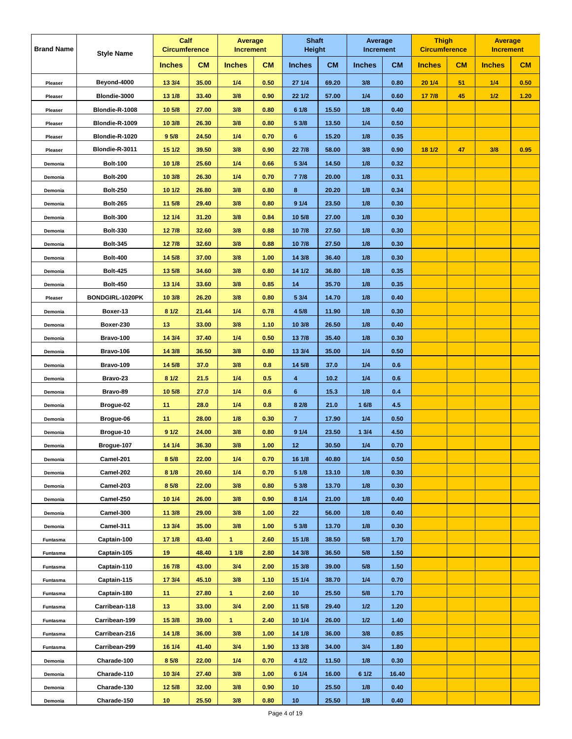| Brand Name | Style Name | Calf Circumference | | Average Increment | | Shaft Height | | Average Increment | | Thigh Circumference | | Average Increment | |
|---|---|---|---|---|---|---|---|---|---|---|---|---|---|
| | | Inches | CM | Inches | CM | Inches | CM | Inches | CM | Inches | CM | Inches | CM |
| Pleaser | Beyond-4000 | 13 3/4 | 35.00 | 1/4 | 0.50 | 27 1/4 | 69.20 | 3/8 | 0.80 | 20 1/4 | 51 | 1/4 | 0.50 |
| Pleaser | Blondie-3000 | 13 1/8 | 33.40 | 3/8 | 0.90 | 22 1/2 | 57.00 | 1/4 | 0.60 | 17 7/8 | 45 | 1/2 | 1.20 |
| Pleaser | Blondie-R-1008 | 10 5/8 | 27.00 | 3/8 | 0.80 | 6 1/8 | 15.50 | 1/8 | 0.40 | | | | |
| Pleaser | Blondie-R-1009 | 10 3/8 | 26.30 | 3/8 | 0.80 | 5 3/8 | 13.50 | 1/4 | 0.50 | | | | |
| Pleaser | Blondie-R-1020 | 9 5/8 | 24.50 | 1/4 | 0.70 | 6 | 15.20 | 1/8 | 0.35 | | | | |
| Pleaser | Blondie-R-3011 | 15 1/2 | 39.50 | 3/8 | 0.90 | 22 7/8 | 58.00 | 3/8 | 0.90 | 18 1/2 | 47 | 3/8 | 0.95 |
| Demonia | Bolt-100 | 10 1/8 | 25.60 | 1/4 | 0.66 | 5 3/4 | 14.50 | 1/8 | 0.32 | | | | |
| Demonia | Bolt-200 | 10 3/8 | 26.30 | 1/4 | 0.70 | 7 7/8 | 20.00 | 1/8 | 0.31 | | | | |
| Demonia | Bolt-250 | 10 1/2 | 26.80 | 3/8 | 0.80 | 8 | 20.20 | 1/8 | 0.34 | | | | |
| Demonia | Bolt-265 | 11 5/8 | 29.40 | 3/8 | 0.80 | 9 1/4 | 23.50 | 1/8 | 0.30 | | | | |
| Demonia | Bolt-300 | 12 1/4 | 31.20 | 3/8 | 0.84 | 10 5/8 | 27.00 | 1/8 | 0.30 | | | | |
| Demonia | Bolt-330 | 12 7/8 | 32.60 | 3/8 | 0.88 | 10 7/8 | 27.50 | 1/8 | 0.30 | | | | |
| Demonia | Bolt-345 | 12 7/8 | 32.60 | 3/8 | 0.88 | 10 7/8 | 27.50 | 1/8 | 0.30 | | | | |
| Demonia | Bolt-400 | 14 5/8 | 37.00 | 3/8 | 1.00 | 14 3/8 | 36.40 | 1/8 | 0.30 | | | | |
| Demonia | Bolt-425 | 13 5/8 | 34.60 | 3/8 | 0.80 | 14 1/2 | 36.80 | 1/8 | 0.35 | | | | |
| Demonia | Bolt-450 | 13 1/4 | 33.60 | 3/8 | 0.85 | 14 | 35.70 | 1/8 | 0.35 | | | | |
| Pleaser | BONDGIRL-1020PK | 10 3/8 | 26.20 | 3/8 | 0.80 | 5 3/4 | 14.70 | 1/8 | 0.40 | | | | |
| Demonia | Boxer-13 | 8 1/2 | 21.44 | 1/4 | 0.78 | 4 5/8 | 11.90 | 1/8 | 0.30 | | | | |
| Demonia | Boxer-230 | 13 | 33.00 | 3/8 | 1.10 | 10 3/8 | 26.50 | 1/8 | 0.40 | | | | |
| Demonia | Bravo-100 | 14 3/4 | 37.40 | 1/4 | 0.50 | 13 7/8 | 35.40 | 1/8 | 0.30 | | | | |
| Demonia | Bravo-106 | 14 3/8 | 36.50 | 3/8 | 0.80 | 13 3/4 | 35.00 | 1/4 | 0.50 | | | | |
| Demonia | Bravo-109 | 14 5/8 | 37.0 | 3/8 | 0.8 | 14 5/8 | 37.0 | 1/4 | 0.6 | | | | |
| Demonia | Bravo-23 | 8 1/2 | 21.5 | 1/4 | 0.5 | 4 | 10.2 | 1/4 | 0.6 | | | | |
| Demonia | Bravo-89 | 10 5/8 | 27.0 | 1/4 | 0.6 | 6 | 15.3 | 1/8 | 0.4 | | | | |
| Demonia | Brogue-02 | 11 | 28.0 | 1/4 | 0.8 | 8 2/8 | 21.0 | 1 6/8 | 4.5 | | | | |
| Demonia | Brogue-06 | 11 | 28.00 | 1/8 | 0.30 | 7 | 17.90 | 1/4 | 0.50 | | | | |
| Demonia | Brogue-10 | 9 1/2 | 24.00 | 3/8 | 0.80 | 9 1/4 | 23.50 | 1 3/4 | 4.50 | | | | |
| Demonia | Brogue-107 | 14 1/4 | 36.30 | 3/8 | 1.00 | 12 | 30.50 | 1/4 | 0.70 | | | | |
| Demonia | Camel-201 | 8 5/8 | 22.00 | 1/4 | 0.70 | 16 1/8 | 40.80 | 1/4 | 0.50 | | | | |
| Demonia | Camel-202 | 8 1/8 | 20.60 | 1/4 | 0.70 | 5 1/8 | 13.10 | 1/8 | 0.30 | | | | |
| Demonia | Camel-203 | 8 5/8 | 22.00 | 3/8 | 0.80 | 5 3/8 | 13.70 | 1/8 | 0.30 | | | | |
| Demonia | Camel-250 | 10 1/4 | 26.00 | 3/8 | 0.90 | 8 1/4 | 21.00 | 1/8 | 0.40 | | | | |
| Demonia | Camel-300 | 11 3/8 | 29.00 | 3/8 | 1.00 | 22 | 56.00 | 1/8 | 0.40 | | | | |
| Demonia | Camel-311 | 13 3/4 | 35.00 | 3/8 | 1.00 | 5 3/8 | 13.70 | 1/8 | 0.30 | | | | |
| Funtasma | Captain-100 | 17 1/8 | 43.40 | 1 | 2.60 | 15 1/8 | 38.50 | 5/8 | 1.70 | | | | |
| Funtasma | Captain-105 | 19 | 48.40 | 1 1/8 | 2.80 | 14 3/8 | 36.50 | 5/8 | 1.50 | | | | |
| Funtasma | Captain-110 | 16 7/8 | 43.00 | 3/4 | 2.00 | 15 3/8 | 39.00 | 5/8 | 1.50 | | | | |
| Funtasma | Captain-115 | 17 3/4 | 45.10 | 3/8 | 1.10 | 15 1/4 | 38.70 | 1/4 | 0.70 | | | | |
| Funtasma | Captain-180 | 11 | 27.80 | 1 | 2.60 | 10 | 25.50 | 5/8 | 1.70 | | | | |
| Funtasma | Carribean-118 | 13 | 33.00 | 3/4 | 2.00 | 11 5/8 | 29.40 | 1/2 | 1.20 | | | | |
| Funtasma | Carribean-199 | 15 3/8 | 39.00 | 1 | 2.40 | 10 1/4 | 26.00 | 1/2 | 1.40 | | | | |
| Funtasma | Carribean-216 | 14 1/8 | 36.00 | 3/8 | 1.00 | 14 1/8 | 36.00 | 3/8 | 0.85 | | | | |
| Funtasma | Carribean-299 | 16 1/4 | 41.40 | 3/4 | 1.90 | 13 3/8 | 34.00 | 3/4 | 1.80 | | | | |
| Demonia | Charade-100 | 8 5/8 | 22.00 | 1/4 | 0.70 | 4 1/2 | 11.50 | 1/8 | 0.30 | | | | |
| Demonia | Charade-110 | 10 3/4 | 27.40 | 3/8 | 1.00 | 6 1/4 | 16.00 | 6 1/2 | 16.40 | | | | |
| Demonia | Charade-130 | 12 5/8 | 32.00 | 3/8 | 0.90 | 10 | 25.50 | 1/8 | 0.40 | | | | |
| Demonia | Charade-150 | 10 | 25.50 | 3/8 | 0.80 | 10 | 25.50 | 1/8 | 0.40 | | | | |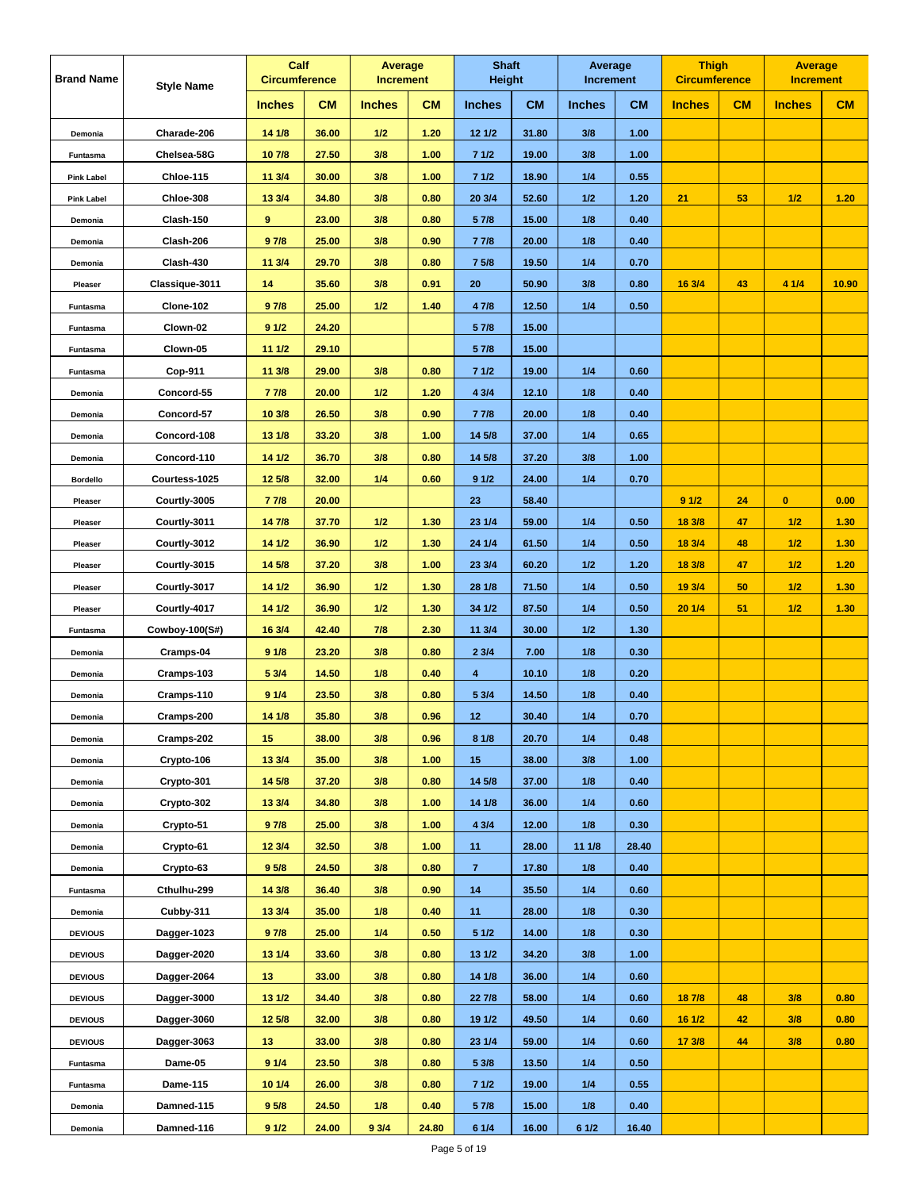| Brand Name | Style Name | Calf Circumference | | Average Increment | | Shaft Height | | Average Increment | | Thigh Circumference | | Average Increment | |
|---|---|---|---|---|---|---|---|---|---|---|---|---|---|
| | | Inches | CM | Inches | CM | Inches | CM | Inches | CM | Inches | CM | Inches | CM |
| Demonia | Charade-206 | 14 1/8 | 36.00 | 1/2 | 1.20 | 12 1/2 | 31.80 | 3/8 | 1.00 | | | | |
| Funtasma | Chelsea-58G | 10 7/8 | 27.50 | 3/8 | 1.00 | 7 1/2 | 19.00 | 3/8 | 1.00 | | | | |
| Pink Label | Chloe-115 | 11 3/4 | 30.00 | 3/8 | 1.00 | 7 1/2 | 18.90 | 1/4 | 0.55 | | | | |
| Pink Label | Chloe-308 | 13 3/4 | 34.80 | 3/8 | 0.80 | 20 3/4 | 52.60 | 1/2 | 1.20 | 21 | 53 | 1/2 | 1.20 |
| Demonia | Clash-150 | 9 | 23.00 | 3/8 | 0.80 | 5 7/8 | 15.00 | 1/8 | 0.40 | | | | |
| Demonia | Clash-206 | 9 7/8 | 25.00 | 3/8 | 0.90 | 7 7/8 | 20.00 | 1/8 | 0.40 | | | | |
| Demonia | Clash-430 | 11 3/4 | 29.70 | 3/8 | 0.80 | 7 5/8 | 19.50 | 1/4 | 0.70 | | | | |
| Pleaser | Classique-3011 | 14 | 35.60 | 3/8 | 0.91 | 20 | 50.90 | 3/8 | 0.80 | 16 3/4 | 43 | 4 1/4 | 10.90 |
| Funtasma | Clone-102 | 9 7/8 | 25.00 | 1/2 | 1.40 | 4 7/8 | 12.50 | 1/4 | 0.50 | | | | |
| Funtasma | Clown-02 | 9 1/2 | 24.20 | | | 5 7/8 | 15.00 | | | | | | |
| Funtasma | Clown-05 | 11 1/2 | 29.10 | | | 5 7/8 | 15.00 | | | | | | |
| Funtasma | Cop-911 | 11 3/8 | 29.00 | 3/8 | 0.80 | 7 1/2 | 19.00 | 1/4 | 0.60 | | | | |
| Demonia | Concord-55 | 7 7/8 | 20.00 | 1/2 | 1.20 | 4 3/4 | 12.10 | 1/8 | 0.40 | | | | |
| Demonia | Concord-57 | 10 3/8 | 26.50 | 3/8 | 0.90 | 7 7/8 | 20.00 | 1/8 | 0.40 | | | | |
| Demonia | Concord-108 | 13 1/8 | 33.20 | 3/8 | 1.00 | 14 5/8 | 37.00 | 1/4 | 0.65 | | | | |
| Demonia | Concord-110 | 14 1/2 | 36.70 | 3/8 | 0.80 | 14 5/8 | 37.20 | 3/8 | 1.00 | | | | |
| Bordello | Courtess-1025 | 12 5/8 | 32.00 | 1/4 | 0.60 | 9 1/2 | 24.00 | 1/4 | 0.70 | | | | |
| Pleaser | Courtly-3005 | 7 7/8 | 20.00 | | | 23 | 58.40 | | | 9 1/2 | 24 | 0 | 0.00 |
| Pleaser | Courtly-3011 | 14 7/8 | 37.70 | 1/2 | 1.30 | 23 1/4 | 59.00 | 1/4 | 0.50 | 18 3/8 | 47 | 1/2 | 1.30 |
| Pleaser | Courtly-3012 | 14 1/2 | 36.90 | 1/2 | 1.30 | 24 1/4 | 61.50 | 1/4 | 0.50 | 18 3/4 | 48 | 1/2 | 1.30 |
| Pleaser | Courtly-3015 | 14 5/8 | 37.20 | 3/8 | 1.00 | 23 3/4 | 60.20 | 1/2 | 1.20 | 18 3/8 | 47 | 1/2 | 1.20 |
| Pleaser | Courtly-3017 | 14 1/2 | 36.90 | 1/2 | 1.30 | 28 1/8 | 71.50 | 1/4 | 0.50 | 19 3/4 | 50 | 1/2 | 1.30 |
| Pleaser | Courtly-4017 | 14 1/2 | 36.90 | 1/2 | 1.30 | 34 1/2 | 87.50 | 1/4 | 0.50 | 20 1/4 | 51 | 1/2 | 1.30 |
| Funtasma | Cowboy-100(S#) | 16 3/4 | 42.40 | 7/8 | 2.30 | 11 3/4 | 30.00 | 1/2 | 1.30 | | | | |
| Demonia | Cramps-04 | 9 1/8 | 23.20 | 3/8 | 0.80 | 2 3/4 | 7.00 | 1/8 | 0.30 | | | | |
| Demonia | Cramps-103 | 5 3/4 | 14.50 | 1/8 | 0.40 | 4 | 10.10 | 1/8 | 0.20 | | | | |
| Demonia | Cramps-110 | 9 1/4 | 23.50 | 3/8 | 0.80 | 5 3/4 | 14.50 | 1/8 | 0.40 | | | | |
| Demonia | Cramps-200 | 14 1/8 | 35.80 | 3/8 | 0.96 | 12 | 30.40 | 1/4 | 0.70 | | | | |
| Demonia | Cramps-202 | 15 | 38.00 | 3/8 | 0.96 | 8 1/8 | 20.70 | 1/4 | 0.48 | | | | |
| Demonia | Crypto-106 | 13 3/4 | 35.00 | 3/8 | 1.00 | 15 | 38.00 | 3/8 | 1.00 | | | | |
| Demonia | Crypto-301 | 14 5/8 | 37.20 | 3/8 | 0.80 | 14 5/8 | 37.00 | 1/8 | 0.40 | | | | |
| Demonia | Crypto-302 | 13 3/4 | 34.80 | 3/8 | 1.00 | 14 1/8 | 36.00 | 1/4 | 0.60 | | | | |
| Demonia | Crypto-51 | 9 7/8 | 25.00 | 3/8 | 1.00 | 4 3/4 | 12.00 | 1/8 | 0.30 | | | | |
| Demonia | Crypto-61 | 12 3/4 | 32.50 | 3/8 | 1.00 | 11 | 28.00 | 11 1/8 | 28.40 | | | | |
| Demonia | Crypto-63 | 9 5/8 | 24.50 | 3/8 | 0.80 | 7 | 17.80 | 1/8 | 0.40 | | | | |
| Funtasma | Cthulhu-299 | 14 3/8 | 36.40 | 3/8 | 0.90 | 14 | 35.50 | 1/4 | 0.60 | | | | |
| Demonia | Cubby-311 | 13 3/4 | 35.00 | 1/8 | 0.40 | 11 | 28.00 | 1/8 | 0.30 | | | | |
| DEVIOUS | Dagger-1023 | 9 7/8 | 25.00 | 1/4 | 0.50 | 5 1/2 | 14.00 | 1/8 | 0.30 | | | | |
| DEVIOUS | Dagger-2020 | 13 1/4 | 33.60 | 3/8 | 0.80 | 13 1/2 | 34.20 | 3/8 | 1.00 | | | | |
| DEVIOUS | Dagger-2064 | 13 | 33.00 | 3/8 | 0.80 | 14 1/8 | 36.00 | 1/4 | 0.60 | | | | |
| DEVIOUS | Dagger-3000 | 13 1/2 | 34.40 | 3/8 | 0.80 | 22 7/8 | 58.00 | 1/4 | 0.60 | 18 7/8 | 48 | 3/8 | 0.80 |
| DEVIOUS | Dagger-3060 | 12 5/8 | 32.00 | 3/8 | 0.80 | 19 1/2 | 49.50 | 1/4 | 0.60 | 16 1/2 | 42 | 3/8 | 0.80 |
| DEVIOUS | Dagger-3063 | 13 | 33.00 | 3/8 | 0.80 | 23 1/4 | 59.00 | 1/4 | 0.60 | 17 3/8 | 44 | 3/8 | 0.80 |
| Funtasma | Dame-05 | 9 1/4 | 23.50 | 3/8 | 0.80 | 5 3/8 | 13.50 | 1/4 | 0.50 | | | | |
| Funtasma | Dame-115 | 10 1/4 | 26.00 | 3/8 | 0.80 | 7 1/2 | 19.00 | 1/4 | 0.55 | | | | |
| Demonia | Damned-115 | 9 5/8 | 24.50 | 1/8 | 0.40 | 5 7/8 | 15.00 | 1/8 | 0.40 | | | | |
| Demonia | Damned-116 | 9 1/2 | 24.00 | 9 3/4 | 24.80 | 6 1/4 | 16.00 | 6 1/2 | 16.40 | | | | |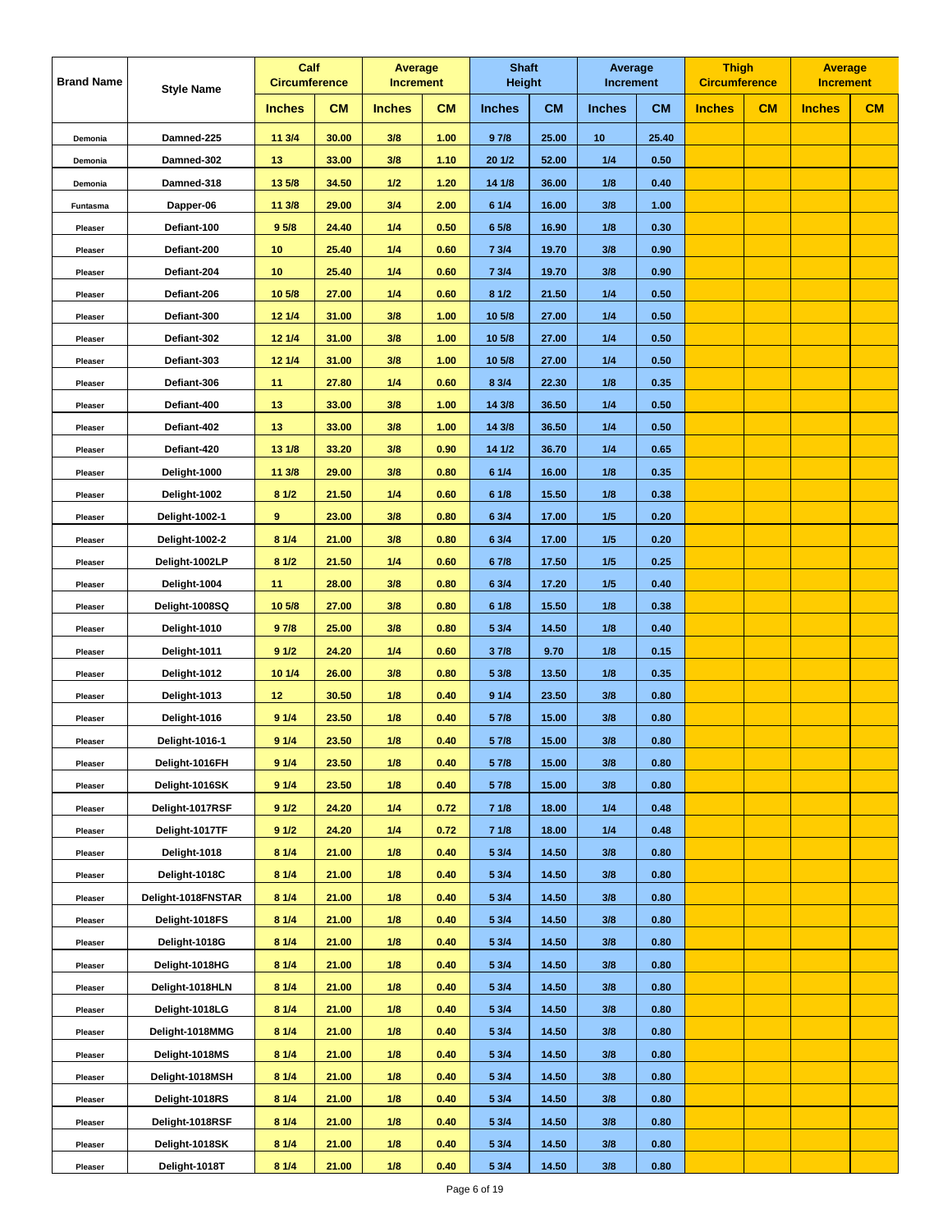| Brand Name | Style Name | Calf Circumference | | Average Increment | | Shaft Height | | Average Increment | | Thigh Circumference | | Average Increment | |
|---|---|---|---|---|---|---|---|---|---|---|---|---|---|
| | | Inches | CM | Inches | CM | Inches | CM | Inches | CM | Inches | CM | Inches | CM |
| Demonia | Damned-225 | 11 3/4 | 30.00 | 3/8 | 1.00 | 9 7/8 | 25.00 | 10 | 25.40 | | | | |
| Demonia | Damned-302 | 13 | 33.00 | 3/8 | 1.10 | 20 1/2 | 52.00 | 1/4 | 0.50 | | | | |
| Demonia | Damned-318 | 13 5/8 | 34.50 | 1/2 | 1.20 | 14 1/8 | 36.00 | 1/8 | 0.40 | | | | |
| Funtasma | Dapper-06 | 11 3/8 | 29.00 | 3/4 | 2.00 | 6 1/4 | 16.00 | 3/8 | 1.00 | | | | |
| Pleaser | Defiant-100 | 9 5/8 | 24.40 | 1/4 | 0.50 | 6 5/8 | 16.90 | 1/8 | 0.30 | | | | |
| Pleaser | Defiant-200 | 10 | 25.40 | 1/4 | 0.60 | 7 3/4 | 19.70 | 3/8 | 0.90 | | | | |
| Pleaser | Defiant-204 | 10 | 25.40 | 1/4 | 0.60 | 7 3/4 | 19.70 | 3/8 | 0.90 | | | | |
| Pleaser | Defiant-206 | 10 5/8 | 27.00 | 1/4 | 0.60 | 8 1/2 | 21.50 | 1/4 | 0.50 | | | | |
| Pleaser | Defiant-300 | 12 1/4 | 31.00 | 3/8 | 1.00 | 10 5/8 | 27.00 | 1/4 | 0.50 | | | | |
| Pleaser | Defiant-302 | 12 1/4 | 31.00 | 3/8 | 1.00 | 10 5/8 | 27.00 | 1/4 | 0.50 | | | | |
| Pleaser | Defiant-303 | 12 1/4 | 31.00 | 3/8 | 1.00 | 10 5/8 | 27.00 | 1/4 | 0.50 | | | | |
| Pleaser | Defiant-306 | 11 | 27.80 | 1/4 | 0.60 | 8 3/4 | 22.30 | 1/8 | 0.35 | | | | |
| Pleaser | Defiant-400 | 13 | 33.00 | 3/8 | 1.00 | 14 3/8 | 36.50 | 1/4 | 0.50 | | | | |
| Pleaser | Defiant-402 | 13 | 33.00 | 3/8 | 1.00 | 14 3/8 | 36.50 | 1/4 | 0.50 | | | | |
| Pleaser | Defiant-420 | 13 1/8 | 33.20 | 3/8 | 0.90 | 14 1/2 | 36.70 | 1/4 | 0.65 | | | | |
| Pleaser | Delight-1000 | 11 3/8 | 29.00 | 3/8 | 0.80 | 6 1/4 | 16.00 | 1/8 | 0.35 | | | | |
| Pleaser | Delight-1002 | 8 1/2 | 21.50 | 1/4 | 0.60 | 6 1/8 | 15.50 | 1/8 | 0.38 | | | | |
| Pleaser | Delight-1002-1 | 9 | 23.00 | 3/8 | 0.80 | 6 3/4 | 17.00 | 1/5 | 0.20 | | | | |
| Pleaser | Delight-1002-2 | 8 1/4 | 21.00 | 3/8 | 0.80 | 6 3/4 | 17.00 | 1/5 | 0.20 | | | | |
| Pleaser | Delight-1002LP | 8 1/2 | 21.50 | 1/4 | 0.60 | 6 7/8 | 17.50 | 1/5 | 0.25 | | | | |
| Pleaser | Delight-1004 | 11 | 28.00 | 3/8 | 0.80 | 6 3/4 | 17.20 | 1/5 | 0.40 | | | | |
| Pleaser | Delight-1008SQ | 10 5/8 | 27.00 | 3/8 | 0.80 | 6 1/8 | 15.50 | 1/8 | 0.38 | | | | |
| Pleaser | Delight-1010 | 9 7/8 | 25.00 | 3/8 | 0.80 | 5 3/4 | 14.50 | 1/8 | 0.40 | | | | |
| Pleaser | Delight-1011 | 9 1/2 | 24.20 | 1/4 | 0.60 | 3 7/8 | 9.70 | 1/8 | 0.15 | | | | |
| Pleaser | Delight-1012 | 10 1/4 | 26.00 | 3/8 | 0.80 | 5 3/8 | 13.50 | 1/8 | 0.35 | | | | |
| Pleaser | Delight-1013 | 12 | 30.50 | 1/8 | 0.40 | 9 1/4 | 23.50 | 3/8 | 0.80 | | | | |
| Pleaser | Delight-1016 | 9 1/4 | 23.50 | 1/8 | 0.40 | 5 7/8 | 15.00 | 3/8 | 0.80 | | | | |
| Pleaser | Delight-1016-1 | 9 1/4 | 23.50 | 1/8 | 0.40 | 5 7/8 | 15.00 | 3/8 | 0.80 | | | | |
| Pleaser | Delight-1016FH | 9 1/4 | 23.50 | 1/8 | 0.40 | 5 7/8 | 15.00 | 3/8 | 0.80 | | | | |
| Pleaser | Delight-1016SK | 9 1/4 | 23.50 | 1/8 | 0.40 | 5 7/8 | 15.00 | 3/8 | 0.80 | | | | |
| Pleaser | Delight-1017RSF | 9 1/2 | 24.20 | 1/4 | 0.72 | 7 1/8 | 18.00 | 1/4 | 0.48 | | | | |
| Pleaser | Delight-1017TF | 9 1/2 | 24.20 | 1/4 | 0.72 | 7 1/8 | 18.00 | 1/4 | 0.48 | | | | |
| Pleaser | Delight-1018 | 8 1/4 | 21.00 | 1/8 | 0.40 | 5 3/4 | 14.50 | 3/8 | 0.80 | | | | |
| Pleaser | Delight-1018C | 8 1/4 | 21.00 | 1/8 | 0.40 | 5 3/4 | 14.50 | 3/8 | 0.80 | | | | |
| Pleaser | Delight-1018FNSTAR | 8 1/4 | 21.00 | 1/8 | 0.40 | 5 3/4 | 14.50 | 3/8 | 0.80 | | | | |
| Pleaser | Delight-1018FS | 8 1/4 | 21.00 | 1/8 | 0.40 | 5 3/4 | 14.50 | 3/8 | 0.80 | | | | |
| Pleaser | Delight-1018G | 8 1/4 | 21.00 | 1/8 | 0.40 | 5 3/4 | 14.50 | 3/8 | 0.80 | | | | |
| Pleaser | Delight-1018HG | 8 1/4 | 21.00 | 1/8 | 0.40 | 5 3/4 | 14.50 | 3/8 | 0.80 | | | | |
| Pleaser | Delight-1018HLN | 8 1/4 | 21.00 | 1/8 | 0.40 | 5 3/4 | 14.50 | 3/8 | 0.80 | | | | |
| Pleaser | Delight-1018LG | 8 1/4 | 21.00 | 1/8 | 0.40 | 5 3/4 | 14.50 | 3/8 | 0.80 | | | | |
| Pleaser | Delight-1018MMG | 8 1/4 | 21.00 | 1/8 | 0.40 | 5 3/4 | 14.50 | 3/8 | 0.80 | | | | |
| Pleaser | Delight-1018MS | 8 1/4 | 21.00 | 1/8 | 0.40 | 5 3/4 | 14.50 | 3/8 | 0.80 | | | | |
| Pleaser | Delight-1018MSH | 8 1/4 | 21.00 | 1/8 | 0.40 | 5 3/4 | 14.50 | 3/8 | 0.80 | | | | |
| Pleaser | Delight-1018RS | 8 1/4 | 21.00 | 1/8 | 0.40 | 5 3/4 | 14.50 | 3/8 | 0.80 | | | | |
| Pleaser | Delight-1018RSF | 8 1/4 | 21.00 | 1/8 | 0.40 | 5 3/4 | 14.50 | 3/8 | 0.80 | | | | |
| Pleaser | Delight-1018SK | 8 1/4 | 21.00 | 1/8 | 0.40 | 5 3/4 | 14.50 | 3/8 | 0.80 | | | | |
| Pleaser | Delight-1018T | 8 1/4 | 21.00 | 1/8 | 0.40 | 5 3/4 | 14.50 | 3/8 | 0.80 | | | | |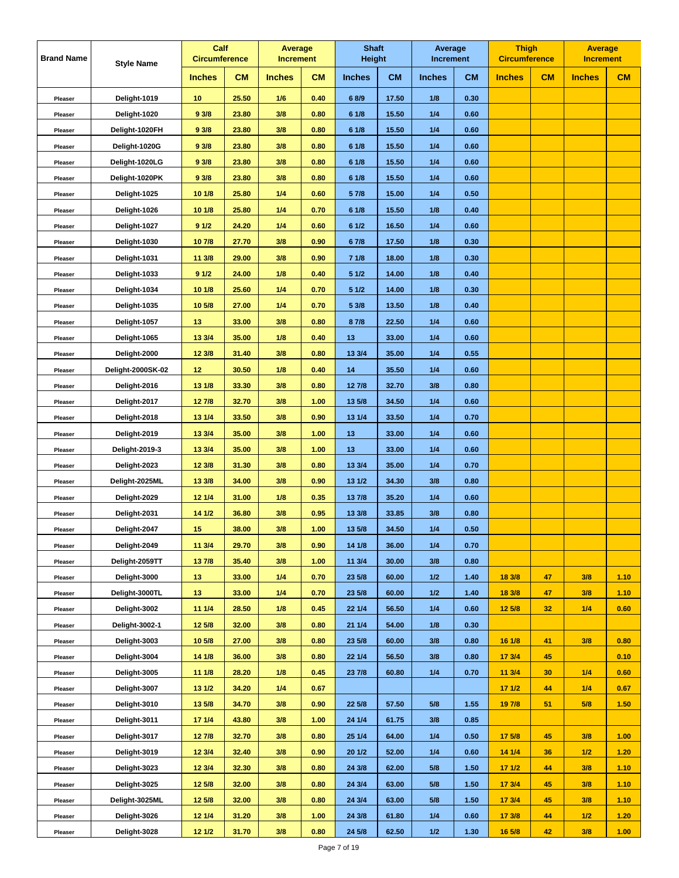| Brand Name | Style Name | Calf Circumference | | Average Increment | | Shaft Height | | Average Increment | | Thigh Circumference | | Average Increment | |
|---|---|---|---|---|---|---|---|---|---|---|---|---|---|
| | | Inches | CM | Inches | CM | Inches | CM | Inches | CM | Inches | CM | Inches | CM |
| Pleaser | Delight-1019 | 10 | 25.50 | 1/6 | 0.40 | 6 8/9 | 17.50 | 1/8 | 0.30 | | | | |
| Pleaser | Delight-1020 | 9 3/8 | 23.80 | 3/8 | 0.80 | 6 1/8 | 15.50 | 1/4 | 0.60 | | | | |
| Pleaser | Delight-1020FH | 9 3/8 | 23.80 | 3/8 | 0.80 | 6 1/8 | 15.50 | 1/4 | 0.60 | | | | |
| Pleaser | Delight-1020G | 9 3/8 | 23.80 | 3/8 | 0.80 | 6 1/8 | 15.50 | 1/4 | 0.60 | | | | |
| Pleaser | Delight-1020LG | 9 3/8 | 23.80 | 3/8 | 0.80 | 6 1/8 | 15.50 | 1/4 | 0.60 | | | | |
| Pleaser | Delight-1020PK | 9 3/8 | 23.80 | 3/8 | 0.80 | 6 1/8 | 15.50 | 1/4 | 0.60 | | | | |
| Pleaser | Delight-1025 | 10 1/8 | 25.80 | 1/4 | 0.60 | 5 7/8 | 15.00 | 1/4 | 0.50 | | | | |
| Pleaser | Delight-1026 | 10 1/8 | 25.80 | 1/4 | 0.70 | 6 1/8 | 15.50 | 1/8 | 0.40 | | | | |
| Pleaser | Delight-1027 | 9 1/2 | 24.20 | 1/4 | 0.60 | 6 1/2 | 16.50 | 1/4 | 0.60 | | | | |
| Pleaser | Delight-1030 | 10 7/8 | 27.70 | 3/8 | 0.90 | 6 7/8 | 17.50 | 1/8 | 0.30 | | | | |
| Pleaser | Delight-1031 | 11 3/8 | 29.00 | 3/8 | 0.90 | 7 1/8 | 18.00 | 1/8 | 0.30 | | | | |
| Pleaser | Delight-1033 | 9 1/2 | 24.00 | 1/8 | 0.40 | 5 1/2 | 14.00 | 1/8 | 0.40 | | | | |
| Pleaser | Delight-1034 | 10 1/8 | 25.60 | 1/4 | 0.70 | 5 1/2 | 14.00 | 1/8 | 0.30 | | | | |
| Pleaser | Delight-1035 | 10 5/8 | 27.00 | 1/4 | 0.70 | 5 3/8 | 13.50 | 1/8 | 0.40 | | | | |
| Pleaser | Delight-1057 | 13 | 33.00 | 3/8 | 0.80 | 8 7/8 | 22.50 | 1/4 | 0.60 | | | | |
| Pleaser | Delight-1065 | 13 3/4 | 35.00 | 1/8 | 0.40 | 13 | 33.00 | 1/4 | 0.60 | | | | |
| Pleaser | Delight-2000 | 12 3/8 | 31.40 | 3/8 | 0.80 | 13 3/4 | 35.00 | 1/4 | 0.55 | | | | |
| Pleaser | Delight-2000SK-02 | 12 | 30.50 | 1/8 | 0.40 | 14 | 35.50 | 1/4 | 0.60 | | | | |
| Pleaser | Delight-2016 | 13 1/8 | 33.30 | 3/8 | 0.80 | 12 7/8 | 32.70 | 3/8 | 0.80 | | | | |
| Pleaser | Delight-2017 | 12 7/8 | 32.70 | 3/8 | 1.00 | 13 5/8 | 34.50 | 1/4 | 0.60 | | | | |
| Pleaser | Delight-2018 | 13 1/4 | 33.50 | 3/8 | 0.90 | 13 1/4 | 33.50 | 1/4 | 0.70 | | | | |
| Pleaser | Delight-2019 | 13 3/4 | 35.00 | 3/8 | 1.00 | 13 | 33.00 | 1/4 | 0.60 | | | | |
| Pleaser | Delight-2019-3 | 13 3/4 | 35.00 | 3/8 | 1.00 | 13 | 33.00 | 1/4 | 0.60 | | | | |
| Pleaser | Delight-2023 | 12 3/8 | 31.30 | 3/8 | 0.80 | 13 3/4 | 35.00 | 1/4 | 0.70 | | | | |
| Pleaser | Delight-2025ML | 13 3/8 | 34.00 | 3/8 | 0.90 | 13 1/2 | 34.30 | 3/8 | 0.80 | | | | |
| Pleaser | Delight-2029 | 12 1/4 | 31.00 | 1/8 | 0.35 | 13 7/8 | 35.20 | 1/4 | 0.60 | | | | |
| Pleaser | Delight-2031 | 14 1/2 | 36.80 | 3/8 | 0.95 | 13 3/8 | 33.85 | 3/8 | 0.80 | | | | |
| Pleaser | Delight-2047 | 15 | 38.00 | 3/8 | 1.00 | 13 5/8 | 34.50 | 1/4 | 0.50 | | | | |
| Pleaser | Delight-2049 | 11 3/4 | 29.70 | 3/8 | 0.90 | 14 1/8 | 36.00 | 1/4 | 0.70 | | | | |
| Pleaser | Delight-2059TT | 13 7/8 | 35.40 | 3/8 | 1.00 | 11 3/4 | 30.00 | 3/8 | 0.80 | | | | |
| Pleaser | Delight-3000 | 13 | 33.00 | 1/4 | 0.70 | 23 5/8 | 60.00 | 1/2 | 1.40 | 18 3/8 | 47 | 3/8 | 1.10 |
| Pleaser | Delight-3000TL | 13 | 33.00 | 1/4 | 0.70 | 23 5/8 | 60.00 | 1/2 | 1.40 | 18 3/8 | 47 | 3/8 | 1.10 |
| Pleaser | Delight-3002 | 11 1/4 | 28.50 | 1/8 | 0.45 | 22 1/4 | 56.50 | 1/4 | 0.60 | 12 5/8 | 32 | 1/4 | 0.60 |
| Pleaser | Delight-3002-1 | 12 5/8 | 32.00 | 3/8 | 0.80 | 21 1/4 | 54.00 | 1/8 | 0.30 | | | | |
| Pleaser | Delight-3003 | 10 5/8 | 27.00 | 3/8 | 0.80 | 23 5/8 | 60.00 | 3/8 | 0.80 | 16 1/8 | 41 | 3/8 | 0.80 |
| Pleaser | Delight-3004 | 14 1/8 | 36.00 | 3/8 | 0.80 | 22 1/4 | 56.50 | 3/8 | 0.80 | 17 3/4 | 45 | | 0.10 |
| Pleaser | Delight-3005 | 11 1/8 | 28.20 | 1/8 | 0.45 | 23 7/8 | 60.80 | 1/4 | 0.70 | 11 3/4 | 30 | 1/4 | 0.60 |
| Pleaser | Delight-3007 | 13 1/2 | 34.20 | 1/4 | 0.67 | | | | | 17 1/2 | 44 | 1/4 | 0.67 |
| Pleaser | Delight-3010 | 13 5/8 | 34.70 | 3/8 | 0.90 | 22 5/8 | 57.50 | 5/8 | 1.55 | 19 7/8 | 51 | 5/8 | 1.50 |
| Pleaser | Delight-3011 | 17 1/4 | 43.80 | 3/8 | 1.00 | 24 1/4 | 61.75 | 3/8 | 0.85 | | | | |
| Pleaser | Delight-3017 | 12 7/8 | 32.70 | 3/8 | 0.80 | 25 1/4 | 64.00 | 1/4 | 0.50 | 17 5/8 | 45 | 3/8 | 1.00 |
| Pleaser | Delight-3019 | 12 3/4 | 32.40 | 3/8 | 0.90 | 20 1/2 | 52.00 | 1/4 | 0.60 | 14 1/4 | 36 | 1/2 | 1.20 |
| Pleaser | Delight-3023 | 12 3/4 | 32.30 | 3/8 | 0.80 | 24 3/8 | 62.00 | 5/8 | 1.50 | 17 1/2 | 44 | 3/8 | 1.10 |
| Pleaser | Delight-3025 | 12 5/8 | 32.00 | 3/8 | 0.80 | 24 3/4 | 63.00 | 5/8 | 1.50 | 17 3/4 | 45 | 3/8 | 1.10 |
| Pleaser | Delight-3025ML | 12 5/8 | 32.00 | 3/8 | 0.80 | 24 3/4 | 63.00 | 5/8 | 1.50 | 17 3/4 | 45 | 3/8 | 1.10 |
| Pleaser | Delight-3026 | 12 1/4 | 31.20 | 3/8 | 1.00 | 24 3/8 | 61.80 | 1/4 | 0.60 | 17 3/8 | 44 | 1/2 | 1.20 |
| Pleaser | Delight-3028 | 12 1/2 | 31.70 | 3/8 | 0.80 | 24 5/8 | 62.50 | 1/2 | 1.30 | 16 5/8 | 42 | 3/8 | 1.00 |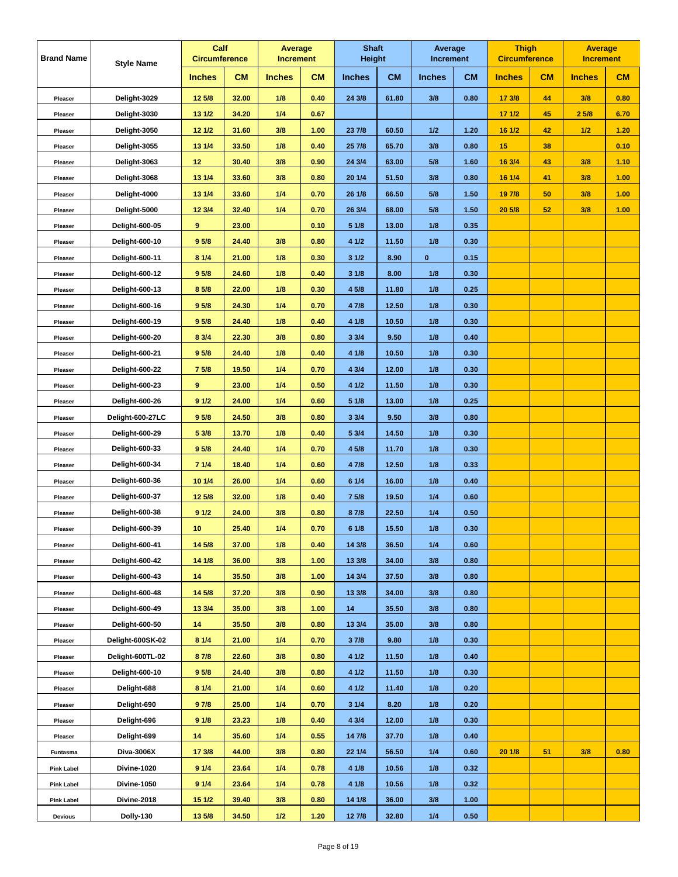| Brand Name | Style Name | Calf Circumference | | Average Increment | | Shaft Height | | Average Increment | | Thigh Circumference | | Average Increment | |
|---|---|---|---|---|---|---|---|---|---|---|---|---|---|
| | | Inches | CM | Inches | CM | Inches | CM | Inches | CM | Inches | CM | Inches | CM |
| Pleaser | Delight-3029 | 12 5/8 | 32.00 | 1/8 | 0.40 | 24 3/8 | 61.80 | 3/8 | 0.80 | 17 3/8 | 44 | 3/8 | 0.80 |
| Pleaser | Delight-3030 | 13 1/2 | 34.20 | 1/4 | 0.67 | | | | | 17 1/2 | 45 | 2 5/8 | 6.70 |
| Pleaser | Delight-3050 | 12 1/2 | 31.60 | 3/8 | 1.00 | 23 7/8 | 60.50 | 1/2 | 1.20 | 16 1/2 | 42 | 1/2 | 1.20 |
| Pleaser | Delight-3055 | 13 1/4 | 33.50 | 1/8 | 0.40 | 25 7/8 | 65.70 | 3/8 | 0.80 | 15 | 38 | | 0.10 |
| Pleaser | Delight-3063 | 12 | 30.40 | 3/8 | 0.90 | 24 3/4 | 63.00 | 5/8 | 1.60 | 16 3/4 | 43 | 3/8 | 1.10 |
| Pleaser | Delight-3068 | 13 1/4 | 33.60 | 3/8 | 0.80 | 20 1/4 | 51.50 | 3/8 | 0.80 | 16 1/4 | 41 | 3/8 | 1.00 |
| Pleaser | Delight-4000 | 13 1/4 | 33.60 | 1/4 | 0.70 | 26 1/8 | 66.50 | 5/8 | 1.50 | 19 7/8 | 50 | 3/8 | 1.00 |
| Pleaser | Delight-5000 | 12 3/4 | 32.40 | 1/4 | 0.70 | 26 3/4 | 68.00 | 5/8 | 1.50 | 20 5/8 | 52 | 3/8 | 1.00 |
| Pleaser | Delight-600-05 | 9 | 23.00 | | 0.10 | 5 1/8 | 13.00 | 1/8 | 0.35 | | | | |
| Pleaser | Delight-600-10 | 9 5/8 | 24.40 | 3/8 | 0.80 | 4 1/2 | 11.50 | 1/8 | 0.30 | | | | |
| Pleaser | Delight-600-11 | 8 1/4 | 21.00 | 1/8 | 0.30 | 3 1/2 | 8.90 | 0 | 0.15 | | | | |
| Pleaser | Delight-600-12 | 9 5/8 | 24.60 | 1/8 | 0.40 | 3 1/8 | 8.00 | 1/8 | 0.30 | | | | |
| Pleaser | Delight-600-13 | 8 5/8 | 22.00 | 1/8 | 0.30 | 4 5/8 | 11.80 | 1/8 | 0.25 | | | | |
| Pleaser | Delight-600-16 | 9 5/8 | 24.30 | 1/4 | 0.70 | 4 7/8 | 12.50 | 1/8 | 0.30 | | | | |
| Pleaser | Delight-600-19 | 9 5/8 | 24.40 | 1/8 | 0.40 | 4 1/8 | 10.50 | 1/8 | 0.30 | | | | |
| Pleaser | Delight-600-20 | 8 3/4 | 22.30 | 3/8 | 0.80 | 3 3/4 | 9.50 | 1/8 | 0.40 | | | | |
| Pleaser | Delight-600-21 | 9 5/8 | 24.40 | 1/8 | 0.40 | 4 1/8 | 10.50 | 1/8 | 0.30 | | | | |
| Pleaser | Delight-600-22 | 7 5/8 | 19.50 | 1/4 | 0.70 | 4 3/4 | 12.00 | 1/8 | 0.30 | | | | |
| Pleaser | Delight-600-23 | 9 | 23.00 | 1/4 | 0.50 | 4 1/2 | 11.50 | 1/8 | 0.30 | | | | |
| Pleaser | Delight-600-26 | 9 1/2 | 24.00 | 1/4 | 0.60 | 5 1/8 | 13.00 | 1/8 | 0.25 | | | | |
| Pleaser | Delight-600-27LC | 9 5/8 | 24.50 | 3/8 | 0.80 | 3 3/4 | 9.50 | 3/8 | 0.80 | | | | |
| Pleaser | Delight-600-29 | 5 3/8 | 13.70 | 1/8 | 0.40 | 5 3/4 | 14.50 | 1/8 | 0.30 | | | | |
| Pleaser | Delight-600-33 | 9 5/8 | 24.40 | 1/4 | 0.70 | 4 5/8 | 11.70 | 1/8 | 0.30 | | | | |
| Pleaser | Delight-600-34 | 7 1/4 | 18.40 | 1/4 | 0.60 | 4 7/8 | 12.50 | 1/8 | 0.33 | | | | |
| Pleaser | Delight-600-36 | 10 1/4 | 26.00 | 1/4 | 0.60 | 6 1/4 | 16.00 | 1/8 | 0.40 | | | | |
| Pleaser | Delight-600-37 | 12 5/8 | 32.00 | 1/8 | 0.40 | 7 5/8 | 19.50 | 1/4 | 0.60 | | | | |
| Pleaser | Delight-600-38 | 9 1/2 | 24.00 | 3/8 | 0.80 | 8 7/8 | 22.50 | 1/4 | 0.50 | | | | |
| Pleaser | Delight-600-39 | 10 | 25.40 | 1/4 | 0.70 | 6 1/8 | 15.50 | 1/8 | 0.30 | | | | |
| Pleaser | Delight-600-41 | 14 5/8 | 37.00 | 1/8 | 0.40 | 14 3/8 | 36.50 | 1/4 | 0.60 | | | | |
| Pleaser | Delight-600-42 | 14 1/8 | 36.00 | 3/8 | 1.00 | 13 3/8 | 34.00 | 3/8 | 0.80 | | | | |
| Pleaser | Delight-600-43 | 14 | 35.50 | 3/8 | 1.00 | 14 3/4 | 37.50 | 3/8 | 0.80 | | | | |
| Pleaser | Delight-600-48 | 14 5/8 | 37.20 | 3/8 | 0.90 | 13 3/8 | 34.00 | 3/8 | 0.80 | | | | |
| Pleaser | Delight-600-49 | 13 3/4 | 35.00 | 3/8 | 1.00 | 14 | 35.50 | 3/8 | 0.80 | | | | |
| Pleaser | Delight-600-50 | 14 | 35.50 | 3/8 | 0.80 | 13 3/4 | 35.00 | 3/8 | 0.80 | | | | |
| Pleaser | Delight-600SK-02 | 8 1/4 | 21.00 | 1/4 | 0.70 | 3 7/8 | 9.80 | 1/8 | 0.30 | | | | |
| Pleaser | Delight-600TL-02 | 8 7/8 | 22.60 | 3/8 | 0.80 | 4 1/2 | 11.50 | 1/8 | 0.40 | | | | |
| Pleaser | Delight-600-10 | 9 5/8 | 24.40 | 3/8 | 0.80 | 4 1/2 | 11.50 | 1/8 | 0.30 | | | | |
| Pleaser | Delight-688 | 8 1/4 | 21.00 | 1/4 | 0.60 | 4 1/2 | 11.40 | 1/8 | 0.20 | | | | |
| Pleaser | Delight-690 | 9 7/8 | 25.00 | 1/4 | 0.70 | 3 1/4 | 8.20 | 1/8 | 0.20 | | | | |
| Pleaser | Delight-696 | 9 1/8 | 23.23 | 1/8 | 0.40 | 4 3/4 | 12.00 | 1/8 | 0.30 | | | | |
| Pleaser | Delight-699 | 14 | 35.60 | 1/4 | 0.55 | 14 7/8 | 37.70 | 1/8 | 0.40 | | | | |
| Funtasma | Diva-3006X | 17 3/8 | 44.00 | 3/8 | 0.80 | 22 1/4 | 56.50 | 1/4 | 0.60 | 20 1/8 | 51 | 3/8 | 0.80 |
| Pink Label | Divine-1020 | 9 1/4 | 23.64 | 1/4 | 0.78 | 4 1/8 | 10.56 | 1/8 | 0.32 | | | | |
| Pink Label | Divine-1050 | 9 1/4 | 23.64 | 1/4 | 0.78 | 4 1/8 | 10.56 | 1/8 | 0.32 | | | | |
| Pink Label | Divine-2018 | 15 1/2 | 39.40 | 3/8 | 0.80 | 14 1/8 | 36.00 | 3/8 | 1.00 | | | | |
| Devious | Dolly-130 | 13 5/8 | 34.50 | 1/2 | 1.20 | 12 7/8 | 32.80 | 1/4 | 0.50 | | | | |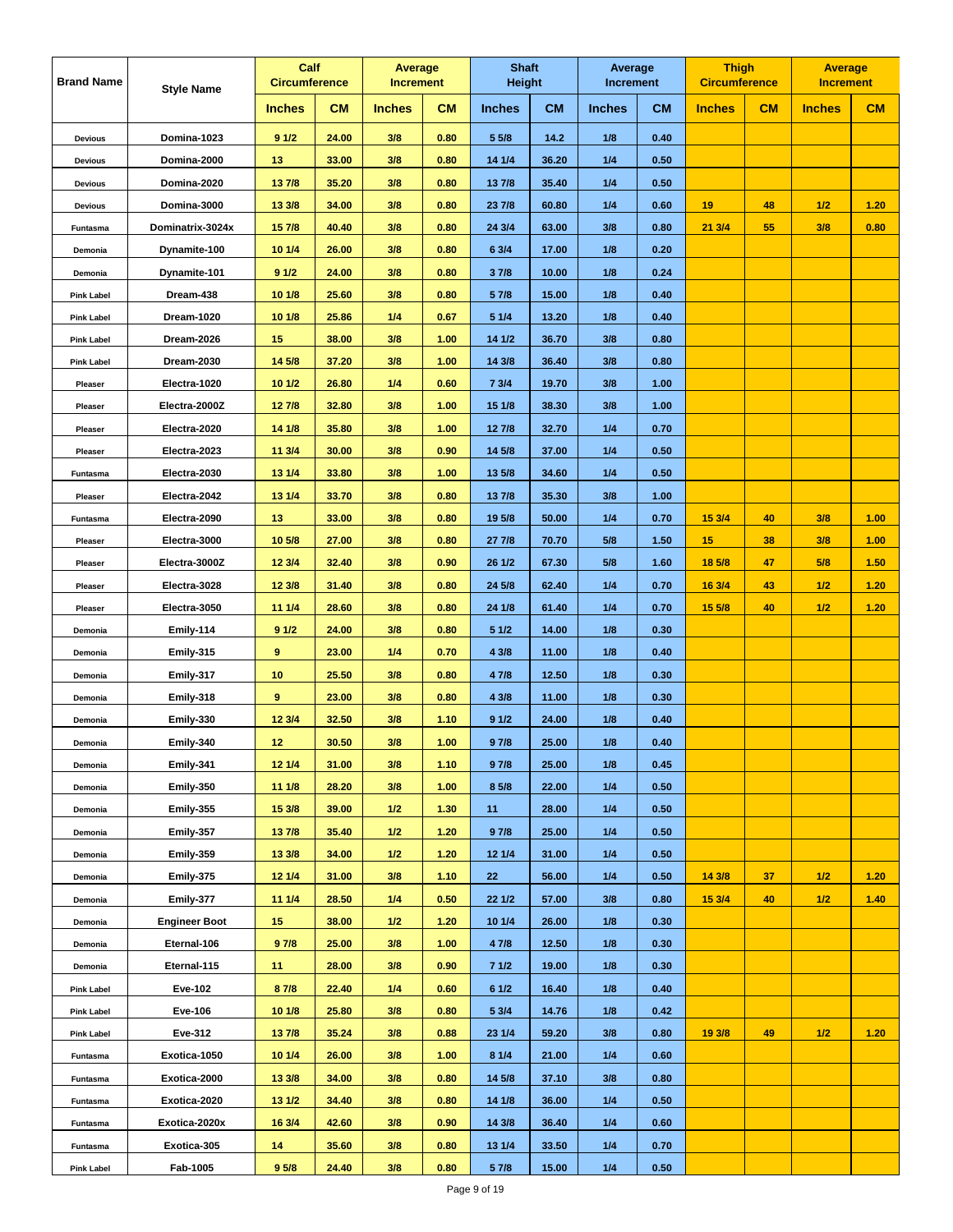| Brand Name | Style Name | Calf Circumference | | Average Increment | | Shaft Height | | Average Increment | | Thigh Circumference | | Average Increment | |
|---|---|---|---|---|---|---|---|---|---|---|---|---|---|
| | | Inches | CM | Inches | CM | Inches | CM | Inches | CM | Inches | CM | Inches | CM |
| Devious | Domina-1023 | 9 1/2 | 24.00 | 3/8 | 0.80 | 5 5/8 | 14.2 | 1/8 | 0.40 | | | | |
| Devious | Domina-2000 | 13 | 33.00 | 3/8 | 0.80 | 14 1/4 | 36.20 | 1/4 | 0.50 | | | | |
| Devious | Domina-2020 | 13 7/8 | 35.20 | 3/8 | 0.80 | 13 7/8 | 35.40 | 1/4 | 0.50 | | | | |
| Devious | Domina-3000 | 13 3/8 | 34.00 | 3/8 | 0.80 | 23 7/8 | 60.80 | 1/4 | 0.60 | 19 | 48 | 1/2 | 1.20 |
| Funtasma | Dominatrix-3024x | 15 7/8 | 40.40 | 3/8 | 0.80 | 24 3/4 | 63.00 | 3/8 | 0.80 | 21 3/4 | 55 | 3/8 | 0.80 |
| Demonia | Dynamite-100 | 10 1/4 | 26.00 | 3/8 | 0.80 | 6 3/4 | 17.00 | 1/8 | 0.20 | | | | |
| Demonia | Dynamite-101 | 9 1/2 | 24.00 | 3/8 | 0.80 | 3 7/8 | 10.00 | 1/8 | 0.24 | | | | |
| Pink Label | Dream-438 | 10 1/8 | 25.60 | 3/8 | 0.80 | 5 7/8 | 15.00 | 1/8 | 0.40 | | | | |
| Pink Label | Dream-1020 | 10 1/8 | 25.86 | 1/4 | 0.67 | 5 1/4 | 13.20 | 1/8 | 0.40 | | | | |
| Pink Label | Dream-2026 | 15 | 38.00 | 3/8 | 1.00 | 14 1/2 | 36.70 | 3/8 | 0.80 | | | | |
| Pink Label | Dream-2030 | 14 5/8 | 37.20 | 3/8 | 1.00 | 14 3/8 | 36.40 | 3/8 | 0.80 | | | | |
| Pleaser | Electra-1020 | 10 1/2 | 26.80 | 1/4 | 0.60 | 7 3/4 | 19.70 | 3/8 | 1.00 | | | | |
| Pleaser | Electra-2000Z | 12 7/8 | 32.80 | 3/8 | 1.00 | 15 1/8 | 38.30 | 3/8 | 1.00 | | | | |
| Pleaser | Electra-2020 | 14 1/8 | 35.80 | 3/8 | 1.00 | 12 7/8 | 32.70 | 1/4 | 0.70 | | | | |
| Pleaser | Electra-2023 | 11 3/4 | 30.00 | 3/8 | 0.90 | 14 5/8 | 37.00 | 1/4 | 0.50 | | | | |
| Funtasma | Electra-2030 | 13 1/4 | 33.80 | 3/8 | 1.00 | 13 5/8 | 34.60 | 1/4 | 0.50 | | | | |
| Pleaser | Electra-2042 | 13 1/4 | 33.70 | 3/8 | 0.80 | 13 7/8 | 35.30 | 3/8 | 1.00 | | | | |
| Funtasma | Electra-2090 | 13 | 33.00 | 3/8 | 0.80 | 19 5/8 | 50.00 | 1/4 | 0.70 | 15 3/4 | 40 | 3/8 | 1.00 |
| Pleaser | Electra-3000 | 10 5/8 | 27.00 | 3/8 | 0.80 | 27 7/8 | 70.70 | 5/8 | 1.50 | 15 | 38 | 3/8 | 1.00 |
| Pleaser | Electra-3000Z | 12 3/4 | 32.40 | 3/8 | 0.90 | 26 1/2 | 67.30 | 5/8 | 1.60 | 18 5/8 | 47 | 5/8 | 1.50 |
| Pleaser | Electra-3028 | 12 3/8 | 31.40 | 3/8 | 0.80 | 24 5/8 | 62.40 | 1/4 | 0.70 | 16 3/4 | 43 | 1/2 | 1.20 |
| Pleaser | Electra-3050 | 11 1/4 | 28.60 | 3/8 | 0.80 | 24 1/8 | 61.40 | 1/4 | 0.70 | 15 5/8 | 40 | 1/2 | 1.20 |
| Demonia | Emily-114 | 9 1/2 | 24.00 | 3/8 | 0.80 | 5 1/2 | 14.00 | 1/8 | 0.30 | | | | |
| Demonia | Emily-315 | 9 | 23.00 | 1/4 | 0.70 | 4 3/8 | 11.00 | 1/8 | 0.40 | | | | |
| Demonia | Emily-317 | 10 | 25.50 | 3/8 | 0.80 | 4 7/8 | 12.50 | 1/8 | 0.30 | | | | |
| Demonia | Emily-318 | 9 | 23.00 | 3/8 | 0.80 | 4 3/8 | 11.00 | 1/8 | 0.30 | | | | |
| Demonia | Emily-330 | 12 3/4 | 32.50 | 3/8 | 1.10 | 9 1/2 | 24.00 | 1/8 | 0.40 | | | | |
| Demonia | Emily-340 | 12 | 30.50 | 3/8 | 1.00 | 9 7/8 | 25.00 | 1/8 | 0.40 | | | | |
| Demonia | Emily-341 | 12 1/4 | 31.00 | 3/8 | 1.10 | 9 7/8 | 25.00 | 1/8 | 0.45 | | | | |
| Demonia | Emily-350 | 11 1/8 | 28.20 | 3/8 | 1.00 | 8 5/8 | 22.00 | 1/4 | 0.50 | | | | |
| Demonia | Emily-355 | 15 3/8 | 39.00 | 1/2 | 1.30 | 11 | 28.00 | 1/4 | 0.50 | | | | |
| Demonia | Emily-357 | 13 7/8 | 35.40 | 1/2 | 1.20 | 9 7/8 | 25.00 | 1/4 | 0.50 | | | | |
| Demonia | Emily-359 | 13 3/8 | 34.00 | 1/2 | 1.20 | 12 1/4 | 31.00 | 1/4 | 0.50 | | | | |
| Demonia | Emily-375 | 12 1/4 | 31.00 | 3/8 | 1.10 | 22 | 56.00 | 1/4 | 0.50 | 14 3/8 | 37 | 1/2 | 1.20 |
| Demonia | Emily-377 | 11 1/4 | 28.50 | 1/4 | 0.50 | 22 1/2 | 57.00 | 3/8 | 0.80 | 15 3/4 | 40 | 1/2 | 1.40 |
| Demonia | Engineer Boot | 15 | 38.00 | 1/2 | 1.20 | 10 1/4 | 26.00 | 1/8 | 0.30 | | | | |
| Demonia | Eternal-106 | 9 7/8 | 25.00 | 3/8 | 1.00 | 4 7/8 | 12.50 | 1/8 | 0.30 | | | | |
| Demonia | Eternal-115 | 11 | 28.00 | 3/8 | 0.90 | 7 1/2 | 19.00 | 1/8 | 0.30 | | | | |
| Pink Label | Eve-102 | 8 7/8 | 22.40 | 1/4 | 0.60 | 6 1/2 | 16.40 | 1/8 | 0.40 | | | | |
| Pink Label | Eve-106 | 10 1/8 | 25.80 | 3/8 | 0.80 | 5 3/4 | 14.76 | 1/8 | 0.42 | | | | |
| Pink Label | Eve-312 | 13 7/8 | 35.24 | 3/8 | 0.88 | 23 1/4 | 59.20 | 3/8 | 0.80 | 19 3/8 | 49 | 1/2 | 1.20 |
| Funtasma | Exotica-1050 | 10 1/4 | 26.00 | 3/8 | 1.00 | 8 1/4 | 21.00 | 1/4 | 0.60 | | | | |
| Funtasma | Exotica-2000 | 13 3/8 | 34.00 | 3/8 | 0.80 | 14 5/8 | 37.10 | 3/8 | 0.80 | | | | |
| Funtasma | Exotica-2020 | 13 1/2 | 34.40 | 3/8 | 0.80 | 14 1/8 | 36.00 | 1/4 | 0.50 | | | | |
| Funtasma | Exotica-2020x | 16 3/4 | 42.60 | 3/8 | 0.90 | 14 3/8 | 36.40 | 1/4 | 0.60 | | | | |
| Funtasma | Exotica-305 | 14 | 35.60 | 3/8 | 0.80 | 13 1/4 | 33.50 | 1/4 | 0.70 | | | | |
| Pink Label | Fab-1005 | 9 5/8 | 24.40 | 3/8 | 0.80 | 5 7/8 | 15.00 | 1/4 | 0.50 | | | | |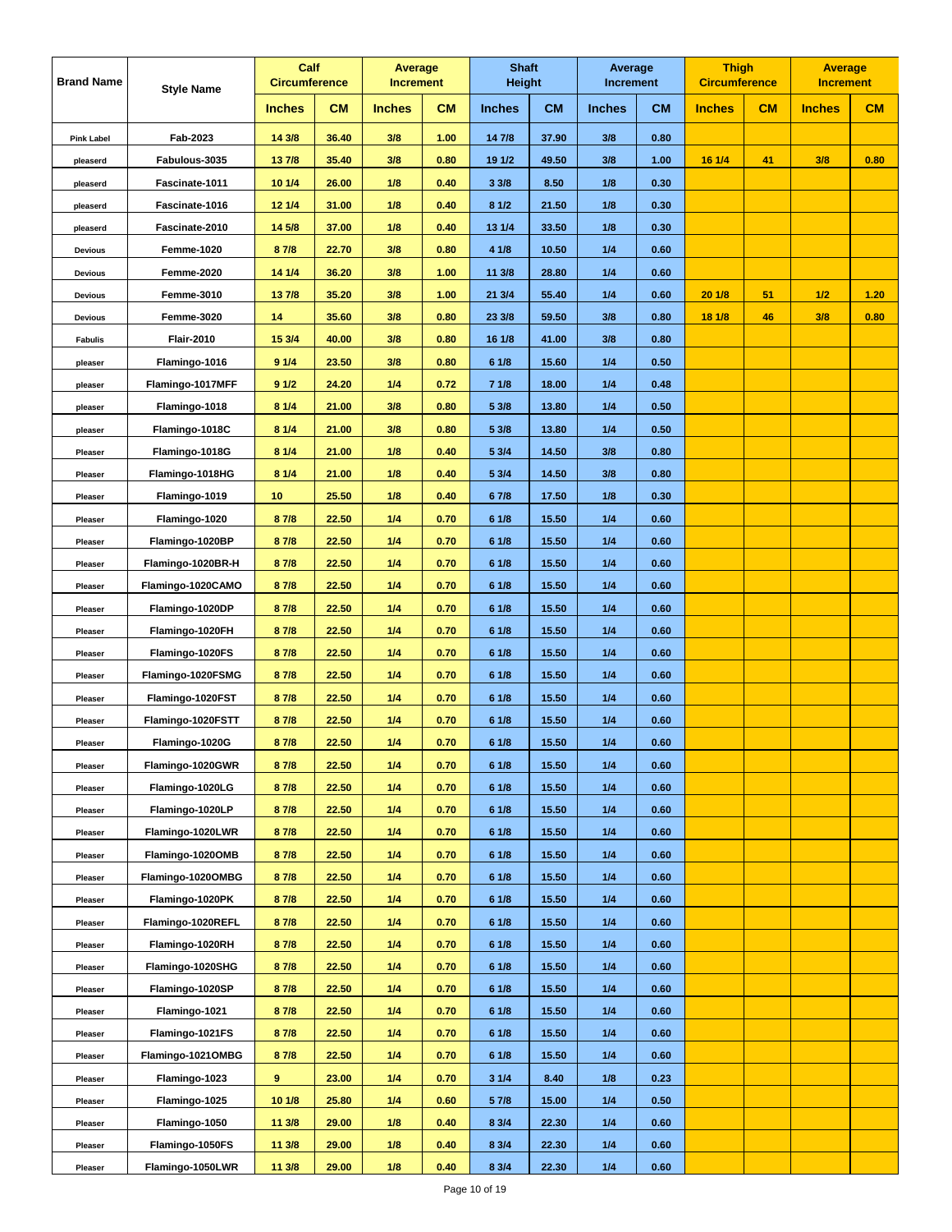| Brand Name | Style Name | Calf Circumference | | Average Increment | | Shaft Height | | Average Increment | | Thigh Circumference | | Average Increment | |
|---|---|---|---|---|---|---|---|---|---|---|---|---|---|
| | | Inches | CM | Inches | CM | Inches | CM | Inches | CM | Inches | CM | Inches | CM |
| Pink Label | Fab-2023 | 14 3/8 | 36.40 | 3/8 | 1.00 | 14 7/8 | 37.90 | 3/8 | 0.80 | | | | |
| pleaserd | Fabulous-3035 | 13 7/8 | 35.40 | 3/8 | 0.80 | 19 1/2 | 49.50 | 3/8 | 1.00 | 16 1/4 | 41 | 3/8 | 0.80 |
| pleaserd | Fascinate-1011 | 10 1/4 | 26.00 | 1/8 | 0.40 | 3 3/8 | 8.50 | 1/8 | 0.30 | | | | |
| pleaserd | Fascinate-1016 | 12 1/4 | 31.00 | 1/8 | 0.40 | 8 1/2 | 21.50 | 1/8 | 0.30 | | | | |
| pleaserd | Fascinate-2010 | 14 5/8 | 37.00 | 1/8 | 0.40 | 13 1/4 | 33.50 | 1/8 | 0.30 | | | | |
| Devious | Femme-1020 | 8 7/8 | 22.70 | 3/8 | 0.80 | 4 1/8 | 10.50 | 1/4 | 0.60 | | | | |
| Devious | Femme-2020 | 14 1/4 | 36.20 | 3/8 | 1.00 | 11 3/8 | 28.80 | 1/4 | 0.60 | | | | |
| Devious | Femme-3010 | 13 7/8 | 35.20 | 3/8 | 1.00 | 21 3/4 | 55.40 | 1/4 | 0.60 | 20 1/8 | 51 | 1/2 | 1.20 |
| Devious | Femme-3020 | 14 | 35.60 | 3/8 | 0.80 | 23 3/8 | 59.50 | 3/8 | 0.80 | 18 1/8 | 46 | 3/8 | 0.80 |
| Fabulis | Flair-2010 | 15 3/4 | 40.00 | 3/8 | 0.80 | 16 1/8 | 41.00 | 3/8 | 0.80 | | | | |
| pleaser | Flamingo-1016 | 9 1/4 | 23.50 | 3/8 | 0.80 | 6 1/8 | 15.60 | 1/4 | 0.50 | | | | |
| pleaser | Flamingo-1017MFF | 9 1/2 | 24.20 | 1/4 | 0.72 | 7 1/8 | 18.00 | 1/4 | 0.48 | | | | |
| pleaser | Flamingo-1018 | 8 1/4 | 21.00 | 3/8 | 0.80 | 5 3/8 | 13.80 | 1/4 | 0.50 | | | | |
| pleaser | Flamingo-1018C | 8 1/4 | 21.00 | 3/8 | 0.80 | 5 3/8 | 13.80 | 1/4 | 0.50 | | | | |
| Pleaser | Flamingo-1018G | 8 1/4 | 21.00 | 1/8 | 0.40 | 5 3/4 | 14.50 | 3/8 | 0.80 | | | | |
| Pleaser | Flamingo-1018HG | 8 1/4 | 21.00 | 1/8 | 0.40 | 5 3/4 | 14.50 | 3/8 | 0.80 | | | | |
| Pleaser | Flamingo-1019 | 10 | 25.50 | 1/8 | 0.40 | 6 7/8 | 17.50 | 1/8 | 0.30 | | | | |
| Pleaser | Flamingo-1020 | 8 7/8 | 22.50 | 1/4 | 0.70 | 6 1/8 | 15.50 | 1/4 | 0.60 | | | | |
| Pleaser | Flamingo-1020BP | 8 7/8 | 22.50 | 1/4 | 0.70 | 6 1/8 | 15.50 | 1/4 | 0.60 | | | | |
| Pleaser | Flamingo-1020BR-H | 8 7/8 | 22.50 | 1/4 | 0.70 | 6 1/8 | 15.50 | 1/4 | 0.60 | | | | |
| Pleaser | Flamingo-1020CAMO | 8 7/8 | 22.50 | 1/4 | 0.70 | 6 1/8 | 15.50 | 1/4 | 0.60 | | | | |
| Pleaser | Flamingo-1020DP | 8 7/8 | 22.50 | 1/4 | 0.70 | 6 1/8 | 15.50 | 1/4 | 0.60 | | | | |
| Pleaser | Flamingo-1020FH | 8 7/8 | 22.50 | 1/4 | 0.70 | 6 1/8 | 15.50 | 1/4 | 0.60 | | | | |
| Pleaser | Flamingo-1020FS | 8 7/8 | 22.50 | 1/4 | 0.70 | 6 1/8 | 15.50 | 1/4 | 0.60 | | | | |
| Pleaser | Flamingo-1020FSMG | 8 7/8 | 22.50 | 1/4 | 0.70 | 6 1/8 | 15.50 | 1/4 | 0.60 | | | | |
| Pleaser | Flamingo-1020FST | 8 7/8 | 22.50 | 1/4 | 0.70 | 6 1/8 | 15.50 | 1/4 | 0.60 | | | | |
| Pleaser | Flamingo-1020FSTT | 8 7/8 | 22.50 | 1/4 | 0.70 | 6 1/8 | 15.50 | 1/4 | 0.60 | | | | |
| Pleaser | Flamingo-1020G | 8 7/8 | 22.50 | 1/4 | 0.70 | 6 1/8 | 15.50 | 1/4 | 0.60 | | | | |
| Pleaser | Flamingo-1020GWR | 8 7/8 | 22.50 | 1/4 | 0.70 | 6 1/8 | 15.50 | 1/4 | 0.60 | | | | |
| Pleaser | Flamingo-1020LG | 8 7/8 | 22.50 | 1/4 | 0.70 | 6 1/8 | 15.50 | 1/4 | 0.60 | | | | |
| Pleaser | Flamingo-1020LP | 8 7/8 | 22.50 | 1/4 | 0.70 | 6 1/8 | 15.50 | 1/4 | 0.60 | | | | |
| Pleaser | Flamingo-1020LWR | 8 7/8 | 22.50 | 1/4 | 0.70 | 6 1/8 | 15.50 | 1/4 | 0.60 | | | | |
| Pleaser | Flamingo-1020OMB | 8 7/8 | 22.50 | 1/4 | 0.70 | 6 1/8 | 15.50 | 1/4 | 0.60 | | | | |
| Pleaser | Flamingo-1020OMBG | 8 7/8 | 22.50 | 1/4 | 0.70 | 6 1/8 | 15.50 | 1/4 | 0.60 | | | | |
| Pleaser | Flamingo-1020PK | 8 7/8 | 22.50 | 1/4 | 0.70 | 6 1/8 | 15.50 | 1/4 | 0.60 | | | | |
| Pleaser | Flamingo-1020REFL | 8 7/8 | 22.50 | 1/4 | 0.70 | 6 1/8 | 15.50 | 1/4 | 0.60 | | | | |
| Pleaser | Flamingo-1020RH | 8 7/8 | 22.50 | 1/4 | 0.70 | 6 1/8 | 15.50 | 1/4 | 0.60 | | | | |
| Pleaser | Flamingo-1020SHG | 8 7/8 | 22.50 | 1/4 | 0.70 | 6 1/8 | 15.50 | 1/4 | 0.60 | | | | |
| Pleaser | Flamingo-1020SP | 8 7/8 | 22.50 | 1/4 | 0.70 | 6 1/8 | 15.50 | 1/4 | 0.60 | | | | |
| Pleaser | Flamingo-1021 | 8 7/8 | 22.50 | 1/4 | 0.70 | 6 1/8 | 15.50 | 1/4 | 0.60 | | | | |
| Pleaser | Flamingo-1021FS | 8 7/8 | 22.50 | 1/4 | 0.70 | 6 1/8 | 15.50 | 1/4 | 0.60 | | | | |
| Pleaser | Flamingo-1021OMBG | 8 7/8 | 22.50 | 1/4 | 0.70 | 6 1/8 | 15.50 | 1/4 | 0.60 | | | | |
| Pleaser | Flamingo-1023 | 9 | 23.00 | 1/4 | 0.70 | 3 1/4 | 8.40 | 1/8 | 0.23 | | | | |
| Pleaser | Flamingo-1025 | 10 1/8 | 25.80 | 1/4 | 0.60 | 5 7/8 | 15.00 | 1/4 | 0.50 | | | | |
| Pleaser | Flamingo-1050 | 11 3/8 | 29.00 | 1/8 | 0.40 | 8 3/4 | 22.30 | 1/4 | 0.60 | | | | |
| Pleaser | Flamingo-1050FS | 11 3/8 | 29.00 | 1/8 | 0.40 | 8 3/4 | 22.30 | 1/4 | 0.60 | | | | |
| Pleaser | Flamingo-1050LWR | 11 3/8 | 29.00 | 1/8 | 0.40 | 8 3/4 | 22.30 | 1/4 | 0.60 | | | | |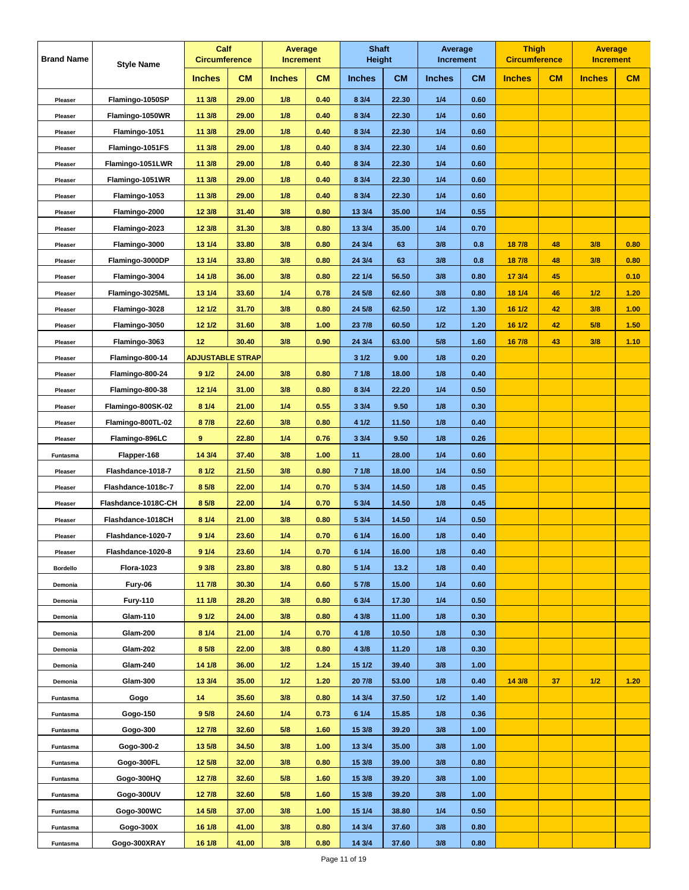| Brand Name | Style Name | Calf Circumference | | Average Increment | | Shaft Height | | Average Increment | | Thigh Circumference | | Average Increment | |
|---|---|---|---|---|---|---|---|---|---|---|---|---|---|
| | | Inches | CM | Inches | CM | Inches | CM | Inches | CM | Inches | CM | Inches | CM |
| Pleaser | Flamingo-1050SP | 11 3/8 | 29.00 | 1/8 | 0.40 | 8 3/4 | 22.30 | 1/4 | 0.60 | | | | |
| Pleaser | Flamingo-1050WR | 11 3/8 | 29.00 | 1/8 | 0.40 | 8 3/4 | 22.30 | 1/4 | 0.60 | | | | |
| Pleaser | Flamingo-1051 | 11 3/8 | 29.00 | 1/8 | 0.40 | 8 3/4 | 22.30 | 1/4 | 0.60 | | | | |
| Pleaser | Flamingo-1051FS | 11 3/8 | 29.00 | 1/8 | 0.40 | 8 3/4 | 22.30 | 1/4 | 0.60 | | | | |
| Pleaser | Flamingo-1051LWR | 11 3/8 | 29.00 | 1/8 | 0.40 | 8 3/4 | 22.30 | 1/4 | 0.60 | | | | |
| Pleaser | Flamingo-1051WR | 11 3/8 | 29.00 | 1/8 | 0.40 | 8 3/4 | 22.30 | 1/4 | 0.60 | | | | |
| Pleaser | Flamingo-1053 | 11 3/8 | 29.00 | 1/8 | 0.40 | 8 3/4 | 22.30 | 1/4 | 0.60 | | | | |
| Pleaser | Flamingo-2000 | 12 3/8 | 31.40 | 3/8 | 0.80 | 13 3/4 | 35.00 | 1/4 | 0.55 | | | | |
| Pleaser | Flamingo-2023 | 12 3/8 | 31.30 | 3/8 | 0.80 | 13 3/4 | 35.00 | 1/4 | 0.70 | | | | |
| Pleaser | Flamingo-3000 | 13 1/4 | 33.80 | 3/8 | 0.80 | 24 3/4 | 63 | 3/8 | 0.8 | 18 7/8 | 48 | 3/8 | 0.80 |
| Pleaser | Flamingo-3000DP | 13 1/4 | 33.80 | 3/8 | 0.80 | 24 3/4 | 63 | 3/8 | 0.8 | 18 7/8 | 48 | 3/8 | 0.80 |
| Pleaser | Flamingo-3004 | 14 1/8 | 36.00 | 3/8 | 0.80 | 22 1/4 | 56.50 | 3/8 | 0.80 | 17 3/4 | 45 | | 0.10 |
| Pleaser | Flamingo-3025ML | 13 1/4 | 33.60 | 1/4 | 0.78 | 24 5/8 | 62.60 | 3/8 | 0.80 | 18 1/4 | 46 | 1/2 | 1.20 |
| Pleaser | Flamingo-3028 | 12 1/2 | 31.70 | 3/8 | 0.80 | 24 5/8 | 62.50 | 1/2 | 1.30 | 16 1/2 | 42 | 3/8 | 1.00 |
| Pleaser | Flamingo-3050 | 12 1/2 | 31.60 | 3/8 | 1.00 | 23 7/8 | 60.50 | 1/2 | 1.20 | 16 1/2 | 42 | 5/8 | 1.50 |
| Pleaser | Flamingo-3063 | 12 | 30.40 | 3/8 | 0.90 | 24 3/4 | 63.00 | 5/8 | 1.60 | 16 7/8 | 43 | 3/8 | 1.10 |
| Pleaser | Flamingo-800-14 | ADJUSTABLE STRAP | | | | 3 1/2 | 9.00 | 1/8 | 0.20 | | | | |
| Pleaser | Flamingo-800-24 | 9 1/2 | 24.00 | 3/8 | 0.80 | 7 1/8 | 18.00 | 1/8 | 0.40 | | | | |
| Pleaser | Flamingo-800-38 | 12 1/4 | 31.00 | 3/8 | 0.80 | 8 3/4 | 22.20 | 1/4 | 0.50 | | | | |
| Pleaser | Flamingo-800SK-02 | 8 1/4 | 21.00 | 1/4 | 0.55 | 3 3/4 | 9.50 | 1/8 | 0.30 | | | | |
| Pleaser | Flamingo-800TL-02 | 8 7/8 | 22.60 | 3/8 | 0.80 | 4 1/2 | 11.50 | 1/8 | 0.40 | | | | |
| Pleaser | Flamingo-896LC | 9 | 22.80 | 1/4 | 0.76 | 3 3/4 | 9.50 | 1/8 | 0.26 | | | | |
| Funtasma | Flapper-168 | 14 3/4 | 37.40 | 3/8 | 1.00 | 11 | 28.00 | 1/4 | 0.60 | | | | |
| Pleaser | Flashdance-1018-7 | 8 1/2 | 21.50 | 3/8 | 0.80 | 7 1/8 | 18.00 | 1/4 | 0.50 | | | | |
| Pleaser | Flashdance-1018c-7 | 8 5/8 | 22.00 | 1/4 | 0.70 | 5 3/4 | 14.50 | 1/8 | 0.45 | | | | |
| Pleaser | Flashdance-1018C-CH | 8 5/8 | 22.00 | 1/4 | 0.70 | 5 3/4 | 14.50 | 1/8 | 0.45 | | | | |
| Pleaser | Flashdance-1018CH | 8 1/4 | 21.00 | 3/8 | 0.80 | 5 3/4 | 14.50 | 1/4 | 0.50 | | | | |
| Pleaser | Flashdance-1020-7 | 9 1/4 | 23.60 | 1/4 | 0.70 | 6 1/4 | 16.00 | 1/8 | 0.40 | | | | |
| Pleaser | Flashdance-1020-8 | 9 1/4 | 23.60 | 1/4 | 0.70 | 6 1/4 | 16.00 | 1/8 | 0.40 | | | | |
| Bordello | Flora-1023 | 9 3/8 | 23.80 | 3/8 | 0.80 | 5 1/4 | 13.2 | 1/8 | 0.40 | | | | |
| Demonia | Fury-06 | 11 7/8 | 30.30 | 1/4 | 0.60 | 5 7/8 | 15.00 | 1/4 | 0.60 | | | | |
| Demonia | Fury-110 | 11 1/8 | 28.20 | 3/8 | 0.80 | 6 3/4 | 17.30 | 1/4 | 0.50 | | | | |
| Demonia | Glam-110 | 9 1/2 | 24.00 | 3/8 | 0.80 | 4 3/8 | 11.00 | 1/8 | 0.30 | | | | |
| Demonia | Glam-200 | 8 1/4 | 21.00 | 1/4 | 0.70 | 4 1/8 | 10.50 | 1/8 | 0.30 | | | | |
| Demonia | Glam-202 | 8 5/8 | 22.00 | 3/8 | 0.80 | 4 3/8 | 11.20 | 1/8 | 0.30 | | | | |
| Demonia | Glam-240 | 14 1/8 | 36.00 | 1/2 | 1.24 | 15 1/2 | 39.40 | 3/8 | 1.00 | | | | |
| Demonia | Glam-300 | 13 3/4 | 35.00 | 1/2 | 1.20 | 20 7/8 | 53.00 | 1/8 | 0.40 | 14 3/8 | 37 | 1/2 | 1.20 |
| Funtasma | Gogo | 14 | 35.60 | 3/8 | 0.80 | 14 3/4 | 37.50 | 1/2 | 1.40 | | | | |
| Funtasma | Gogo-150 | 9 5/8 | 24.60 | 1/4 | 0.73 | 6 1/4 | 15.85 | 1/8 | 0.36 | | | | |
| Funtasma | Gogo-300 | 12 7/8 | 32.60 | 5/8 | 1.60 | 15 3/8 | 39.20 | 3/8 | 1.00 | | | | |
| Funtasma | Gogo-300-2 | 13 5/8 | 34.50 | 3/8 | 1.00 | 13 3/4 | 35.00 | 3/8 | 1.00 | | | | |
| Funtasma | Gogo-300FL | 12 5/8 | 32.00 | 3/8 | 0.80 | 15 3/8 | 39.00 | 3/8 | 0.80 | | | | |
| Funtasma | Gogo-300HQ | 12 7/8 | 32.60 | 5/8 | 1.60 | 15 3/8 | 39.20 | 3/8 | 1.00 | | | | |
| Funtasma | Gogo-300UV | 12 7/8 | 32.60 | 5/8 | 1.60 | 15 3/8 | 39.20 | 3/8 | 1.00 | | | | |
| Funtasma | Gogo-300WC | 14 5/8 | 37.00 | 3/8 | 1.00 | 15 1/4 | 38.80 | 1/4 | 0.50 | | | | |
| Funtasma | Gogo-300X | 16 1/8 | 41.00 | 3/8 | 0.80 | 14 3/4 | 37.60 | 3/8 | 0.80 | | | | |
| Funtasma | Gogo-300XRAY | 16 1/8 | 41.00 | 3/8 | 0.80 | 14 3/4 | 37.60 | 3/8 | 0.80 | | | | |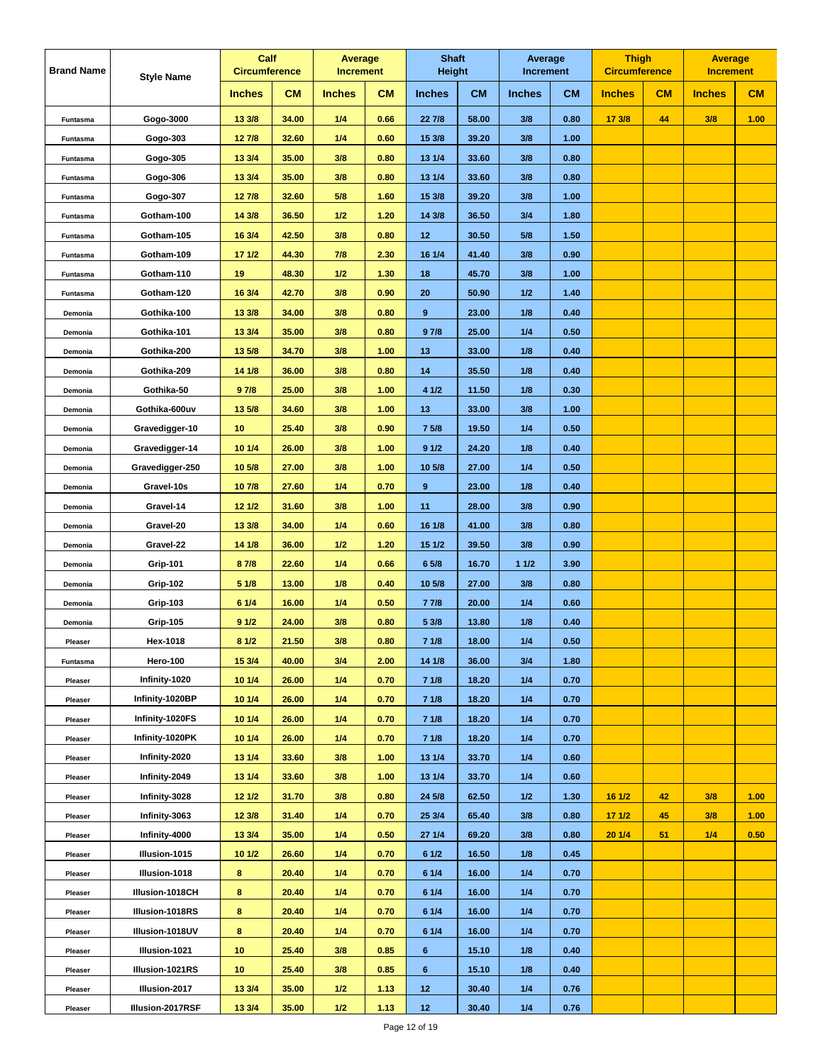| Brand Name | Style Name | Calf Circumference | | Average Increment | | Shaft Height | | Average Increment | | Thigh Circumference | | Average Increment | |
|---|---|---|---|---|---|---|---|---|---|---|---|---|---|
| | | Inches | CM | Inches | CM | Inches | CM | Inches | CM | Inches | CM | Inches | CM |
| Funtasma | Gogo-3000 | 13 3/8 | 34.00 | 1/4 | 0.66 | 22 7/8 | 58.00 | 3/8 | 0.80 | 17 3/8 | 44 | 3/8 | 1.00 |
| Funtasma | Gogo-303 | 12 7/8 | 32.60 | 1/4 | 0.60 | 15 3/8 | 39.20 | 3/8 | 1.00 | | | | |
| Funtasma | Gogo-305 | 13 3/4 | 35.00 | 3/8 | 0.80 | 13 1/4 | 33.60 | 3/8 | 0.80 | | | | |
| Funtasma | Gogo-306 | 13 3/4 | 35.00 | 3/8 | 0.80 | 13 1/4 | 33.60 | 3/8 | 0.80 | | | | |
| Funtasma | Gogo-307 | 12 7/8 | 32.60 | 5/8 | 1.60 | 15 3/8 | 39.20 | 3/8 | 1.00 | | | | |
| Funtasma | Gotham-100 | 14 3/8 | 36.50 | 1/2 | 1.20 | 14 3/8 | 36.50 | 3/4 | 1.80 | | | | |
| Funtasma | Gotham-105 | 16 3/4 | 42.50 | 3/8 | 0.80 | 12 | 30.50 | 5/8 | 1.50 | | | | |
| Funtasma | Gotham-109 | 17 1/2 | 44.30 | 7/8 | 2.30 | 16 1/4 | 41.40 | 3/8 | 0.90 | | | | |
| Funtasma | Gotham-110 | 19 | 48.30 | 1/2 | 1.30 | 18 | 45.70 | 3/8 | 1.00 | | | | |
| Funtasma | Gotham-120 | 16 3/4 | 42.70 | 3/8 | 0.90 | 20 | 50.90 | 1/2 | 1.40 | | | | |
| Demonia | Gothika-100 | 13 3/8 | 34.00 | 3/8 | 0.80 | 9 | 23.00 | 1/8 | 0.40 | | | | |
| Demonia | Gothika-101 | 13 3/4 | 35.00 | 3/8 | 0.80 | 9 7/8 | 25.00 | 1/4 | 0.50 | | | | |
| Demonia | Gothika-200 | 13 5/8 | 34.70 | 3/8 | 1.00 | 13 | 33.00 | 1/8 | 0.40 | | | | |
| Demonia | Gothika-209 | 14 1/8 | 36.00 | 3/8 | 0.80 | 14 | 35.50 | 1/8 | 0.40 | | | | |
| Demonia | Gothika-50 | 9 7/8 | 25.00 | 3/8 | 1.00 | 4 1/2 | 11.50 | 1/8 | 0.30 | | | | |
| Demonia | Gothika-600uv | 13 5/8 | 34.60 | 3/8 | 1.00 | 13 | 33.00 | 3/8 | 1.00 | | | | |
| Demonia | Gravedigger-10 | 10 | 25.40 | 3/8 | 0.90 | 7 5/8 | 19.50 | 1/4 | 0.50 | | | | |
| Demonia | Gravedigger-14 | 10 1/4 | 26.00 | 3/8 | 1.00 | 9 1/2 | 24.20 | 1/8 | 0.40 | | | | |
| Demonia | Gravedigger-250 | 10 5/8 | 27.00 | 3/8 | 1.00 | 10 5/8 | 27.00 | 1/4 | 0.50 | | | | |
| Demonia | Gravel-10s | 10 7/8 | 27.60 | 1/4 | 0.70 | 9 | 23.00 | 1/8 | 0.40 | | | | |
| Demonia | Gravel-14 | 12 1/2 | 31.60 | 3/8 | 1.00 | 11 | 28.00 | 3/8 | 0.90 | | | | |
| Demonia | Gravel-20 | 13 3/8 | 34.00 | 1/4 | 0.60 | 16 1/8 | 41.00 | 3/8 | 0.80 | | | | |
| Demonia | Gravel-22 | 14 1/8 | 36.00 | 1/2 | 1.20 | 15 1/2 | 39.50 | 3/8 | 0.90 | | | | |
| Demonia | Grip-101 | 8 7/8 | 22.60 | 1/4 | 0.66 | 6 5/8 | 16.70 | 1 1/2 | 3.90 | | | | |
| Demonia | Grip-102 | 5 1/8 | 13.00 | 1/8 | 0.40 | 10 5/8 | 27.00 | 3/8 | 0.80 | | | | |
| Demonia | Grip-103 | 6 1/4 | 16.00 | 1/4 | 0.50 | 7 7/8 | 20.00 | 1/4 | 0.60 | | | | |
| Demonia | Grip-105 | 9 1/2 | 24.00 | 3/8 | 0.80 | 5 3/8 | 13.80 | 1/8 | 0.40 | | | | |
| Pleaser | Hex-1018 | 8 1/2 | 21.50 | 3/8 | 0.80 | 7 1/8 | 18.00 | 1/4 | 0.50 | | | | |
| Funtasma | Hero-100 | 15 3/4 | 40.00 | 3/4 | 2.00 | 14 1/8 | 36.00 | 3/4 | 1.80 | | | | |
| Pleaser | Infinity-1020 | 10 1/4 | 26.00 | 1/4 | 0.70 | 7 1/8 | 18.20 | 1/4 | 0.70 | | | | |
| Pleaser | Infinity-1020BP | 10 1/4 | 26.00 | 1/4 | 0.70 | 7 1/8 | 18.20 | 1/4 | 0.70 | | | | |
| Pleaser | Infinity-1020FS | 10 1/4 | 26.00 | 1/4 | 0.70 | 7 1/8 | 18.20 | 1/4 | 0.70 | | | | |
| Pleaser | Infinity-1020PK | 10 1/4 | 26.00 | 1/4 | 0.70 | 7 1/8 | 18.20 | 1/4 | 0.70 | | | | |
| Pleaser | Infinity-2020 | 13 1/4 | 33.60 | 3/8 | 1.00 | 13 1/4 | 33.70 | 1/4 | 0.60 | | | | |
| Pleaser | Infinity-2049 | 13 1/4 | 33.60 | 3/8 | 1.00 | 13 1/4 | 33.70 | 1/4 | 0.60 | | | | |
| Pleaser | Infinity-3028 | 12 1/2 | 31.70 | 3/8 | 0.80 | 24 5/8 | 62.50 | 1/2 | 1.30 | 16 1/2 | 42 | 3/8 | 1.00 |
| Pleaser | Infinity-3063 | 12 3/8 | 31.40 | 1/4 | 0.70 | 25 3/4 | 65.40 | 3/8 | 0.80 | 17 1/2 | 45 | 3/8 | 1.00 |
| Pleaser | Infinity-4000 | 13 3/4 | 35.00 | 1/4 | 0.50 | 27 1/4 | 69.20 | 3/8 | 0.80 | 20 1/4 | 51 | 1/4 | 0.50 |
| Pleaser | Illusion-1015 | 10 1/2 | 26.60 | 1/4 | 0.70 | 6 1/2 | 16.50 | 1/8 | 0.45 | | | | |
| Pleaser | Illusion-1018 | 8 | 20.40 | 1/4 | 0.70 | 6 1/4 | 16.00 | 1/4 | 0.70 | | | | |
| Pleaser | Illusion-1018CH | 8 | 20.40 | 1/4 | 0.70 | 6 1/4 | 16.00 | 1/4 | 0.70 | | | | |
| Pleaser | Illusion-1018RS | 8 | 20.40 | 1/4 | 0.70 | 6 1/4 | 16.00 | 1/4 | 0.70 | | | | |
| Pleaser | Illusion-1018UV | 8 | 20.40 | 1/4 | 0.70 | 6 1/4 | 16.00 | 1/4 | 0.70 | | | | |
| Pleaser | Illusion-1021 | 10 | 25.40 | 3/8 | 0.85 | 6 | 15.10 | 1/8 | 0.40 | | | | |
| Pleaser | Illusion-1021RS | 10 | 25.40 | 3/8 | 0.85 | 6 | 15.10 | 1/8 | 0.40 | | | | |
| Pleaser | Illusion-2017 | 13 3/4 | 35.00 | 1/2 | 1.13 | 12 | 30.40 | 1/4 | 0.76 | | | | |
| Pleaser | Illusion-2017RSF | 13 3/4 | 35.00 | 1/2 | 1.13 | 12 | 30.40 | 1/4 | 0.76 | | | | |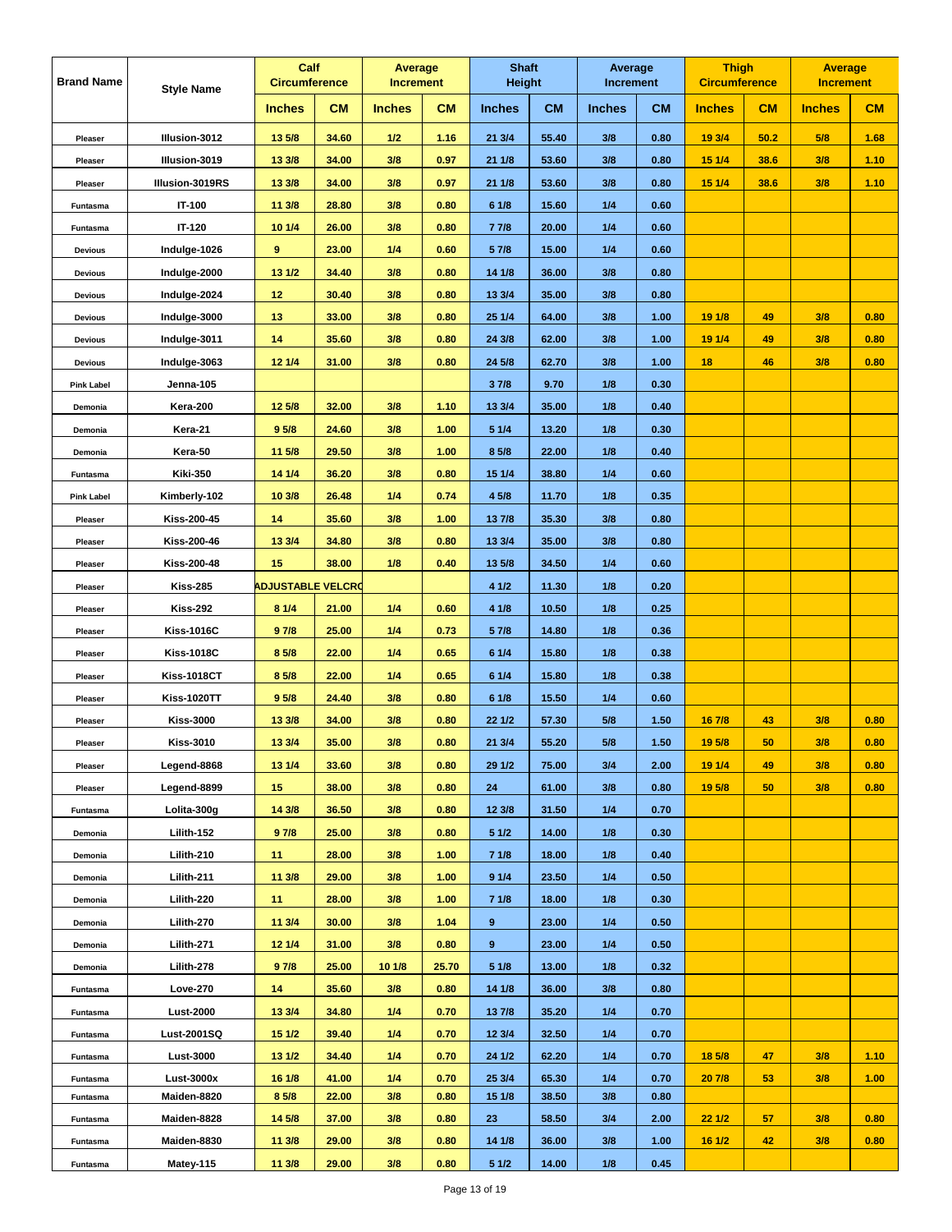| Brand Name | Style Name | Calf Circumference | | Average Increment | | Shaft Height | | Average Increment | | Thigh Circumference | | Average Increment | |
|---|---|---|---|---|---|---|---|---|---|---|---|---|---|
| | | Inches | CM | Inches | CM | Inches | CM | Inches | CM | Inches | CM | Inches | CM |
| Pleaser | Illusion-3012 | 13 5/8 | 34.60 | 1/2 | 1.16 | 21 3/4 | 55.40 | 3/8 | 0.80 | 19 3/4 | 50.2 | 5/8 | 1.68 |
| Pleaser | Illusion-3019 | 13 3/8 | 34.00 | 3/8 | 0.97 | 21 1/8 | 53.60 | 3/8 | 0.80 | 15 1/4 | 38.6 | 3/8 | 1.10 |
| Pleaser | Illusion-3019RS | 13 3/8 | 34.00 | 3/8 | 0.97 | 21 1/8 | 53.60 | 3/8 | 0.80 | 15 1/4 | 38.6 | 3/8 | 1.10 |
| Funtasma | IT-100 | 11 3/8 | 28.80 | 3/8 | 0.80 | 6 1/8 | 15.60 | 1/4 | 0.60 | | | | |
| Funtasma | IT-120 | 10 1/4 | 26.00 | 3/8 | 0.80 | 7 7/8 | 20.00 | 1/4 | 0.60 | | | | |
| Devious | Indulge-1026 | 9 | 23.00 | 1/4 | 0.60 | 5 7/8 | 15.00 | 1/4 | 0.60 | | | | |
| Devious | Indulge-2000 | 13 1/2 | 34.40 | 3/8 | 0.80 | 14 1/8 | 36.00 | 3/8 | 0.80 | | | | |
| Devious | Indulge-2024 | 12 | 30.40 | 3/8 | 0.80 | 13 3/4 | 35.00 | 3/8 | 0.80 | | | | |
| Devious | Indulge-3000 | 13 | 33.00 | 3/8 | 0.80 | 25 1/4 | 64.00 | 3/8 | 1.00 | 19 1/8 | 49 | 3/8 | 0.80 |
| Devious | Indulge-3011 | 14 | 35.60 | 3/8 | 0.80 | 24 3/8 | 62.00 | 3/8 | 1.00 | 19 1/4 | 49 | 3/8 | 0.80 |
| Devious | Indulge-3063 | 12 1/4 | 31.00 | 3/8 | 0.80 | 24 5/8 | 62.70 | 3/8 | 1.00 | 18 | 46 | 3/8 | 0.80 |
| Pink Label | Jenna-105 | | | | | 3 7/8 | 9.70 | 1/8 | 0.30 | | | | |
| Demonia | Kera-200 | 12 5/8 | 32.00 | 3/8 | 1.10 | 13 3/4 | 35.00 | 1/8 | 0.40 | | | | |
| Demonia | Kera-21 | 9 5/8 | 24.60 | 3/8 | 1.00 | 5 1/4 | 13.20 | 1/8 | 0.30 | | | | |
| Demonia | Kera-50 | 11 5/8 | 29.50 | 3/8 | 1.00 | 8 5/8 | 22.00 | 1/8 | 0.40 | | | | |
| Funtasma | Kiki-350 | 14 1/4 | 36.20 | 3/8 | 0.80 | 15 1/4 | 38.80 | 1/4 | 0.60 | | | | |
| Pink Label | Kimberly-102 | 10 3/8 | 26.48 | 1/4 | 0.74 | 4 5/8 | 11.70 | 1/8 | 0.35 | | | | |
| Pleaser | Kiss-200-45 | 14 | 35.60 | 3/8 | 1.00 | 13 7/8 | 35.30 | 3/8 | 0.80 | | | | |
| Pleaser | Kiss-200-46 | 13 3/4 | 34.80 | 3/8 | 0.80 | 13 3/4 | 35.00 | 3/8 | 0.80 | | | | |
| Pleaser | Kiss-200-48 | 15 | 38.00 | 1/8 | 0.40 | 13 5/8 | 34.50 | 1/4 | 0.60 | | | | |
| Pleaser | Kiss-285 | ADJUSTABLE VELCRO | | | | 4 1/2 | 11.30 | 1/8 | 0.20 | | | | |
| Pleaser | Kiss-292 | 8 1/4 | 21.00 | 1/4 | 0.60 | 4 1/8 | 10.50 | 1/8 | 0.25 | | | | |
| Pleaser | Kiss-1016C | 9 7/8 | 25.00 | 1/4 | 0.73 | 5 7/8 | 14.80 | 1/8 | 0.36 | | | | |
| Pleaser | Kiss-1018C | 8 5/8 | 22.00 | 1/4 | 0.65 | 6 1/4 | 15.80 | 1/8 | 0.38 | | | | |
| Pleaser | Kiss-1018CT | 8 5/8 | 22.00 | 1/4 | 0.65 | 6 1/4 | 15.80 | 1/8 | 0.38 | | | | |
| Pleaser | Kiss-1020TT | 9 5/8 | 24.40 | 3/8 | 0.80 | 6 1/8 | 15.50 | 1/4 | 0.60 | | | | |
| Pleaser | Kiss-3000 | 13 3/8 | 34.00 | 3/8 | 0.80 | 22 1/2 | 57.30 | 5/8 | 1.50 | 16 7/8 | 43 | 3/8 | 0.80 |
| Pleaser | Kiss-3010 | 13 3/4 | 35.00 | 3/8 | 0.80 | 21 3/4 | 55.20 | 5/8 | 1.50 | 19 5/8 | 50 | 3/8 | 0.80 |
| Pleaser | Legend-8868 | 13 1/4 | 33.60 | 3/8 | 0.80 | 29 1/2 | 75.00 | 3/4 | 2.00 | 19 1/4 | 49 | 3/8 | 0.80 |
| Pleaser | Legend-8899 | 15 | 38.00 | 3/8 | 0.80 | 24 | 61.00 | 3/8 | 0.80 | 19 5/8 | 50 | 3/8 | 0.80 |
| Funtasma | Lolita-300g | 14 3/8 | 36.50 | 3/8 | 0.80 | 12 3/8 | 31.50 | 1/4 | 0.70 | | | | |
| Demonia | Lilith-152 | 9 7/8 | 25.00 | 3/8 | 0.80 | 5 1/2 | 14.00 | 1/8 | 0.30 | | | | |
| Demonia | Lilith-210 | 11 | 28.00 | 3/8 | 1.00 | 7 1/8 | 18.00 | 1/8 | 0.40 | | | | |
| Demonia | Lilith-211 | 11 3/8 | 29.00 | 3/8 | 1.00 | 9 1/4 | 23.50 | 1/4 | 0.50 | | | | |
| Demonia | Lilith-220 | 11 | 28.00 | 3/8 | 1.00 | 7 1/8 | 18.00 | 1/8 | 0.30 | | | | |
| Demonia | Lilith-270 | 11 3/4 | 30.00 | 3/8 | 1.04 | 9 | 23.00 | 1/4 | 0.50 | | | | |
| Demonia | Lilith-271 | 12 1/4 | 31.00 | 3/8 | 0.80 | 9 | 23.00 | 1/4 | 0.50 | | | | |
| Demonia | Lilith-278 | 9 7/8 | 25.00 | 10 1/8 | 25.70 | 5 1/8 | 13.00 | 1/8 | 0.32 | | | | |
| Funtasma | Love-270 | 14 | 35.60 | 3/8 | 0.80 | 14 1/8 | 36.00 | 3/8 | 0.80 | | | | |
| Funtasma | Lust-2000 | 13 3/4 | 34.80 | 1/4 | 0.70 | 13 7/8 | 35.20 | 1/4 | 0.70 | | | | |
| Funtasma | Lust-2001SQ | 15 1/2 | 39.40 | 1/4 | 0.70 | 12 3/4 | 32.50 | 1/4 | 0.70 | | | | |
| Funtasma | Lust-3000 | 13 1/2 | 34.40 | 1/4 | 0.70 | 24 1/2 | 62.20 | 1/4 | 0.70 | 18 5/8 | 47 | 3/8 | 1.10 |
| Funtasma | Lust-3000x | 16 1/8 | 41.00 | 1/4 | 0.70 | 25 3/4 | 65.30 | 1/4 | 0.70 | 20 7/8 | 53 | 3/8 | 1.00 |
| Funtasma | Maiden-8820 | 8 5/8 | 22.00 | 3/8 | 0.80 | 15 1/8 | 38.50 | 3/8 | 0.80 | | | | |
| Funtasma | Maiden-8828 | 14 5/8 | 37.00 | 3/8 | 0.80 | 23 | 58.50 | 3/4 | 2.00 | 22 1/2 | 57 | 3/8 | 0.80 |
| Funtasma | Maiden-8830 | 11 3/8 | 29.00 | 3/8 | 0.80 | 14 1/8 | 36.00 | 3/8 | 1.00 | 16 1/2 | 42 | 3/8 | 0.80 |
| Funtasma | Matey-115 | 11 3/8 | 29.00 | 3/8 | 0.80 | 5 1/2 | 14.00 | 1/8 | 0.45 | | | | |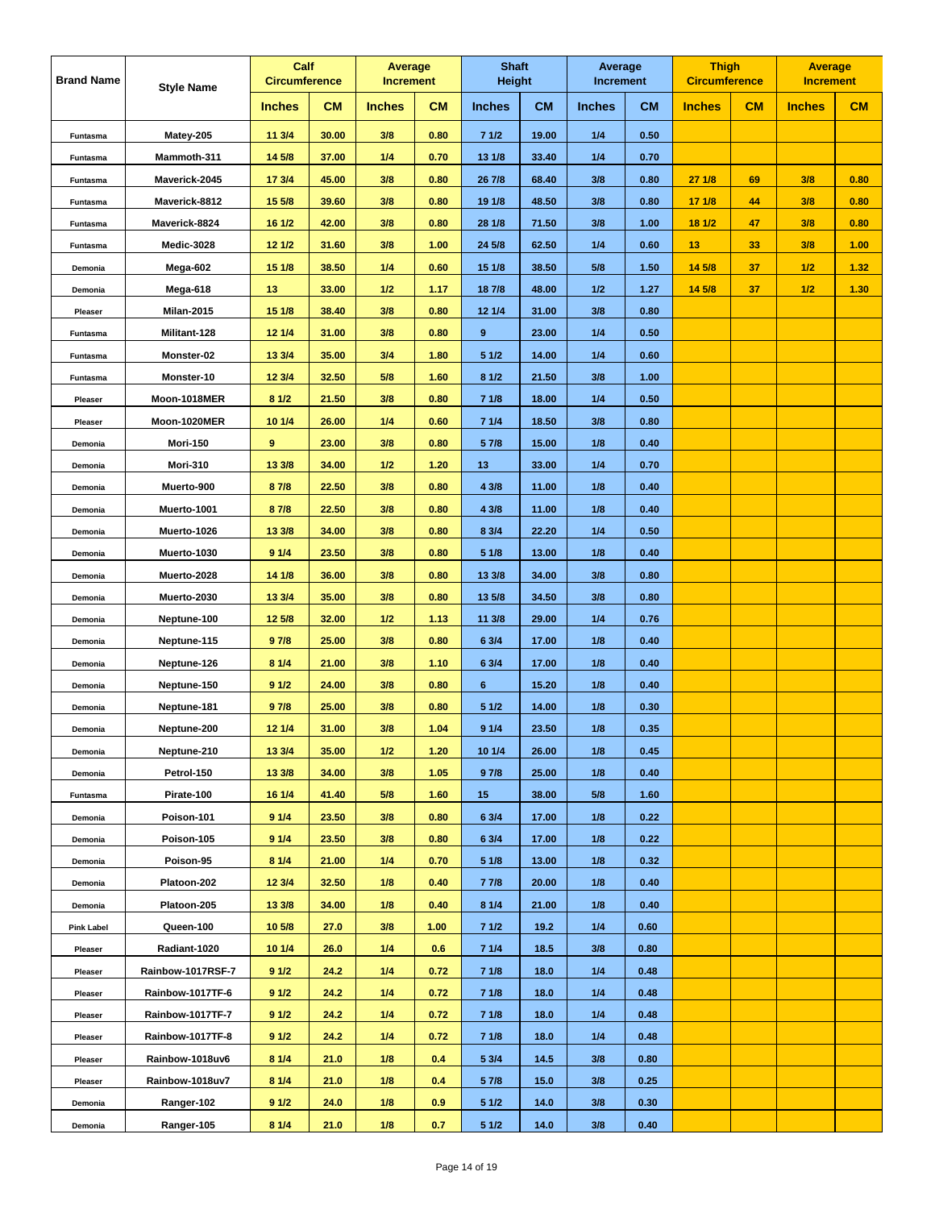| Brand Name | Style Name | Calf Circumference | | Average Increment | | Shaft Height | | Average Increment | | Thigh Circumference | | Average Increment | |
|---|---|---|---|---|---|---|---|---|---|---|---|---|---|
| | | Inches | CM | Inches | CM | Inches | CM | Inches | CM | Inches | CM | Inches | CM |
| Funtasma | Matey-205 | 11 3/4 | 30.00 | 3/8 | 0.80 | 7 1/2 | 19.00 | 1/4 | 0.50 | | | | |
| Funtasma | Mammoth-311 | 14 5/8 | 37.00 | 1/4 | 0.70 | 13 1/8 | 33.40 | 1/4 | 0.70 | | | | |
| Funtasma | Maverick-2045 | 17 3/4 | 45.00 | 3/8 | 0.80 | 26 7/8 | 68.40 | 3/8 | 0.80 | 27 1/8 | 69 | 3/8 | 0.80 |
| Funtasma | Maverick-8812 | 15 5/8 | 39.60 | 3/8 | 0.80 | 19 1/8 | 48.50 | 3/8 | 0.80 | 17 1/8 | 44 | 3/8 | 0.80 |
| Funtasma | Maverick-8824 | 16 1/2 | 42.00 | 3/8 | 0.80 | 28 1/8 | 71.50 | 3/8 | 1.00 | 18 1/2 | 47 | 3/8 | 0.80 |
| Funtasma | Medic-3028 | 12 1/2 | 31.60 | 3/8 | 1.00 | 24 5/8 | 62.50 | 1/4 | 0.60 | 13 | 33 | 3/8 | 1.00 |
| Demonia | Mega-602 | 15 1/8 | 38.50 | 1/4 | 0.60 | 15 1/8 | 38.50 | 5/8 | 1.50 | 14 5/8 | 37 | 1/2 | 1.32 |
| Demonia | Mega-618 | 13 | 33.00 | 1/2 | 1.17 | 18 7/8 | 48.00 | 1/2 | 1.27 | 14 5/8 | 37 | 1/2 | 1.30 |
| Pleaser | Milan-2015 | 15 1/8 | 38.40 | 3/8 | 0.80 | 12 1/4 | 31.00 | 3/8 | 0.80 | | | | |
| Funtasma | Militant-128 | 12 1/4 | 31.00 | 3/8 | 0.80 | 9 | 23.00 | 1/4 | 0.50 | | | | |
| Funtasma | Monster-02 | 13 3/4 | 35.00 | 3/4 | 1.80 | 5 1/2 | 14.00 | 1/4 | 0.60 | | | | |
| Funtasma | Monster-10 | 12 3/4 | 32.50 | 5/8 | 1.60 | 8 1/2 | 21.50 | 3/8 | 1.00 | | | | |
| Pleaser | Moon-1018MER | 8 1/2 | 21.50 | 3/8 | 0.80 | 7 1/8 | 18.00 | 1/4 | 0.50 | | | | |
| Pleaser | Moon-1020MER | 10 1/4 | 26.00 | 1/4 | 0.60 | 7 1/4 | 18.50 | 3/8 | 0.80 | | | | |
| Demonia | Mori-150 | 9 | 23.00 | 3/8 | 0.80 | 5 7/8 | 15.00 | 1/8 | 0.40 | | | | |
| Demonia | Mori-310 | 13 3/8 | 34.00 | 1/2 | 1.20 | 13 | 33.00 | 1/4 | 0.70 | | | | |
| Demonia | Muerto-900 | 8 7/8 | 22.50 | 3/8 | 0.80 | 4 3/8 | 11.00 | 1/8 | 0.40 | | | | |
| Demonia | Muerto-1001 | 8 7/8 | 22.50 | 3/8 | 0.80 | 4 3/8 | 11.00 | 1/8 | 0.40 | | | | |
| Demonia | Muerto-1026 | 13 3/8 | 34.00 | 3/8 | 0.80 | 8 3/4 | 22.20 | 1/4 | 0.50 | | | | |
| Demonia | Muerto-1030 | 9 1/4 | 23.50 | 3/8 | 0.80 | 5 1/8 | 13.00 | 1/8 | 0.40 | | | | |
| Demonia | Muerto-2028 | 14 1/8 | 36.00 | 3/8 | 0.80 | 13 3/8 | 34.00 | 3/8 | 0.80 | | | | |
| Demonia | Muerto-2030 | 13 3/4 | 35.00 | 3/8 | 0.80 | 13 5/8 | 34.50 | 3/8 | 0.80 | | | | |
| Demonia | Neptune-100 | 12 5/8 | 32.00 | 1/2 | 1.13 | 11 3/8 | 29.00 | 1/4 | 0.76 | | | | |
| Demonia | Neptune-115 | 9 7/8 | 25.00 | 3/8 | 0.80 | 6 3/4 | 17.00 | 1/8 | 0.40 | | | | |
| Demonia | Neptune-126 | 8 1/4 | 21.00 | 3/8 | 1.10 | 6 3/4 | 17.00 | 1/8 | 0.40 | | | | |
| Demonia | Neptune-150 | 9 1/2 | 24.00 | 3/8 | 0.80 | 6 | 15.20 | 1/8 | 0.40 | | | | |
| Demonia | Neptune-181 | 9 7/8 | 25.00 | 3/8 | 0.80 | 5 1/2 | 14.00 | 1/8 | 0.30 | | | | |
| Demonia | Neptune-200 | 12 1/4 | 31.00 | 3/8 | 1.04 | 9 1/4 | 23.50 | 1/8 | 0.35 | | | | |
| Demonia | Neptune-210 | 13 3/4 | 35.00 | 1/2 | 1.20 | 10 1/4 | 26.00 | 1/8 | 0.45 | | | | |
| Demonia | Petrol-150 | 13 3/8 | 34.00 | 3/8 | 1.05 | 9 7/8 | 25.00 | 1/8 | 0.40 | | | | |
| Funtasma | Pirate-100 | 16 1/4 | 41.40 | 5/8 | 1.60 | 15 | 38.00 | 5/8 | 1.60 | | | | |
| Demonia | Poison-101 | 9 1/4 | 23.50 | 3/8 | 0.80 | 6 3/4 | 17.00 | 1/8 | 0.22 | | | | |
| Demonia | Poison-105 | 9 1/4 | 23.50 | 3/8 | 0.80 | 6 3/4 | 17.00 | 1/8 | 0.22 | | | | |
| Demonia | Poison-95 | 8 1/4 | 21.00 | 1/4 | 0.70 | 5 1/8 | 13.00 | 1/8 | 0.32 | | | | |
| Demonia | Platoon-202 | 12 3/4 | 32.50 | 1/8 | 0.40 | 7 7/8 | 20.00 | 1/8 | 0.40 | | | | |
| Demonia | Platoon-205 | 13 3/8 | 34.00 | 1/8 | 0.40 | 8 1/4 | 21.00 | 1/8 | 0.40 | | | | |
| Pink Label | Queen-100 | 10 5/8 | 27.0 | 3/8 | 1.00 | 7 1/2 | 19.2 | 1/4 | 0.60 | | | | |
| Pleaser | Radiant-1020 | 10 1/4 | 26.0 | 1/4 | 0.6 | 7 1/4 | 18.5 | 3/8 | 0.80 | | | | |
| Pleaser | Rainbow-1017RSF-7 | 9 1/2 | 24.2 | 1/4 | 0.72 | 7 1/8 | 18.0 | 1/4 | 0.48 | | | | |
| Pleaser | Rainbow-1017TF-6 | 9 1/2 | 24.2 | 1/4 | 0.72 | 7 1/8 | 18.0 | 1/4 | 0.48 | | | | |
| Pleaser | Rainbow-1017TF-7 | 9 1/2 | 24.2 | 1/4 | 0.72 | 7 1/8 | 18.0 | 1/4 | 0.48 | | | | |
| Pleaser | Rainbow-1017TF-8 | 9 1/2 | 24.2 | 1/4 | 0.72 | 7 1/8 | 18.0 | 1/4 | 0.48 | | | | |
| Pleaser | Rainbow-1018uv6 | 8 1/4 | 21.0 | 1/8 | 0.4 | 5 3/4 | 14.5 | 3/8 | 0.80 | | | | |
| Pleaser | Rainbow-1018uv7 | 8 1/4 | 21.0 | 1/8 | 0.4 | 5 7/8 | 15.0 | 3/8 | 0.25 | | | | |
| Demonia | Ranger-102 | 9 1/2 | 24.0 | 1/8 | 0.9 | 5 1/2 | 14.0 | 3/8 | 0.30 | | | | |
| Demonia | Ranger-105 | 8 1/4 | 21.0 | 1/8 | 0.7 | 5 1/2 | 14.0 | 3/8 | 0.40 | | | | |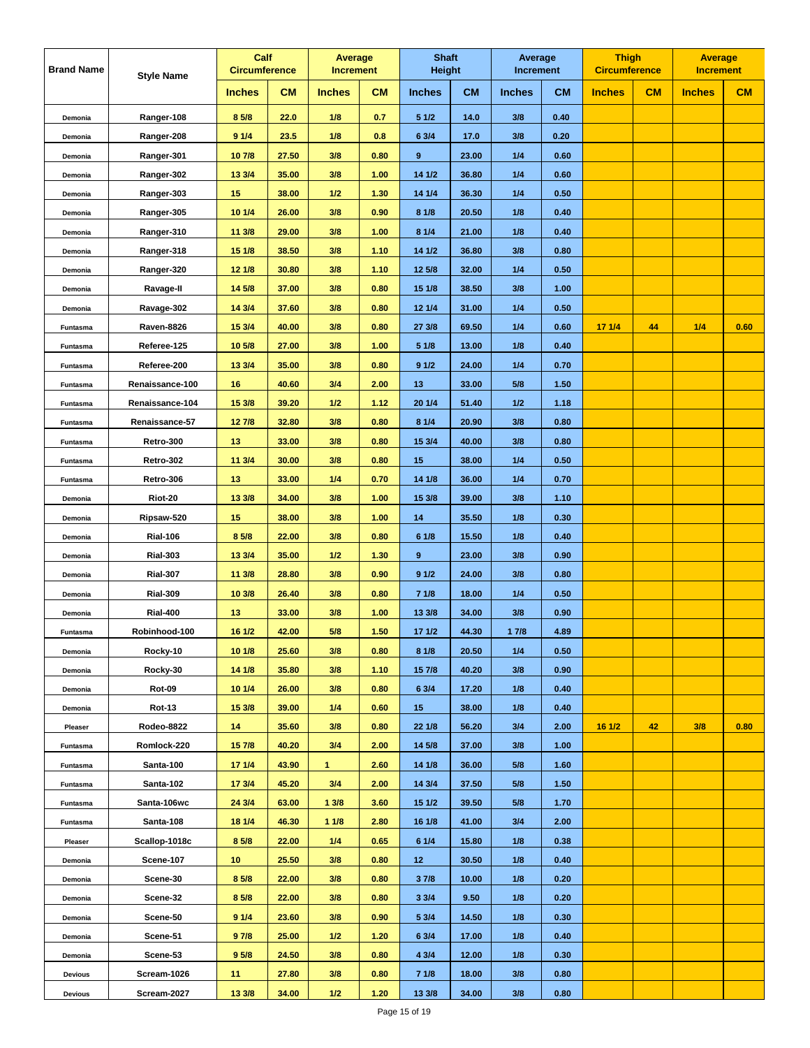| Brand Name | Style Name | Calf Circumference | | Average Increment | | Shaft Height | | Average Increment | | Thigh Circumference | | Average Increment | |
|---|---|---|---|---|---|---|---|---|---|---|---|---|---|
| | | Inches | CM | Inches | CM | Inches | CM | Inches | CM | Inches | CM | Inches | CM |
| Demonia | Ranger-108 | 8 5/8 | 22.0 | 1/8 | 0.7 | 5 1/2 | 14.0 | 3/8 | 0.40 | | | | |
| Demonia | Ranger-208 | 9 1/4 | 23.5 | 1/8 | 0.8 | 6 3/4 | 17.0 | 3/8 | 0.20 | | | | |
| Demonia | Ranger-301 | 10 7/8 | 27.50 | 3/8 | 0.80 | 9 | 23.00 | 1/4 | 0.60 | | | | |
| Demonia | Ranger-302 | 13 3/4 | 35.00 | 3/8 | 1.00 | 14 1/2 | 36.80 | 1/4 | 0.60 | | | | |
| Demonia | Ranger-303 | 15 | 38.00 | 1/2 | 1.30 | 14 1/4 | 36.30 | 1/4 | 0.50 | | | | |
| Demonia | Ranger-305 | 10 1/4 | 26.00 | 3/8 | 0.90 | 8 1/8 | 20.50 | 1/8 | 0.40 | | | | |
| Demonia | Ranger-310 | 11 3/8 | 29.00 | 3/8 | 1.00 | 8 1/4 | 21.00 | 1/8 | 0.40 | | | | |
| Demonia | Ranger-318 | 15 1/8 | 38.50 | 3/8 | 1.10 | 14 1/2 | 36.80 | 3/8 | 0.80 | | | | |
| Demonia | Ranger-320 | 12 1/8 | 30.80 | 3/8 | 1.10 | 12 5/8 | 32.00 | 1/4 | 0.50 | | | | |
| Demonia | Ravage-II | 14 5/8 | 37.00 | 3/8 | 0.80 | 15 1/8 | 38.50 | 3/8 | 1.00 | | | | |
| Demonia | Ravage-302 | 14 3/4 | 37.60 | 3/8 | 0.80 | 12 1/4 | 31.00 | 1/4 | 0.50 | | | | |
| Funtasma | Raven-8826 | 15 3/4 | 40.00 | 3/8 | 0.80 | 27 3/8 | 69.50 | 1/4 | 0.60 | 17 1/4 | 44 | 1/4 | 0.60 |
| Funtasma | Referee-125 | 10 5/8 | 27.00 | 3/8 | 1.00 | 5 1/8 | 13.00 | 1/8 | 0.40 | | | | |
| Funtasma | Referee-200 | 13 3/4 | 35.00 | 3/8 | 0.80 | 9 1/2 | 24.00 | 1/4 | 0.70 | | | | |
| Funtasma | Renaissance-100 | 16 | 40.60 | 3/4 | 2.00 | 13 | 33.00 | 5/8 | 1.50 | | | | |
| Funtasma | Renaissance-104 | 15 3/8 | 39.20 | 1/2 | 1.12 | 20 1/4 | 51.40 | 1/2 | 1.18 | | | | |
| Funtasma | Renaissance-57 | 12 7/8 | 32.80 | 3/8 | 0.80 | 8 1/4 | 20.90 | 3/8 | 0.80 | | | | |
| Funtasma | Retro-300 | 13 | 33.00 | 3/8 | 0.80 | 15 3/4 | 40.00 | 3/8 | 0.80 | | | | |
| Funtasma | Retro-302 | 11 3/4 | 30.00 | 3/8 | 0.80 | 15 | 38.00 | 1/4 | 0.50 | | | | |
| Funtasma | Retro-306 | 13 | 33.00 | 1/4 | 0.70 | 14 1/8 | 36.00 | 1/4 | 0.70 | | | | |
| Demonia | Riot-20 | 13 3/8 | 34.00 | 3/8 | 1.00 | 15 3/8 | 39.00 | 3/8 | 1.10 | | | | |
| Demonia | Ripsaw-520 | 15 | 38.00 | 3/8 | 1.00 | 14 | 35.50 | 1/8 | 0.30 | | | | |
| Demonia | Rial-106 | 8 5/8 | 22.00 | 3/8 | 0.80 | 6 1/8 | 15.50 | 1/8 | 0.40 | | | | |
| Demonia | Rial-303 | 13 3/4 | 35.00 | 1/2 | 1.30 | 9 | 23.00 | 3/8 | 0.90 | | | | |
| Demonia | Rial-307 | 11 3/8 | 28.80 | 3/8 | 0.90 | 9 1/2 | 24.00 | 3/8 | 0.80 | | | | |
| Demonia | Rial-309 | 10 3/8 | 26.40 | 3/8 | 0.80 | 7 1/8 | 18.00 | 1/4 | 0.50 | | | | |
| Demonia | Rial-400 | 13 | 33.00 | 3/8 | 1.00 | 13 3/8 | 34.00 | 3/8 | 0.90 | | | | |
| Funtasma | Robinhood-100 | 16 1/2 | 42.00 | 5/8 | 1.50 | 17 1/2 | 44.30 | 1 7/8 | 4.89 | | | | |
| Demonia | Rocky-10 | 10 1/8 | 25.60 | 3/8 | 0.80 | 8 1/8 | 20.50 | 1/4 | 0.50 | | | | |
| Demonia | Rocky-30 | 14 1/8 | 35.80 | 3/8 | 1.10 | 15 7/8 | 40.20 | 3/8 | 0.90 | | | | |
| Demonia | Rot-09 | 10 1/4 | 26.00 | 3/8 | 0.80 | 6 3/4 | 17.20 | 1/8 | 0.40 | | | | |
| Demonia | Rot-13 | 15 3/8 | 39.00 | 1/4 | 0.60 | 15 | 38.00 | 1/8 | 0.40 | | | | |
| Pleaser | Rodeo-8822 | 14 | 35.60 | 3/8 | 0.80 | 22 1/8 | 56.20 | 3/4 | 2.00 | 16 1/2 | 42 | 3/8 | 0.80 |
| Funtasma | Romlock-220 | 15 7/8 | 40.20 | 3/4 | 2.00 | 14 5/8 | 37.00 | 3/8 | 1.00 | | | | |
| Funtasma | Santa-100 | 17 1/4 | 43.90 | 1 | 2.60 | 14 1/8 | 36.00 | 5/8 | 1.60 | | | | |
| Funtasma | Santa-102 | 17 3/4 | 45.20 | 3/4 | 2.00 | 14 3/4 | 37.50 | 5/8 | 1.50 | | | | |
| Funtasma | Santa-106wc | 24 3/4 | 63.00 | 1 3/8 | 3.60 | 15 1/2 | 39.50 | 5/8 | 1.70 | | | | |
| Funtasma | Santa-108 | 18 1/4 | 46.30 | 1 1/8 | 2.80 | 16 1/8 | 41.00 | 3/4 | 2.00 | | | | |
| Pleaser | Scallop-1018c | 8 5/8 | 22.00 | 1/4 | 0.65 | 6 1/4 | 15.80 | 1/8 | 0.38 | | | | |
| Demonia | Scene-107 | 10 | 25.50 | 3/8 | 0.80 | 12 | 30.50 | 1/8 | 0.40 | | | | |
| Demonia | Scene-30 | 8 5/8 | 22.00 | 3/8 | 0.80 | 3 7/8 | 10.00 | 1/8 | 0.20 | | | | |
| Demonia | Scene-32 | 8 5/8 | 22.00 | 3/8 | 0.80 | 3 3/4 | 9.50 | 1/8 | 0.20 | | | | |
| Demonia | Scene-50 | 9 1/4 | 23.60 | 3/8 | 0.90 | 5 3/4 | 14.50 | 1/8 | 0.30 | | | | |
| Demonia | Scene-51 | 9 7/8 | 25.00 | 1/2 | 1.20 | 6 3/4 | 17.00 | 1/8 | 0.40 | | | | |
| Demonia | Scene-53 | 9 5/8 | 24.50 | 3/8 | 0.80 | 4 3/4 | 12.00 | 1/8 | 0.30 | | | | |
| Devious | Scream-1026 | 11 | 27.80 | 3/8 | 0.80 | 7 1/8 | 18.00 | 3/8 | 0.80 | | | | |
| Devious | Scream-2027 | 13 3/8 | 34.00 | 1/2 | 1.20 | 13 3/8 | 34.00 | 3/8 | 0.80 | | | | |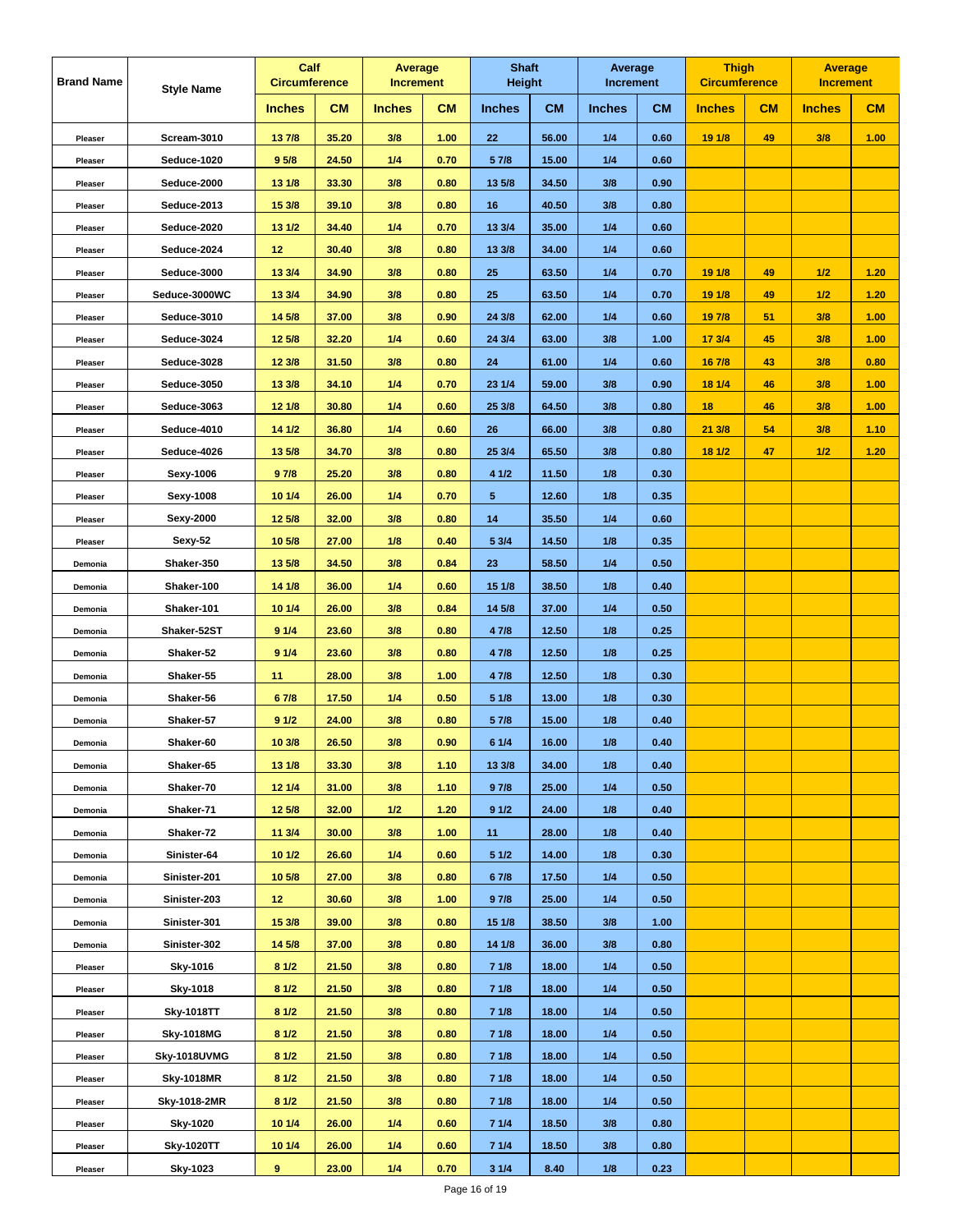| Brand Name | Style Name | Calf Circumference | | Average Increment | | Shaft Height | | Average Increment | | Thigh Circumference | | Average Increment | |
|---|---|---|---|---|---|---|---|---|---|---|---|---|---|
| | | Inches | CM | Inches | CM | Inches | CM | Inches | CM | Inches | CM | Inches | CM |
| Pleaser | Scream-3010 | 13 7/8 | 35.20 | 3/8 | 1.00 | 22 | 56.00 | 1/4 | 0.60 | 19 1/8 | 49 | 3/8 | 1.00 |
| Pleaser | Seduce-1020 | 9 5/8 | 24.50 | 1/4 | 0.70 | 5 7/8 | 15.00 | 1/4 | 0.60 | | | | |
| Pleaser | Seduce-2000 | 13 1/8 | 33.30 | 3/8 | 0.80 | 13 5/8 | 34.50 | 3/8 | 0.90 | | | | |
| Pleaser | Seduce-2013 | 15 3/8 | 39.10 | 3/8 | 0.80 | 16 | 40.50 | 3/8 | 0.80 | | | | |
| Pleaser | Seduce-2020 | 13 1/2 | 34.40 | 1/4 | 0.70 | 13 3/4 | 35.00 | 1/4 | 0.60 | | | | |
| Pleaser | Seduce-2024 | 12 | 30.40 | 3/8 | 0.80 | 13 3/8 | 34.00 | 1/4 | 0.60 | | | | |
| Pleaser | Seduce-3000 | 13 3/4 | 34.90 | 3/8 | 0.80 | 25 | 63.50 | 1/4 | 0.70 | 19 1/8 | 49 | 1/2 | 1.20 |
| Pleaser | Seduce-3000WC | 13 3/4 | 34.90 | 3/8 | 0.80 | 25 | 63.50 | 1/4 | 0.70 | 19 1/8 | 49 | 1/2 | 1.20 |
| Pleaser | Seduce-3010 | 14 5/8 | 37.00 | 3/8 | 0.90 | 24 3/8 | 62.00 | 1/4 | 0.60 | 19 7/8 | 51 | 3/8 | 1.00 |
| Pleaser | Seduce-3024 | 12 5/8 | 32.20 | 1/4 | 0.60 | 24 3/4 | 63.00 | 3/8 | 1.00 | 17 3/4 | 45 | 3/8 | 1.00 |
| Pleaser | Seduce-3028 | 12 3/8 | 31.50 | 3/8 | 0.80 | 24 | 61.00 | 1/4 | 0.60 | 16 7/8 | 43 | 3/8 | 0.80 |
| Pleaser | Seduce-3050 | 13 3/8 | 34.10 | 1/4 | 0.70 | 23 1/4 | 59.00 | 3/8 | 0.90 | 18 1/4 | 46 | 3/8 | 1.00 |
| Pleaser | Seduce-3063 | 12 1/8 | 30.80 | 1/4 | 0.60 | 25 3/8 | 64.50 | 3/8 | 0.80 | 18 | 46 | 3/8 | 1.00 |
| Pleaser | Seduce-4010 | 14 1/2 | 36.80 | 1/4 | 0.60 | 26 | 66.00 | 3/8 | 0.80 | 21 3/8 | 54 | 3/8 | 1.10 |
| Pleaser | Seduce-4026 | 13 5/8 | 34.70 | 3/8 | 0.80 | 25 3/4 | 65.50 | 3/8 | 0.80 | 18 1/2 | 47 | 1/2 | 1.20 |
| Pleaser | Sexy-1006 | 9 7/8 | 25.20 | 3/8 | 0.80 | 4 1/2 | 11.50 | 1/8 | 0.30 | | | | |
| Pleaser | Sexy-1008 | 10 1/4 | 26.00 | 1/4 | 0.70 | 5 | 12.60 | 1/8 | 0.35 | | | | |
| Pleaser | Sexy-2000 | 12 5/8 | 32.00 | 3/8 | 0.80 | 14 | 35.50 | 1/4 | 0.60 | | | | |
| Pleaser | Sexy-52 | 10 5/8 | 27.00 | 1/8 | 0.40 | 5 3/4 | 14.50 | 1/8 | 0.35 | | | | |
| Demonia | Shaker-350 | 13 5/8 | 34.50 | 3/8 | 0.84 | 23 | 58.50 | 1/4 | 0.50 | | | | |
| Demonia | Shaker-100 | 14 1/8 | 36.00 | 1/4 | 0.60 | 15 1/8 | 38.50 | 1/8 | 0.40 | | | | |
| Demonia | Shaker-101 | 10 1/4 | 26.00 | 3/8 | 0.84 | 14 5/8 | 37.00 | 1/4 | 0.50 | | | | |
| Demonia | Shaker-52ST | 9 1/4 | 23.60 | 3/8 | 0.80 | 4 7/8 | 12.50 | 1/8 | 0.25 | | | | |
| Demonia | Shaker-52 | 9 1/4 | 23.60 | 3/8 | 0.80 | 4 7/8 | 12.50 | 1/8 | 0.25 | | | | |
| Demonia | Shaker-55 | 11 | 28.00 | 3/8 | 1.00 | 4 7/8 | 12.50 | 1/8 | 0.30 | | | | |
| Demonia | Shaker-56 | 6 7/8 | 17.50 | 1/4 | 0.50 | 5 1/8 | 13.00 | 1/8 | 0.30 | | | | |
| Demonia | Shaker-57 | 9 1/2 | 24.00 | 3/8 | 0.80 | 5 7/8 | 15.00 | 1/8 | 0.40 | | | | |
| Demonia | Shaker-60 | 10 3/8 | 26.50 | 3/8 | 0.90 | 6 1/4 | 16.00 | 1/8 | 0.40 | | | | |
| Demonia | Shaker-65 | 13 1/8 | 33.30 | 3/8 | 1.10 | 13 3/8 | 34.00 | 1/8 | 0.40 | | | | |
| Demonia | Shaker-70 | 12 1/4 | 31.00 | 3/8 | 1.10 | 9 7/8 | 25.00 | 1/4 | 0.50 | | | | |
| Demonia | Shaker-71 | 12 5/8 | 32.00 | 1/2 | 1.20 | 9 1/2 | 24.00 | 1/8 | 0.40 | | | | |
| Demonia | Shaker-72 | 11 3/4 | 30.00 | 3/8 | 1.00 | 11 | 28.00 | 1/8 | 0.40 | | | | |
| Demonia | Sinister-64 | 10 1/2 | 26.60 | 1/4 | 0.60 | 5 1/2 | 14.00 | 1/8 | 0.30 | | | | |
| Demonia | Sinister-201 | 10 5/8 | 27.00 | 3/8 | 0.80 | 6 7/8 | 17.50 | 1/4 | 0.50 | | | | |
| Demonia | Sinister-203 | 12 | 30.60 | 3/8 | 1.00 | 9 7/8 | 25.00 | 1/4 | 0.50 | | | | |
| Demonia | Sinister-301 | 15 3/8 | 39.00 | 3/8 | 0.80 | 15 1/8 | 38.50 | 3/8 | 1.00 | | | | |
| Demonia | Sinister-302 | 14 5/8 | 37.00 | 3/8 | 0.80 | 14 1/8 | 36.00 | 3/8 | 0.80 | | | | |
| Pleaser | Sky-1016 | 8 1/2 | 21.50 | 3/8 | 0.80 | 7 1/8 | 18.00 | 1/4 | 0.50 | | | | |
| Pleaser | Sky-1018 | 8 1/2 | 21.50 | 3/8 | 0.80 | 7 1/8 | 18.00 | 1/4 | 0.50 | | | | |
| Pleaser | Sky-1018TT | 8 1/2 | 21.50 | 3/8 | 0.80 | 7 1/8 | 18.00 | 1/4 | 0.50 | | | | |
| Pleaser | Sky-1018MG | 8 1/2 | 21.50 | 3/8 | 0.80 | 7 1/8 | 18.00 | 1/4 | 0.50 | | | | |
| Pleaser | Sky-1018UVMG | 8 1/2 | 21.50 | 3/8 | 0.80 | 7 1/8 | 18.00 | 1/4 | 0.50 | | | | |
| Pleaser | Sky-1018MR | 8 1/2 | 21.50 | 3/8 | 0.80 | 7 1/8 | 18.00 | 1/4 | 0.50 | | | | |
| Pleaser | Sky-1018-2MR | 8 1/2 | 21.50 | 3/8 | 0.80 | 7 1/8 | 18.00 | 1/4 | 0.50 | | | | |
| Pleaser | Sky-1020 | 10 1/4 | 26.00 | 1/4 | 0.60 | 7 1/4 | 18.50 | 3/8 | 0.80 | | | | |
| Pleaser | Sky-1020TT | 10 1/4 | 26.00 | 1/4 | 0.60 | 7 1/4 | 18.50 | 3/8 | 0.80 | | | | |
| Pleaser | Sky-1023 | 9 | 23.00 | 1/4 | 0.70 | 3 1/4 | 8.40 | 1/8 | 0.23 | | | | |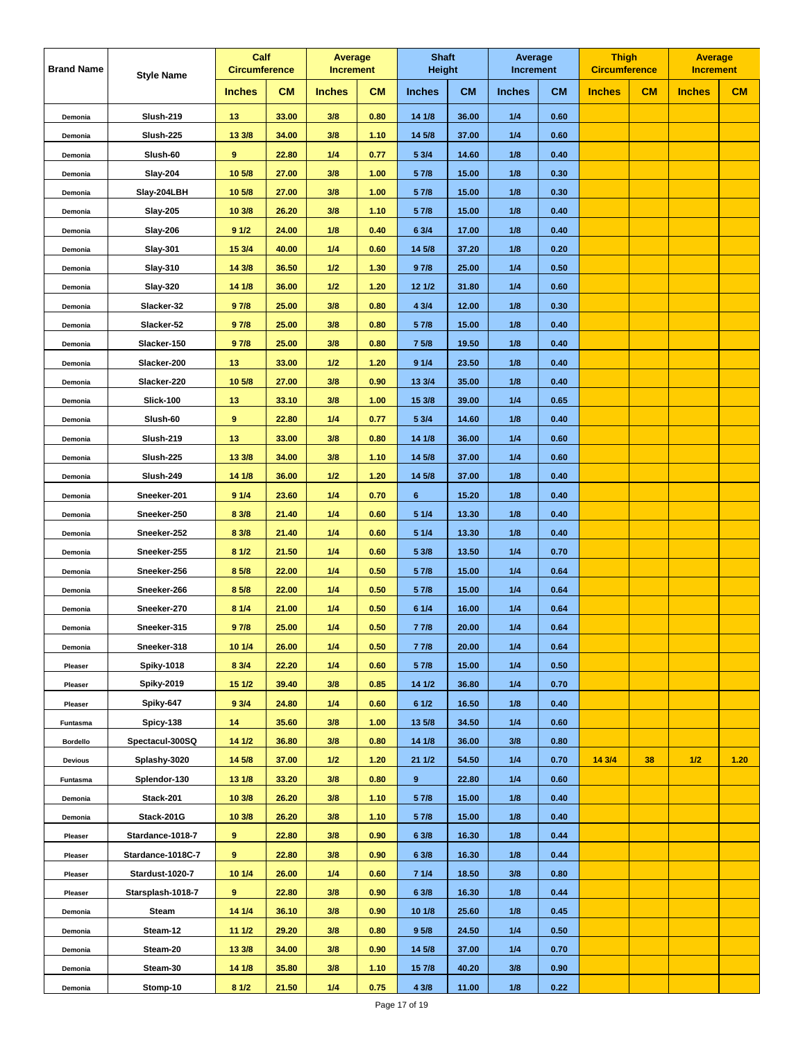| Brand Name | Style Name | Calf Circumference | | Average Increment | | Shaft Height | | Average Increment | | Thigh Circumference | | Average Increment | |
|---|---|---|---|---|---|---|---|---|---|---|---|---|---|
| | | Inches | CM | Inches | CM | Inches | CM | Inches | CM | Inches | CM | Inches | CM |
| Demonia | Slush-219 | 13 | 33.00 | 3/8 | 0.80 | 14 1/8 | 36.00 | 1/4 | 0.60 | | | | |
| Demonia | Slush-225 | 13 3/8 | 34.00 | 3/8 | 1.10 | 14 5/8 | 37.00 | 1/4 | 0.60 | | | | |
| Demonia | Slush-60 | 9 | 22.80 | 1/4 | 0.77 | 5 3/4 | 14.60 | 1/8 | 0.40 | | | | |
| Demonia | Slay-204 | 10 5/8 | 27.00 | 3/8 | 1.00 | 5 7/8 | 15.00 | 1/8 | 0.30 | | | | |
| Demonia | Slay-204LBH | 10 5/8 | 27.00 | 3/8 | 1.00 | 5 7/8 | 15.00 | 1/8 | 0.30 | | | | |
| Demonia | Slay-205 | 10 3/8 | 26.20 | 3/8 | 1.10 | 5 7/8 | 15.00 | 1/8 | 0.40 | | | | |
| Demonia | Slay-206 | 9 1/2 | 24.00 | 1/8 | 0.40 | 6 3/4 | 17.00 | 1/8 | 0.40 | | | | |
| Demonia | Slay-301 | 15 3/4 | 40.00 | 1/4 | 0.60 | 14 5/8 | 37.20 | 1/8 | 0.20 | | | | |
| Demonia | Slay-310 | 14 3/8 | 36.50 | 1/2 | 1.30 | 9 7/8 | 25.00 | 1/4 | 0.50 | | | | |
| Demonia | Slay-320 | 14 1/8 | 36.00 | 1/2 | 1.20 | 12 1/2 | 31.80 | 1/4 | 0.60 | | | | |
| Demonia | Slacker-32 | 9 7/8 | 25.00 | 3/8 | 0.80 | 4 3/4 | 12.00 | 1/8 | 0.30 | | | | |
| Demonia | Slacker-52 | 9 7/8 | 25.00 | 3/8 | 0.80 | 5 7/8 | 15.00 | 1/8 | 0.40 | | | | |
| Demonia | Slacker-150 | 9 7/8 | 25.00 | 3/8 | 0.80 | 7 5/8 | 19.50 | 1/8 | 0.40 | | | | |
| Demonia | Slacker-200 | 13 | 33.00 | 1/2 | 1.20 | 9 1/4 | 23.50 | 1/8 | 0.40 | | | | |
| Demonia | Slacker-220 | 10 5/8 | 27.00 | 3/8 | 0.90 | 13 3/4 | 35.00 | 1/8 | 0.40 | | | | |
| Demonia | Slick-100 | 13 | 33.10 | 3/8 | 1.00 | 15 3/8 | 39.00 | 1/4 | 0.65 | | | | |
| Demonia | Slush-60 | 9 | 22.80 | 1/4 | 0.77 | 5 3/4 | 14.60 | 1/8 | 0.40 | | | | |
| Demonia | Slush-219 | 13 | 33.00 | 3/8 | 0.80 | 14 1/8 | 36.00 | 1/4 | 0.60 | | | | |
| Demonia | Slush-225 | 13 3/8 | 34.00 | 3/8 | 1.10 | 14 5/8 | 37.00 | 1/4 | 0.60 | | | | |
| Demonia | Slush-249 | 14 1/8 | 36.00 | 1/2 | 1.20 | 14 5/8 | 37.00 | 1/8 | 0.40 | | | | |
| Demonia | Sneeker-201 | 9 1/4 | 23.60 | 1/4 | 0.70 | 6 | 15.20 | 1/8 | 0.40 | | | | |
| Demonia | Sneeker-250 | 8 3/8 | 21.40 | 1/4 | 0.60 | 5 1/4 | 13.30 | 1/8 | 0.40 | | | | |
| Demonia | Sneeker-252 | 8 3/8 | 21.40 | 1/4 | 0.60 | 5 1/4 | 13.30 | 1/8 | 0.40 | | | | |
| Demonia | Sneeker-255 | 8 1/2 | 21.50 | 1/4 | 0.60 | 5 3/8 | 13.50 | 1/4 | 0.70 | | | | |
| Demonia | Sneeker-256 | 8 5/8 | 22.00 | 1/4 | 0.50 | 5 7/8 | 15.00 | 1/4 | 0.64 | | | | |
| Demonia | Sneeker-266 | 8 5/8 | 22.00 | 1/4 | 0.50 | 5 7/8 | 15.00 | 1/4 | 0.64 | | | | |
| Demonia | Sneeker-270 | 8 1/4 | 21.00 | 1/4 | 0.50 | 6 1/4 | 16.00 | 1/4 | 0.64 | | | | |
| Demonia | Sneeker-315 | 9 7/8 | 25.00 | 1/4 | 0.50 | 7 7/8 | 20.00 | 1/4 | 0.64 | | | | |
| Demonia | Sneeker-318 | 10 1/4 | 26.00 | 1/4 | 0.50 | 7 7/8 | 20.00 | 1/4 | 0.64 | | | | |
| Pleaser | Spiky-1018 | 8 3/4 | 22.20 | 1/4 | 0.60 | 5 7/8 | 15.00 | 1/4 | 0.50 | | | | |
| Pleaser | Spiky-2019 | 15 1/2 | 39.40 | 3/8 | 0.85 | 14 1/2 | 36.80 | 1/4 | 0.70 | | | | |
| Pleaser | Spiky-647 | 9 3/4 | 24.80 | 1/4 | 0.60 | 6 1/2 | 16.50 | 1/8 | 0.40 | | | | |
| Funtasma | Spicy-138 | 14 | 35.60 | 3/8 | 1.00 | 13 5/8 | 34.50 | 1/4 | 0.60 | | | | |
| Bordello | Spectacul-300SQ | 14 1/2 | 36.80 | 3/8 | 0.80 | 14 1/8 | 36.00 | 3/8 | 0.80 | | | | |
| Devious | Splashy-3020 | 14 5/8 | 37.00 | 1/2 | 1.20 | 21 1/2 | 54.50 | 1/4 | 0.70 | 14 3/4 | 38 | 1/2 | 1.20 |
| Funtasma | Splendor-130 | 13 1/8 | 33.20 | 3/8 | 0.80 | 9 | 22.80 | 1/4 | 0.60 | | | | |
| Demonia | Stack-201 | 10 3/8 | 26.20 | 3/8 | 1.10 | 5 7/8 | 15.00 | 1/8 | 0.40 | | | | |
| Demonia | Stack-201G | 10 3/8 | 26.20 | 3/8 | 1.10 | 5 7/8 | 15.00 | 1/8 | 0.40 | | | | |
| Pleaser | Stardance-1018-7 | 9 | 22.80 | 3/8 | 0.90 | 6 3/8 | 16.30 | 1/8 | 0.44 | | | | |
| Pleaser | Stardance-1018C-7 | 9 | 22.80 | 3/8 | 0.90 | 6 3/8 | 16.30 | 1/8 | 0.44 | | | | |
| Pleaser | Stardust-1020-7 | 10 1/4 | 26.00 | 1/4 | 0.60 | 7 1/4 | 18.50 | 3/8 | 0.80 | | | | |
| Pleaser | Starsplash-1018-7 | 9 | 22.80 | 3/8 | 0.90 | 6 3/8 | 16.30 | 1/8 | 0.44 | | | | |
| Demonia | Steam | 14 1/4 | 36.10 | 3/8 | 0.90 | 10 1/8 | 25.60 | 1/8 | 0.45 | | | | |
| Demonia | Steam-12 | 11 1/2 | 29.20 | 3/8 | 0.80 | 9 5/8 | 24.50 | 1/4 | 0.50 | | | | |
| Demonia | Steam-20 | 13 3/8 | 34.00 | 3/8 | 0.90 | 14 5/8 | 37.00 | 1/4 | 0.70 | | | | |
| Demonia | Steam-30 | 14 1/8 | 35.80 | 3/8 | 1.10 | 15 7/8 | 40.20 | 3/8 | 0.90 | | | | |
| Demonia | Stomp-10 | 8 1/2 | 21.50 | 1/4 | 0.75 | 4 3/8 | 11.00 | 1/8 | 0.22 | | | | |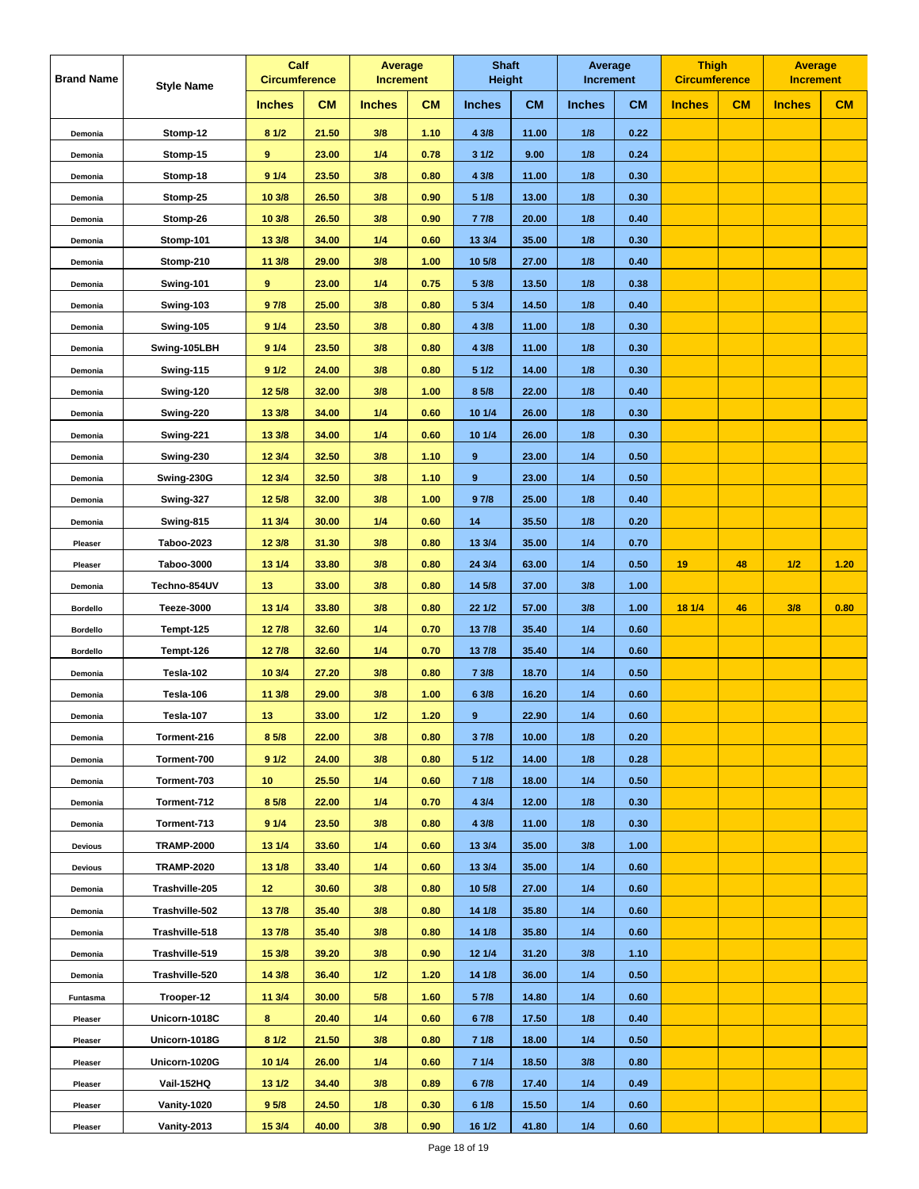| Brand Name | Style Name | Calf Circumference | | Average Increment | | Shaft Height | | Average Increment | | Thigh Circumference | | Average Increment | |
|---|---|---|---|---|---|---|---|---|---|---|---|---|---|
| | | Inches | CM | Inches | CM | Inches | CM | Inches | CM | Inches | CM | Inches | CM |
| Demonia | Stomp-12 | 8 1/2 | 21.50 | 3/8 | 1.10 | 4 3/8 | 11.00 | 1/8 | 0.22 | | | | |
| Demonia | Stomp-15 | 9 | 23.00 | 1/4 | 0.78 | 3 1/2 | 9.00 | 1/8 | 0.24 | | | | |
| Demonia | Stomp-18 | 9 1/4 | 23.50 | 3/8 | 0.80 | 4 3/8 | 11.00 | 1/8 | 0.30 | | | | |
| Demonia | Stomp-25 | 10 3/8 | 26.50 | 3/8 | 0.90 | 5 1/8 | 13.00 | 1/8 | 0.30 | | | | |
| Demonia | Stomp-26 | 10 3/8 | 26.50 | 3/8 | 0.90 | 7 7/8 | 20.00 | 1/8 | 0.40 | | | | |
| Demonia | Stomp-101 | 13 3/8 | 34.00 | 1/4 | 0.60 | 13 3/4 | 35.00 | 1/8 | 0.30 | | | | |
| Demonia | Stomp-210 | 11 3/8 | 29.00 | 3/8 | 1.00 | 10 5/8 | 27.00 | 1/8 | 0.40 | | | | |
| Demonia | Swing-101 | 9 | 23.00 | 1/4 | 0.75 | 5 3/8 | 13.50 | 1/8 | 0.38 | | | | |
| Demonia | Swing-103 | 9 7/8 | 25.00 | 3/8 | 0.80 | 5 3/4 | 14.50 | 1/8 | 0.40 | | | | |
| Demonia | Swing-105 | 9 1/4 | 23.50 | 3/8 | 0.80 | 4 3/8 | 11.00 | 1/8 | 0.30 | | | | |
| Demonia | Swing-105LBH | 9 1/4 | 23.50 | 3/8 | 0.80 | 4 3/8 | 11.00 | 1/8 | 0.30 | | | | |
| Demonia | Swing-115 | 9 1/2 | 24.00 | 3/8 | 0.80 | 5 1/2 | 14.00 | 1/8 | 0.30 | | | | |
| Demonia | Swing-120 | 12 5/8 | 32.00 | 3/8 | 1.00 | 8 5/8 | 22.00 | 1/8 | 0.40 | | | | |
| Demonia | Swing-220 | 13 3/8 | 34.00 | 1/4 | 0.60 | 10 1/4 | 26.00 | 1/8 | 0.30 | | | | |
| Demonia | Swing-221 | 13 3/8 | 34.00 | 1/4 | 0.60 | 10 1/4 | 26.00 | 1/8 | 0.30 | | | | |
| Demonia | Swing-230 | 12 3/4 | 32.50 | 3/8 | 1.10 | 9 | 23.00 | 1/4 | 0.50 | | | | |
| Demonia | Swing-230G | 12 3/4 | 32.50 | 3/8 | 1.10 | 9 | 23.00 | 1/4 | 0.50 | | | | |
| Demonia | Swing-327 | 12 5/8 | 32.00 | 3/8 | 1.00 | 9 7/8 | 25.00 | 1/8 | 0.40 | | | | |
| Demonia | Swing-815 | 11 3/4 | 30.00 | 1/4 | 0.60 | 14 | 35.50 | 1/8 | 0.20 | | | | |
| Pleaser | Taboo-2023 | 12 3/8 | 31.30 | 3/8 | 0.80 | 13 3/4 | 35.00 | 1/4 | 0.70 | | | | |
| Pleaser | Taboo-3000 | 13 1/4 | 33.80 | 3/8 | 0.80 | 24 3/4 | 63.00 | 1/4 | 0.50 | 19 | 48 | 1/2 | 1.20 |
| Demonia | Techno-854UV | 13 | 33.00 | 3/8 | 0.80 | 14 5/8 | 37.00 | 3/8 | 1.00 | | | | |
| Bordello | Teeze-3000 | 13 1/4 | 33.80 | 3/8 | 0.80 | 22 1/2 | 57.00 | 3/8 | 1.00 | 18 1/4 | 46 | 3/8 | 0.80 |
| Bordello | Tempt-125 | 12 7/8 | 32.60 | 1/4 | 0.70 | 13 7/8 | 35.40 | 1/4 | 0.60 | | | | |
| Bordello | Tempt-126 | 12 7/8 | 32.60 | 1/4 | 0.70 | 13 7/8 | 35.40 | 1/4 | 0.60 | | | | |
| Demonia | Tesla-102 | 10 3/4 | 27.20 | 3/8 | 0.80 | 7 3/8 | 18.70 | 1/4 | 0.50 | | | | |
| Demonia | Tesla-106 | 11 3/8 | 29.00 | 3/8 | 1.00 | 6 3/8 | 16.20 | 1/4 | 0.60 | | | | |
| Demonia | Tesla-107 | 13 | 33.00 | 1/2 | 1.20 | 9 | 22.90 | 1/4 | 0.60 | | | | |
| Demonia | Torment-216 | 8 5/8 | 22.00 | 3/8 | 0.80 | 3 7/8 | 10.00 | 1/8 | 0.20 | | | | |
| Demonia | Torment-700 | 9 1/2 | 24.00 | 3/8 | 0.80 | 5 1/2 | 14.00 | 1/8 | 0.28 | | | | |
| Demonia | Torment-703 | 10 | 25.50 | 1/4 | 0.60 | 7 1/8 | 18.00 | 1/4 | 0.50 | | | | |
| Demonia | Torment-712 | 8 5/8 | 22.00 | 1/4 | 0.70 | 4 3/4 | 12.00 | 1/8 | 0.30 | | | | |
| Demonia | Torment-713 | 9 1/4 | 23.50 | 3/8 | 0.80 | 4 3/8 | 11.00 | 1/8 | 0.30 | | | | |
| Devious | TRAMP-2000 | 13 1/4 | 33.60 | 1/4 | 0.60 | 13 3/4 | 35.00 | 3/8 | 1.00 | | | | |
| Devious | TRAMP-2020 | 13 1/8 | 33.40 | 1/4 | 0.60 | 13 3/4 | 35.00 | 1/4 | 0.60 | | | | |
| Demonia | Trashville-205 | 12 | 30.60 | 3/8 | 0.80 | 10 5/8 | 27.00 | 1/4 | 0.60 | | | | |
| Demonia | Trashville-502 | 13 7/8 | 35.40 | 3/8 | 0.80 | 14 1/8 | 35.80 | 1/4 | 0.60 | | | | |
| Demonia | Trashville-518 | 13 7/8 | 35.40 | 3/8 | 0.80 | 14 1/8 | 35.80 | 1/4 | 0.60 | | | | |
| Demonia | Trashville-519 | 15 3/8 | 39.20 | 3/8 | 0.90 | 12 1/4 | 31.20 | 3/8 | 1.10 | | | | |
| Demonia | Trashville-520 | 14 3/8 | 36.40 | 1/2 | 1.20 | 14 1/8 | 36.00 | 1/4 | 0.50 | | | | |
| Funtasma | Trooper-12 | 11 3/4 | 30.00 | 5/8 | 1.60 | 5 7/8 | 14.80 | 1/4 | 0.60 | | | | |
| Pleaser | Unicorn-1018C | 8 | 20.40 | 1/4 | 0.60 | 6 7/8 | 17.50 | 1/8 | 0.40 | | | | |
| Pleaser | Unicorn-1018G | 8 1/2 | 21.50 | 3/8 | 0.80 | 7 1/8 | 18.00 | 1/4 | 0.50 | | | | |
| Pleaser | Unicorn-1020G | 10 1/4 | 26.00 | 1/4 | 0.60 | 7 1/4 | 18.50 | 3/8 | 0.80 | | | | |
| Pleaser | Vail-152HQ | 13 1/2 | 34.40 | 3/8 | 0.89 | 6 7/8 | 17.40 | 1/4 | 0.49 | | | | |
| Pleaser | Vanity-1020 | 9 5/8 | 24.50 | 1/8 | 0.30 | 6 1/8 | 15.50 | 1/4 | 0.60 | | | | |
| Pleaser | Vanity-2013 | 15 3/4 | 40.00 | 3/8 | 0.90 | 16 1/2 | 41.80 | 1/4 | 0.60 | | | | |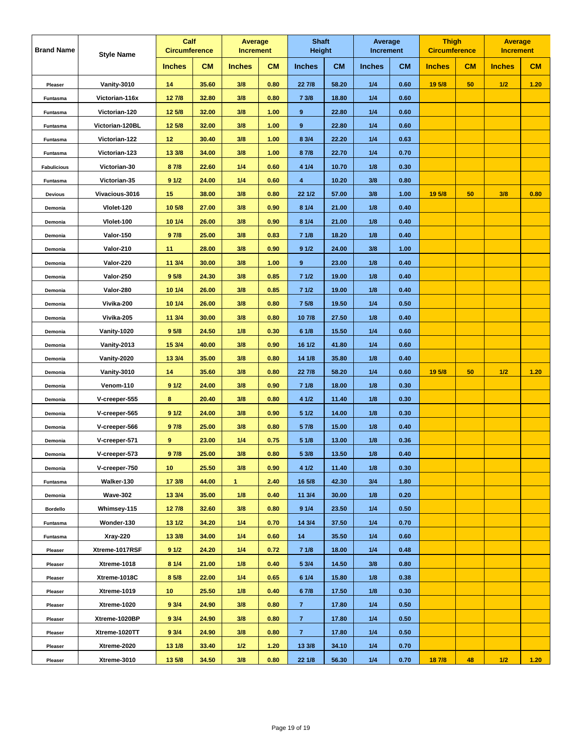| Brand Name | Style Name | Calf Circumference | | Average Increment | | Shaft Height | | Average Increment | | Thigh Circumference | | Average Increment | |
|---|---|---|---|---|---|---|---|---|---|---|---|---|---|
| | | Inches | CM | Inches | CM | Inches | CM | Inches | CM | Inches | CM | Inches | CM |
| Pleaser | Vanity-3010 | 14 | 35.60 | 3/8 | 0.80 | 22 7/8 | 58.20 | 1/4 | 0.60 | 19 5/8 | 50 | 1/2 | 1.20 |
| Funtasma | Victorian-116x | 12 7/8 | 32.80 | 3/8 | 0.80 | 7 3/8 | 18.80 | 1/4 | 0.60 | | | | |
| Funtasma | Victorian-120 | 12 5/8 | 32.00 | 3/8 | 1.00 | 9 | 22.80 | 1/4 | 0.60 | | | | |
| Funtasma | Victorian-120BL | 12 5/8 | 32.00 | 3/8 | 1.00 | 9 | 22.80 | 1/4 | 0.60 | | | | |
| Funtasma | Victorian-122 | 12 | 30.40 | 3/8 | 1.00 | 8 3/4 | 22.20 | 1/4 | 0.63 | | | | |
| Funtasma | Victorian-123 | 13 3/8 | 34.00 | 3/8 | 1.00 | 8 7/8 | 22.70 | 1/4 | 0.70 | | | | |
| Fabulicious | Victorian-30 | 8 7/8 | 22.60 | 1/4 | 0.60 | 4 1/4 | 10.70 | 1/8 | 0.30 | | | | |
| Funtasma | Victorian-35 | 9 1/2 | 24.00 | 1/4 | 0.60 | 4 | 10.20 | 3/8 | 0.80 | | | | |
| Devious | Vivacious-3016 | 15 | 38.00 | 3/8 | 0.80 | 22 1/2 | 57.00 | 3/8 | 1.00 | 19 5/8 | 50 | 3/8 | 0.80 |
| Demonia | VIolet-120 | 10 5/8 | 27.00 | 3/8 | 0.90 | 8 1/4 | 21.00 | 1/8 | 0.40 | | | | |
| Demonia | VIolet-100 | 10 1/4 | 26.00 | 3/8 | 0.90 | 8 1/4 | 21.00 | 1/8 | 0.40 | | | | |
| Demonia | Valor-150 | 9 7/8 | 25.00 | 3/8 | 0.83 | 7 1/8 | 18.20 | 1/8 | 0.40 | | | | |
| Demonia | Valor-210 | 11 | 28.00 | 3/8 | 0.90 | 9 1/2 | 24.00 | 3/8 | 1.00 | | | | |
| Demonia | Valor-220 | 11 3/4 | 30.00 | 3/8 | 1.00 | 9 | 23.00 | 1/8 | 0.40 | | | | |
| Demonia | Valor-250 | 9 5/8 | 24.30 | 3/8 | 0.85 | 7 1/2 | 19.00 | 1/8 | 0.40 | | | | |
| Demonia | Valor-280 | 10 1/4 | 26.00 | 3/8 | 0.85 | 7 1/2 | 19.00 | 1/8 | 0.40 | | | | |
| Demonia | Vivika-200 | 10 1/4 | 26.00 | 3/8 | 0.80 | 7 5/8 | 19.50 | 1/4 | 0.50 | | | | |
| Demonia | Vivika-205 | 11 3/4 | 30.00 | 3/8 | 0.80 | 10 7/8 | 27.50 | 1/8 | 0.40 | | | | |
| Demonia | Vanity-1020 | 9 5/8 | 24.50 | 1/8 | 0.30 | 6 1/8 | 15.50 | 1/4 | 0.60 | | | | |
| Demonia | Vanity-2013 | 15 3/4 | 40.00 | 3/8 | 0.90 | 16 1/2 | 41.80 | 1/4 | 0.60 | | | | |
| Demonia | Vanity-2020 | 13 3/4 | 35.00 | 3/8 | 0.80 | 14 1/8 | 35.80 | 1/8 | 0.40 | | | | |
| Demonia | Vanity-3010 | 14 | 35.60 | 3/8 | 0.80 | 22 7/8 | 58.20 | 1/4 | 0.60 | 19 5/8 | 50 | 1/2 | 1.20 |
| Demonia | Venom-110 | 9 1/2 | 24.00 | 3/8 | 0.90 | 7 1/8 | 18.00 | 1/8 | 0.30 | | | | |
| Demonia | V-creeper-555 | 8 | 20.40 | 3/8 | 0.80 | 4 1/2 | 11.40 | 1/8 | 0.30 | | | | |
| Demonia | V-creeper-565 | 9 1/2 | 24.00 | 3/8 | 0.90 | 5 1/2 | 14.00 | 1/8 | 0.30 | | | | |
| Demonia | V-creeper-566 | 9 7/8 | 25.00 | 3/8 | 0.80 | 5 7/8 | 15.00 | 1/8 | 0.40 | | | | |
| Demonia | V-creeper-571 | 9 | 23.00 | 1/4 | 0.75 | 5 1/8 | 13.00 | 1/8 | 0.36 | | | | |
| Demonia | V-creeper-573 | 9 7/8 | 25.00 | 3/8 | 0.80 | 5 3/8 | 13.50 | 1/8 | 0.40 | | | | |
| Demonia | V-creeper-750 | 10 | 25.50 | 3/8 | 0.90 | 4 1/2 | 11.40 | 1/8 | 0.30 | | | | |
| Funtasma | Walker-130 | 17 3/8 | 44.00 | 1 | 2.40 | 16 5/8 | 42.30 | 3/4 | 1.80 | | | | |
| Demonia | Wave-302 | 13 3/4 | 35.00 | 1/8 | 0.40 | 11 3/4 | 30.00 | 1/8 | 0.20 | | | | |
| Bordello | Whimsey-115 | 12 7/8 | 32.60 | 3/8 | 0.80 | 9 1/4 | 23.50 | 1/4 | 0.50 | | | | |
| Funtasma | Wonder-130 | 13 1/2 | 34.20 | 1/4 | 0.70 | 14 3/4 | 37.50 | 1/4 | 0.70 | | | | |
| Funtasma | Xray-220 | 13 3/8 | 34.00 | 1/4 | 0.60 | 14 | 35.50 | 1/4 | 0.60 | | | | |
| Pleaser | Xtreme-1017RSF | 9 1/2 | 24.20 | 1/4 | 0.72 | 7 1/8 | 18.00 | 1/4 | 0.48 | | | | |
| Pleaser | Xtreme-1018 | 8 1/4 | 21.00 | 1/8 | 0.40 | 5 3/4 | 14.50 | 3/8 | 0.80 | | | | |
| Pleaser | Xtreme-1018C | 8 5/8 | 22.00 | 1/4 | 0.65 | 6 1/4 | 15.80 | 1/8 | 0.38 | | | | |
| Pleaser | Xtreme-1019 | 10 | 25.50 | 1/8 | 0.40 | 6 7/8 | 17.50 | 1/8 | 0.30 | | | | |
| Pleaser | Xtreme-1020 | 9 3/4 | 24.90 | 3/8 | 0.80 | 7 | 17.80 | 1/4 | 0.50 | | | | |
| Pleaser | Xtreme-1020BP | 9 3/4 | 24.90 | 3/8 | 0.80 | 7 | 17.80 | 1/4 | 0.50 | | | | |
| Pleaser | Xtreme-1020TT | 9 3/4 | 24.90 | 3/8 | 0.80 | 7 | 17.80 | 1/4 | 0.50 | | | | |
| Pleaser | Xtreme-2020 | 13 1/8 | 33.40 | 1/2 | 1.20 | 13 3/8 | 34.10 | 1/4 | 0.70 | | | | |
| Pleaser | Xtreme-3010 | 13 5/8 | 34.50 | 3/8 | 0.80 | 22 1/8 | 56.30 | 1/4 | 0.70 | 18 7/8 | 48 | 1/2 | 1.20 |